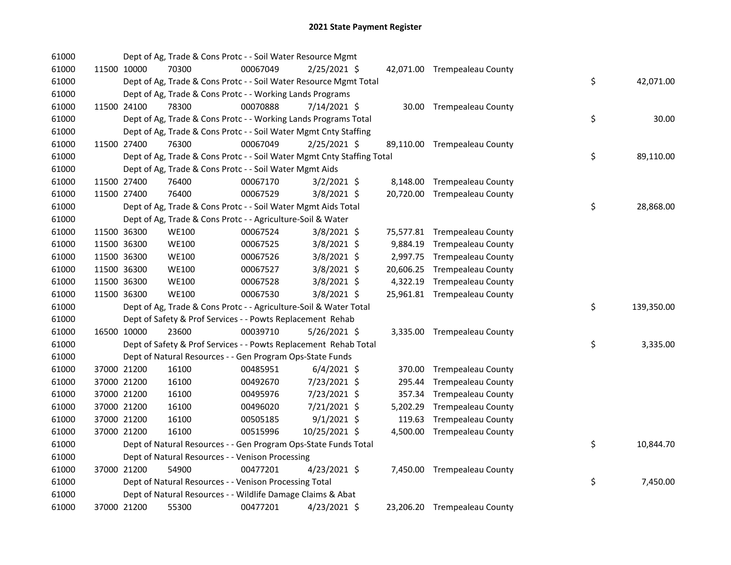# 2021 State Payment Register

| | | | | | | | | |
|---|---|---|---|---|---|---|---|---|
| 61000 | | | Dept of Ag, Trade & Cons Protc - - Soil Water Resource Mgmt | | | | | |
| 61000 | 11500 10000 | 70300 | 00067049 | 2/25/2021 $ | 42,071.00 | Trempealeau County | | |
| 61000 | | | Dept of Ag, Trade & Cons Protc - - Soil Water Resource Mgmt Total | | | | $ | 42,071.00 |
| 61000 | | | Dept of Ag, Trade & Cons Protc - - Working Lands Programs | | | | | |
| 61000 | 11500 24100 | 78300 | 00070888 | 7/14/2021 $ | 30.00 | Trempealeau County | | |
| 61000 | | | Dept of Ag, Trade & Cons Protc - - Working Lands Programs Total | | | | $ | 30.00 |
| 61000 | | | Dept of Ag, Trade & Cons Protc - - Soil Water Mgmt Cnty Staffing | | | | | |
| 61000 | 11500 27400 | 76300 | 00067049 | 2/25/2021 $ | 89,110.00 | Trempealeau County | | |
| 61000 | | | Dept of Ag, Trade & Cons Protc - - Soil Water Mgmt Cnty Staffing Total | | | | $ | 89,110.00 |
| 61000 | | | Dept of Ag, Trade & Cons Protc - - Soil Water Mgmt Aids | | | | | |
| 61000 | 11500 27400 | 76400 | 00067170 | 3/2/2021 $ | 8,148.00 | Trempealeau County | | |
| 61000 | 11500 27400 | 76400 | 00067529 | 3/8/2021 $ | 20,720.00 | Trempealeau County | | |
| 61000 | | | Dept of Ag, Trade & Cons Protc - - Soil Water Mgmt Aids Total | | | | $ | 28,868.00 |
| 61000 | | | Dept of Ag, Trade & Cons Protc - - Agriculture-Soil & Water | | | | | |
| 61000 | 11500 36300 | WE100 | 00067524 | 3/8/2021 $ | 75,577.81 | Trempealeau County | | |
| 61000 | 11500 36300 | WE100 | 00067525 | 3/8/2021 $ | 9,884.19 | Trempealeau County | | |
| 61000 | 11500 36300 | WE100 | 00067526 | 3/8/2021 $ | 2,997.75 | Trempealeau County | | |
| 61000 | 11500 36300 | WE100 | 00067527 | 3/8/2021 $ | 20,606.25 | Trempealeau County | | |
| 61000 | 11500 36300 | WE100 | 00067528 | 3/8/2021 $ | 4,322.19 | Trempealeau County | | |
| 61000 | 11500 36300 | WE100 | 00067530 | 3/8/2021 $ | 25,961.81 | Trempealeau County | | |
| 61000 | | | Dept of Ag, Trade & Cons Protc - - Agriculture-Soil & Water Total | | | | $ | 139,350.00 |
| 61000 | | | Dept of Safety & Prof Services - - Powts Replacement Rehab | | | | | |
| 61000 | 16500 10000 | 23600 | 00039710 | 5/26/2021 $ | 3,335.00 | Trempealeau County | | |
| 61000 | | | Dept of Safety & Prof Services - - Powts Replacement Rehab Total | | | | $ | 3,335.00 |
| 61000 | | | Dept of Natural Resources - - Gen Program Ops-State Funds | | | | | |
| 61000 | 37000 21200 | 16100 | 00485951 | 6/4/2021 $ | 370.00 | Trempealeau County | | |
| 61000 | 37000 21200 | 16100 | 00492670 | 7/23/2021 $ | 295.44 | Trempealeau County | | |
| 61000 | 37000 21200 | 16100 | 00495976 | 7/23/2021 $ | 357.34 | Trempealeau County | | |
| 61000 | 37000 21200 | 16100 | 00496020 | 7/21/2021 $ | 5,202.29 | Trempealeau County | | |
| 61000 | 37000 21200 | 16100 | 00505185 | 9/1/2021 $ | 119.63 | Trempealeau County | | |
| 61000 | 37000 21200 | 16100 | 00515996 | 10/25/2021 $ | 4,500.00 | Trempealeau County | | |
| 61000 | | | Dept of Natural Resources - - Gen Program Ops-State Funds Total | | | | $ | 10,844.70 |
| 61000 | | | Dept of Natural Resources - - Venison Processing | | | | | |
| 61000 | 37000 21200 | 54900 | 00477201 | 4/23/2021 $ | 7,450.00 | Trempealeau County | | |
| 61000 | | | Dept of Natural Resources - - Venison Processing Total | | | | $ | 7,450.00 |
| 61000 | | | Dept of Natural Resources - - Wildlife Damage Claims & Abat | | | | | |
| 61000 | 37000 21200 | 55300 | 00477201 | 4/23/2021 $ | 23,206.20 | Trempealeau County | | |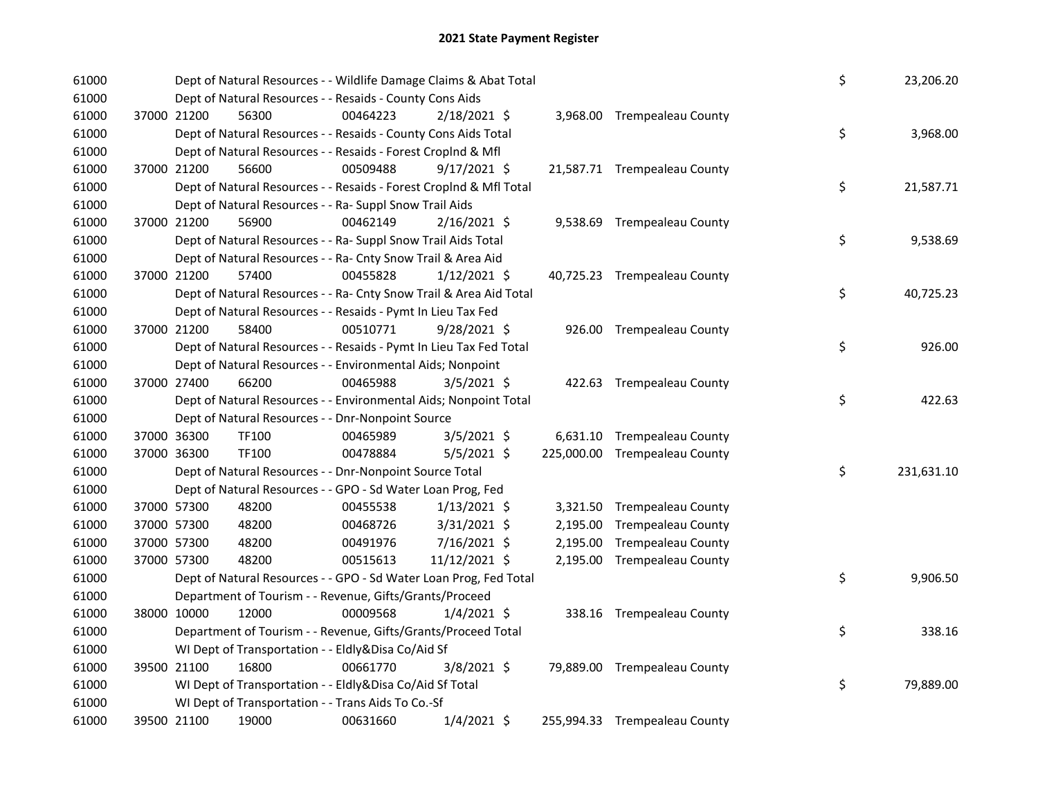# 2021 State Payment Register

| | | | | | | | | | |
|---|---|---|---|---|---|---|---|---|---|
| 61000 | | Dept of Natural Resources - - Wildlife Damage Claims & Abat Total | | | | | | $ | 23,206.20 |
| 61000 | | Dept of Natural Resources - - Resaids - County Cons Aids | | | | | | | |
| 61000 | 37000 21200 | 56300 | 00464223 | 2/18/2021 | $ | 3,968.00 | Trempealeau County | | |
| 61000 | | Dept of Natural Resources - - Resaids - County Cons Aids Total | | | | | | $ | 3,968.00 |
| 61000 | | Dept of Natural Resources - - Resaids - Forest Croplnd & Mfl | | | | | | | |
| 61000 | 37000 21200 | 56600 | 00509488 | 9/17/2021 | $ | 21,587.71 | Trempealeau County | | |
| 61000 | | Dept of Natural Resources - - Resaids - Forest Croplnd & Mfl Total | | | | | | $ | 21,587.71 |
| 61000 | | Dept of Natural Resources - - Ra- Suppl Snow Trail Aids | | | | | | | |
| 61000 | 37000 21200 | 56900 | 00462149 | 2/16/2021 | $ | 9,538.69 | Trempealeau County | | |
| 61000 | | Dept of Natural Resources - - Ra- Suppl Snow Trail Aids Total | | | | | | $ | 9,538.69 |
| 61000 | | Dept of Natural Resources - - Ra- Cnty Snow Trail & Area Aid | | | | | | | |
| 61000 | 37000 21200 | 57400 | 00455828 | 1/12/2021 | $ | 40,725.23 | Trempealeau County | | |
| 61000 | | Dept of Natural Resources - - Ra- Cnty Snow Trail & Area Aid Total | | | | | | $ | 40,725.23 |
| 61000 | | Dept of Natural Resources - - Resaids - Pymt In Lieu Tax Fed | | | | | | | |
| 61000 | 37000 21200 | 58400 | 00510771 | 9/28/2021 | $ | 926.00 | Trempealeau County | | |
| 61000 | | Dept of Natural Resources - - Resaids - Pymt In Lieu Tax Fed Total | | | | | | $ | 926.00 |
| 61000 | | Dept of Natural Resources - - Environmental Aids; Nonpoint | | | | | | | |
| 61000 | 37000 27400 | 66200 | 00465988 | 3/5/2021 | $ | 422.63 | Trempealeau County | | |
| 61000 | | Dept of Natural Resources - - Environmental Aids; Nonpoint Total | | | | | | $ | 422.63 |
| 61000 | | Dept of Natural Resources - - Dnr-Nonpoint Source | | | | | | | |
| 61000 | 37000 36300 | TF100 | 00465989 | 3/5/2021 | $ | 6,631.10 | Trempealeau County | | |
| 61000 | 37000 36300 | TF100 | 00478884 | 5/5/2021 | $ | 225,000.00 | Trempealeau County | | |
| 61000 | | Dept of Natural Resources - - Dnr-Nonpoint Source Total | | | | | | $ | 231,631.10 |
| 61000 | | Dept of Natural Resources - - GPO - Sd Water Loan Prog, Fed | | | | | | | |
| 61000 | 37000 57300 | 48200 | 00455538 | 1/13/2021 | $ | 3,321.50 | Trempealeau County | | |
| 61000 | 37000 57300 | 48200 | 00468726 | 3/31/2021 | $ | 2,195.00 | Trempealeau County | | |
| 61000 | 37000 57300 | 48200 | 00491976 | 7/16/2021 | $ | 2,195.00 | Trempealeau County | | |
| 61000 | 37000 57300 | 48200 | 00515613 | 11/12/2021 | $ | 2,195.00 | Trempealeau County | | |
| 61000 | | Dept of Natural Resources - - GPO - Sd Water Loan Prog, Fed Total | | | | | | $ | 9,906.50 |
| 61000 | | Department of Tourism - - Revenue, Gifts/Grants/Proceed | | | | | | | |
| 61000 | 38000 10000 | 12000 | 00009568 | 1/4/2021 | $ | 338.16 | Trempealeau County | | |
| 61000 | | Department of Tourism - - Revenue, Gifts/Grants/Proceed Total | | | | | | $ | 338.16 |
| 61000 | | WI Dept of Transportation - - Eldly&Disa Co/Aid Sf | | | | | | | |
| 61000 | 39500 21100 | 16800 | 00661770 | 3/8/2021 | $ | 79,889.00 | Trempealeau County | | |
| 61000 | | WI Dept of Transportation - - Eldly&Disa Co/Aid Sf Total | | | | | | $ | 79,889.00 |
| 61000 | | WI Dept of Transportation - - Trans Aids To Co.-Sf | | | | | | | |
| 61000 | 39500 21100 | 19000 | 00631660 | 1/4/2021 | $ | 255,994.33 | Trempealeau County | | |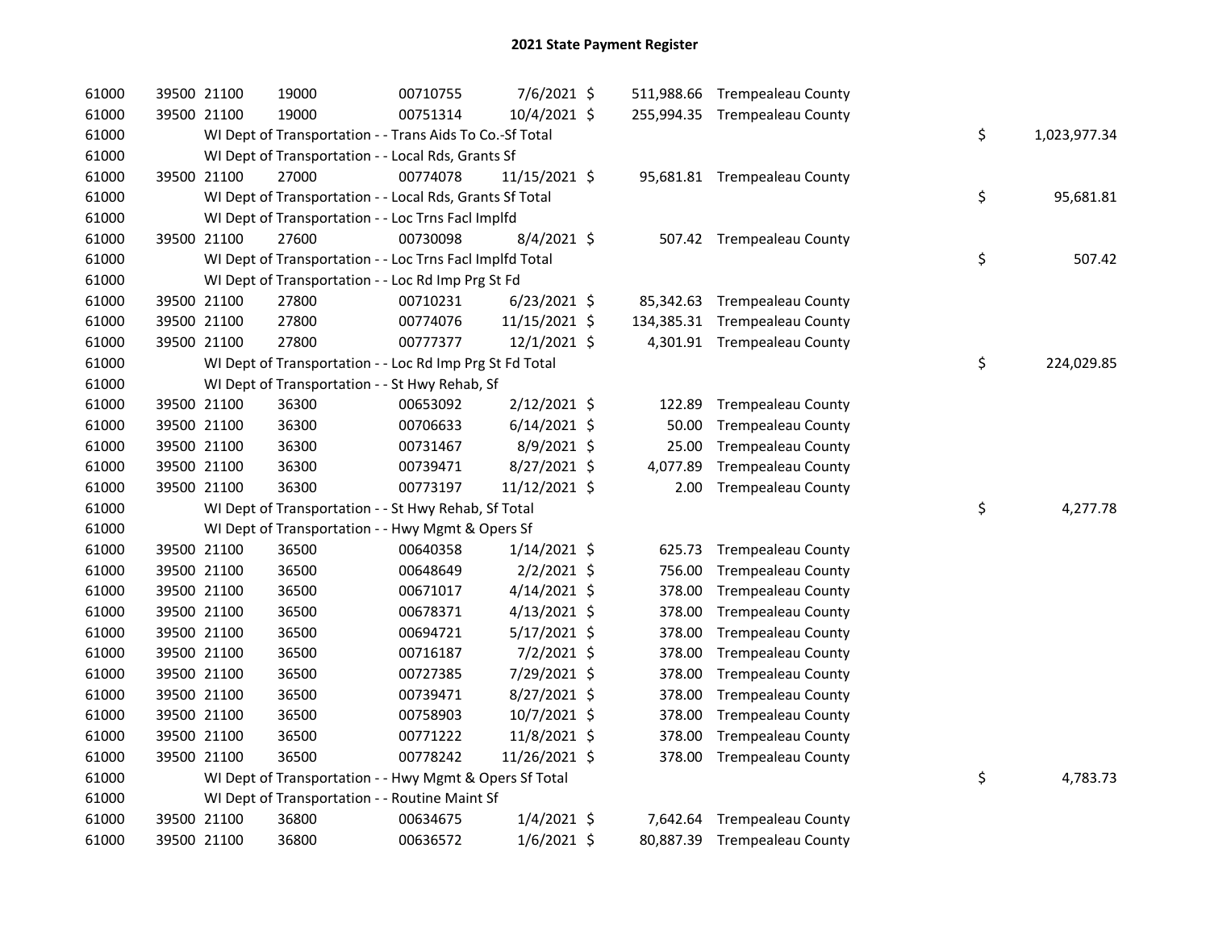# 2021 State Payment Register

| | | | | | | | | | |
|---|---|---|---|---|---|---|---|---|---|
| 61000 | 39500 | 21100 | 19000 | 00710755 | 7/6/2021 | $ 511,988.66 | Trempealeau County | | |
| 61000 | 39500 | 21100 | 19000 | 00751314 | 10/4/2021 | $ 255,994.35 | Trempealeau County | | |
| 61000 | | WI Dept of Transportation - - Trans Aids To Co.-Sf Total | | | | | | $ | 1,023,977.34 |
| 61000 | | WI Dept of Transportation - - Local Rds, Grants Sf | | | | | | | |
| 61000 | 39500 | 21100 | 27000 | 00774078 | 11/15/2021 | $ 95,681.81 | Trempealeau County | | |
| 61000 | | WI Dept of Transportation - - Local Rds, Grants Sf Total | | | | | | $ | 95,681.81 |
| 61000 | | WI Dept of Transportation - - Loc Trns Facl Implfd | | | | | | | |
| 61000 | 39500 | 21100 | 27600 | 00730098 | 8/4/2021 | $ 507.42 | Trempealeau County | | |
| 61000 | | WI Dept of Transportation - - Loc Trns Facl Implfd Total | | | | | | $ | 507.42 |
| 61000 | | WI Dept of Transportation - - Loc Rd Imp Prg St Fd | | | | | | | |
| 61000 | 39500 | 21100 | 27800 | 00710231 | 6/23/2021 | $ 85,342.63 | Trempealeau County | | |
| 61000 | 39500 | 21100 | 27800 | 00774076 | 11/15/2021 | $ 134,385.31 | Trempealeau County | | |
| 61000 | 39500 | 21100 | 27800 | 00777377 | 12/1/2021 | $ 4,301.91 | Trempealeau County | | |
| 61000 | | WI Dept of Transportation - - Loc Rd Imp Prg St Fd Total | | | | | | $ | 224,029.85 |
| 61000 | | WI Dept of Transportation - - St Hwy Rehab, Sf | | | | | | | |
| 61000 | 39500 | 21100 | 36300 | 00653092 | 2/12/2021 | $ 122.89 | Trempealeau County | | |
| 61000 | 39500 | 21100 | 36300 | 00706633 | 6/14/2021 | $ 50.00 | Trempealeau County | | |
| 61000 | 39500 | 21100 | 36300 | 00731467 | 8/9/2021 | $ 25.00 | Trempealeau County | | |
| 61000 | 39500 | 21100 | 36300 | 00739471 | 8/27/2021 | $ 4,077.89 | Trempealeau County | | |
| 61000 | 39500 | 21100 | 36300 | 00773197 | 11/12/2021 | $ 2.00 | Trempealeau County | | |
| 61000 | | WI Dept of Transportation - - St Hwy Rehab, Sf Total | | | | | | $ | 4,277.78 |
| 61000 | | WI Dept of Transportation - - Hwy Mgmt & Opers Sf | | | | | | | |
| 61000 | 39500 | 21100 | 36500 | 00640358 | 1/14/2021 | $ 625.73 | Trempealeau County | | |
| 61000 | 39500 | 21100 | 36500 | 00648649 | 2/2/2021 | $ 756.00 | Trempealeau County | | |
| 61000 | 39500 | 21100 | 36500 | 00671017 | 4/14/2021 | $ 378.00 | Trempealeau County | | |
| 61000 | 39500 | 21100 | 36500 | 00678371 | 4/13/2021 | $ 378.00 | Trempealeau County | | |
| 61000 | 39500 | 21100 | 36500 | 00694721 | 5/17/2021 | $ 378.00 | Trempealeau County | | |
| 61000 | 39500 | 21100 | 36500 | 00716187 | 7/2/2021 | $ 378.00 | Trempealeau County | | |
| 61000 | 39500 | 21100 | 36500 | 00727385 | 7/29/2021 | $ 378.00 | Trempealeau County | | |
| 61000 | 39500 | 21100 | 36500 | 00739471 | 8/27/2021 | $ 378.00 | Trempealeau County | | |
| 61000 | 39500 | 21100 | 36500 | 00758903 | 10/7/2021 | $ 378.00 | Trempealeau County | | |
| 61000 | 39500 | 21100 | 36500 | 00771222 | 11/8/2021 | $ 378.00 | Trempealeau County | | |
| 61000 | 39500 | 21100 | 36500 | 00778242 | 11/26/2021 | $ 378.00 | Trempealeau County | | |
| 61000 | | WI Dept of Transportation - - Hwy Mgmt & Opers Sf Total | | | | | | $ | 4,783.73 |
| 61000 | | WI Dept of Transportation - - Routine Maint Sf | | | | | | | |
| 61000 | 39500 | 21100 | 36800 | 00634675 | 1/4/2021 | $ 7,642.64 | Trempealeau County | | |
| 61000 | 39500 | 21100 | 36800 | 00636572 | 1/6/2021 | $ 80,887.39 | Trempealeau County | | |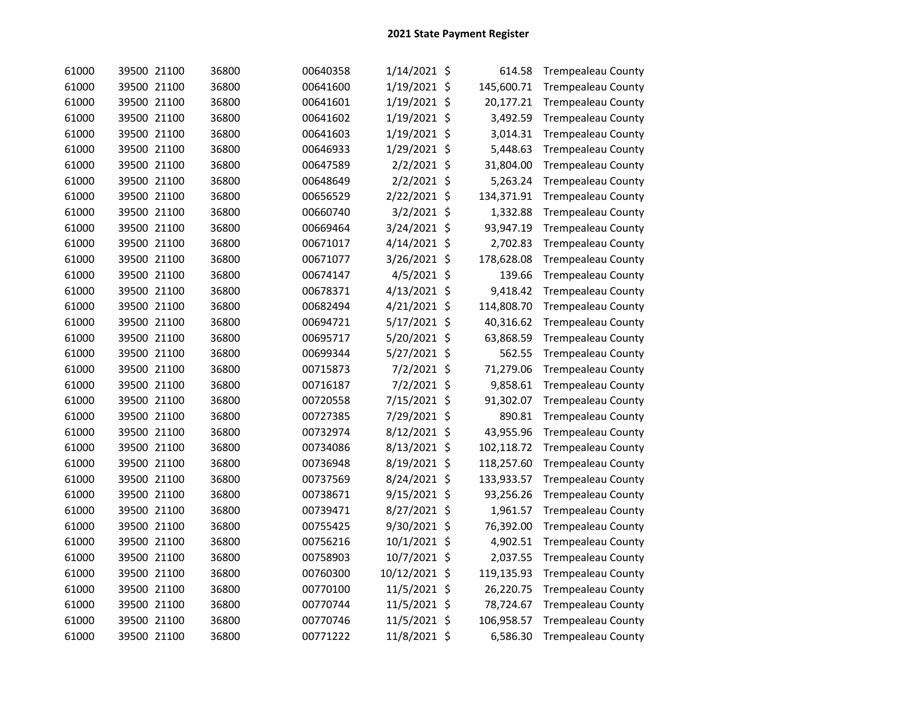## 2021 State Payment Register

| | | | | | | | | |
|---|---|---|---|---|---|---|---|---|
| 61000 | 39500 | 21100 | 36800 | 00640358 | 1/14/2021 | $ | 614.58 | Trempealeau County |
| 61000 | 39500 | 21100 | 36800 | 00641600 | 1/19/2021 | $ | 145,600.71 | Trempealeau County |
| 61000 | 39500 | 21100 | 36800 | 00641601 | 1/19/2021 | $ | 20,177.21 | Trempealeau County |
| 61000 | 39500 | 21100 | 36800 | 00641602 | 1/19/2021 | $ | 3,492.59 | Trempealeau County |
| 61000 | 39500 | 21100 | 36800 | 00641603 | 1/19/2021 | $ | 3,014.31 | Trempealeau County |
| 61000 | 39500 | 21100 | 36800 | 00646933 | 1/29/2021 | $ | 5,448.63 | Trempealeau County |
| 61000 | 39500 | 21100 | 36800 | 00647589 | 2/2/2021 | $ | 31,804.00 | Trempealeau County |
| 61000 | 39500 | 21100 | 36800 | 00648649 | 2/2/2021 | $ | 5,263.24 | Trempealeau County |
| 61000 | 39500 | 21100 | 36800 | 00656529 | 2/22/2021 | $ | 134,371.91 | Trempealeau County |
| 61000 | 39500 | 21100 | 36800 | 00660740 | 3/2/2021 | $ | 1,332.88 | Trempealeau County |
| 61000 | 39500 | 21100 | 36800 | 00669464 | 3/24/2021 | $ | 93,947.19 | Trempealeau County |
| 61000 | 39500 | 21100 | 36800 | 00671017 | 4/14/2021 | $ | 2,702.83 | Trempealeau County |
| 61000 | 39500 | 21100 | 36800 | 00671077 | 3/26/2021 | $ | 178,628.08 | Trempealeau County |
| 61000 | 39500 | 21100 | 36800 | 00674147 | 4/5/2021 | $ | 139.66 | Trempealeau County |
| 61000 | 39500 | 21100 | 36800 | 00678371 | 4/13/2021 | $ | 9,418.42 | Trempealeau County |
| 61000 | 39500 | 21100 | 36800 | 00682494 | 4/21/2021 | $ | 114,808.70 | Trempealeau County |
| 61000 | 39500 | 21100 | 36800 | 00694721 | 5/17/2021 | $ | 40,316.62 | Trempealeau County |
| 61000 | 39500 | 21100 | 36800 | 00695717 | 5/20/2021 | $ | 63,868.59 | Trempealeau County |
| 61000 | 39500 | 21100 | 36800 | 00699344 | 5/27/2021 | $ | 562.55 | Trempealeau County |
| 61000 | 39500 | 21100 | 36800 | 00715873 | 7/2/2021 | $ | 71,279.06 | Trempealeau County |
| 61000 | 39500 | 21100 | 36800 | 00716187 | 7/2/2021 | $ | 9,858.61 | Trempealeau County |
| 61000 | 39500 | 21100 | 36800 | 00720558 | 7/15/2021 | $ | 91,302.07 | Trempealeau County |
| 61000 | 39500 | 21100 | 36800 | 00727385 | 7/29/2021 | $ | 890.81 | Trempealeau County |
| 61000 | 39500 | 21100 | 36800 | 00732974 | 8/12/2021 | $ | 43,955.96 | Trempealeau County |
| 61000 | 39500 | 21100 | 36800 | 00734086 | 8/13/2021 | $ | 102,118.72 | Trempealeau County |
| 61000 | 39500 | 21100 | 36800 | 00736948 | 8/19/2021 | $ | 118,257.60 | Trempealeau County |
| 61000 | 39500 | 21100 | 36800 | 00737569 | 8/24/2021 | $ | 133,933.57 | Trempealeau County |
| 61000 | 39500 | 21100 | 36800 | 00738671 | 9/15/2021 | $ | 93,256.26 | Trempealeau County |
| 61000 | 39500 | 21100 | 36800 | 00739471 | 8/27/2021 | $ | 1,961.57 | Trempealeau County |
| 61000 | 39500 | 21100 | 36800 | 00755425 | 9/30/2021 | $ | 76,392.00 | Trempealeau County |
| 61000 | 39500 | 21100 | 36800 | 00756216 | 10/1/2021 | $ | 4,902.51 | Trempealeau County |
| 61000 | 39500 | 21100 | 36800 | 00758903 | 10/7/2021 | $ | 2,037.55 | Trempealeau County |
| 61000 | 39500 | 21100 | 36800 | 00760300 | 10/12/2021 | $ | 119,135.93 | Trempealeau County |
| 61000 | 39500 | 21100 | 36800 | 00770100 | 11/5/2021 | $ | 26,220.75 | Trempealeau County |
| 61000 | 39500 | 21100 | 36800 | 00770744 | 11/5/2021 | $ | 78,724.67 | Trempealeau County |
| 61000 | 39500 | 21100 | 36800 | 00770746 | 11/5/2021 | $ | 106,958.57 | Trempealeau County |
| 61000 | 39500 | 21100 | 36800 | 00771222 | 11/8/2021 | $ | 6,586.30 | Trempealeau County |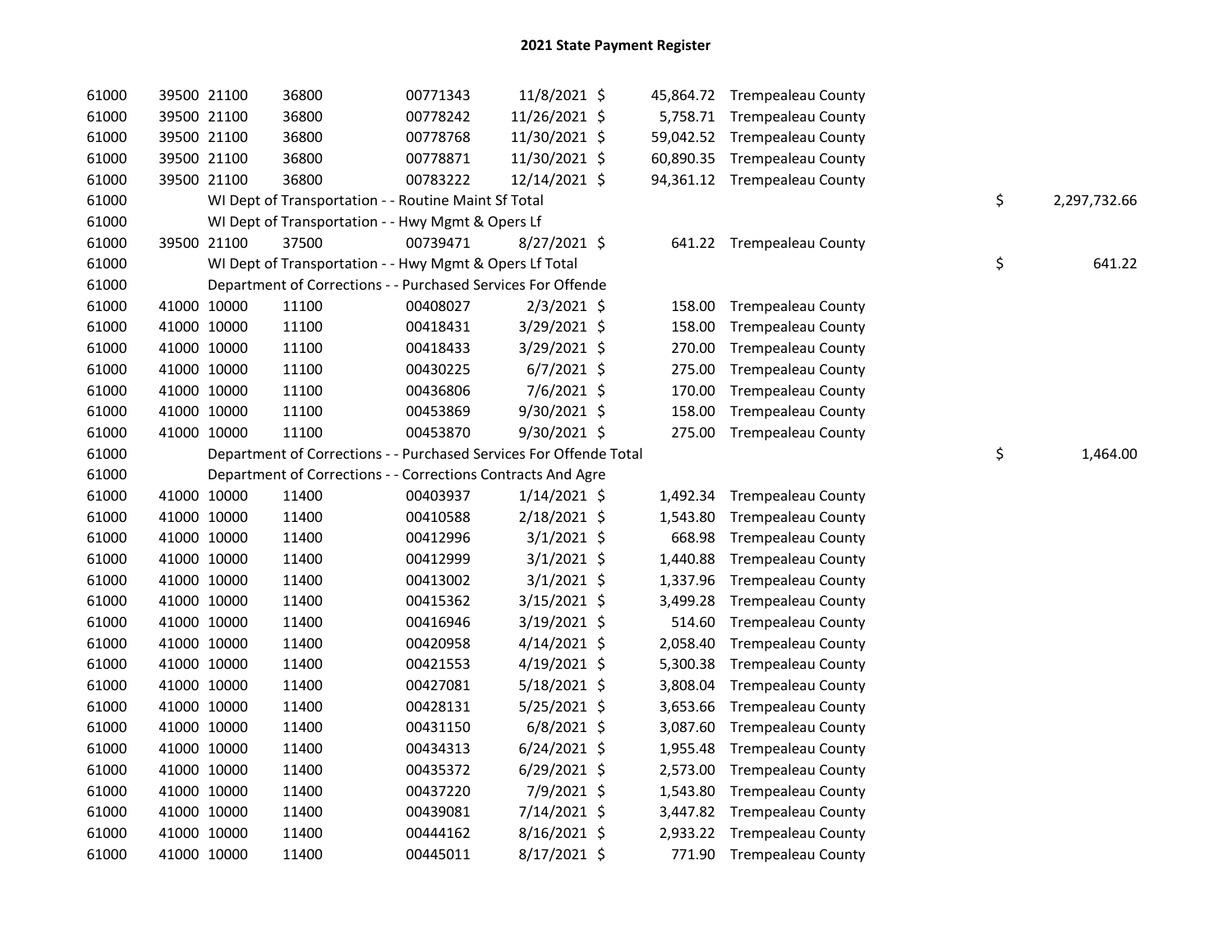# 2021 State Payment Register

| | | | | | | | | | |
|---|---|---|---|---|---|---|---|---|---|
| 61000 | 39500 | 21100 | 36800 | 00771343 | 11/8/2021 | $ | 45,864.72 | Trempealeau County | | |
| 61000 | 39500 | 21100 | 36800 | 00778242 | 11/26/2021 | $ | 5,758.71 | Trempealeau County | | |
| 61000 | 39500 | 21100 | 36800 | 00778768 | 11/30/2021 | $ | 59,042.52 | Trempealeau County | | |
| 61000 | 39500 | 21100 | 36800 | 00778871 | 11/30/2021 | $ | 60,890.35 | Trempealeau County | | |
| 61000 | 39500 | 21100 | 36800 | 00783222 | 12/14/2021 | $ | 94,361.12 | Trempealeau County | | |
| 61000 | | WI Dept of Transportation - - Routine Maint Sf Total | | | | | | | $ | 2,297,732.66 |
| 61000 | | WI Dept of Transportation - - Hwy Mgmt & Opers Lf | | | | | | | | |
| 61000 | 39500 | 21100 | 37500 | 00739471 | 8/27/2021 | $ | 641.22 | Trempealeau County | | |
| 61000 | | WI Dept of Transportation - - Hwy Mgmt & Opers Lf Total | | | | | | | $ | 641.22 |
| 61000 | | Department of Corrections - - Purchased Services For Offende | | | | | | | | |
| 61000 | 41000 | 10000 | 11100 | 00408027 | 2/3/2021 | $ | 158.00 | Trempealeau County | | |
| 61000 | 41000 | 10000 | 11100 | 00418431 | 3/29/2021 | $ | 158.00 | Trempealeau County | | |
| 61000 | 41000 | 10000 | 11100 | 00418433 | 3/29/2021 | $ | 270.00 | Trempealeau County | | |
| 61000 | 41000 | 10000 | 11100 | 00430225 | 6/7/2021 | $ | 275.00 | Trempealeau County | | |
| 61000 | 41000 | 10000 | 11100 | 00436806 | 7/6/2021 | $ | 170.00 | Trempealeau County | | |
| 61000 | 41000 | 10000 | 11100 | 00453869 | 9/30/2021 | $ | 158.00 | Trempealeau County | | |
| 61000 | 41000 | 10000 | 11100 | 00453870 | 9/30/2021 | $ | 275.00 | Trempealeau County | | |
| 61000 | | Department of Corrections - - Purchased Services For Offende Total | | | | | | | $ | 1,464.00 |
| 61000 | | Department of Corrections - - Corrections Contracts And Agre | | | | | | | | |
| 61000 | 41000 | 10000 | 11400 | 00403937 | 1/14/2021 | $ | 1,492.34 | Trempealeau County | | |
| 61000 | 41000 | 10000 | 11400 | 00410588 | 2/18/2021 | $ | 1,543.80 | Trempealeau County | | |
| 61000 | 41000 | 10000 | 11400 | 00412996 | 3/1/2021 | $ | 668.98 | Trempealeau County | | |
| 61000 | 41000 | 10000 | 11400 | 00412999 | 3/1/2021 | $ | 1,440.88 | Trempealeau County | | |
| 61000 | 41000 | 10000 | 11400 | 00413002 | 3/1/2021 | $ | 1,337.96 | Trempealeau County | | |
| 61000 | 41000 | 10000 | 11400 | 00415362 | 3/15/2021 | $ | 3,499.28 | Trempealeau County | | |
| 61000 | 41000 | 10000 | 11400 | 00416946 | 3/19/2021 | $ | 514.60 | Trempealeau County | | |
| 61000 | 41000 | 10000 | 11400 | 00420958 | 4/14/2021 | $ | 2,058.40 | Trempealeau County | | |
| 61000 | 41000 | 10000 | 11400 | 00421553 | 4/19/2021 | $ | 5,300.38 | Trempealeau County | | |
| 61000 | 41000 | 10000 | 11400 | 00427081 | 5/18/2021 | $ | 3,808.04 | Trempealeau County | | |
| 61000 | 41000 | 10000 | 11400 | 00428131 | 5/25/2021 | $ | 3,653.66 | Trempealeau County | | |
| 61000 | 41000 | 10000 | 11400 | 00431150 | 6/8/2021 | $ | 3,087.60 | Trempealeau County | | |
| 61000 | 41000 | 10000 | 11400 | 00434313 | 6/24/2021 | $ | 1,955.48 | Trempealeau County | | |
| 61000 | 41000 | 10000 | 11400 | 00435372 | 6/29/2021 | $ | 2,573.00 | Trempealeau County | | |
| 61000 | 41000 | 10000 | 11400 | 00437220 | 7/9/2021 | $ | 1,543.80 | Trempealeau County | | |
| 61000 | 41000 | 10000 | 11400 | 00439081 | 7/14/2021 | $ | 3,447.82 | Trempealeau County | | |
| 61000 | 41000 | 10000 | 11400 | 00444162 | 8/16/2021 | $ | 2,933.22 | Trempealeau County | | |
| 61000 | 41000 | 10000 | 11400 | 00445011 | 8/17/2021 | $ | 771.90 | Trempealeau County | | |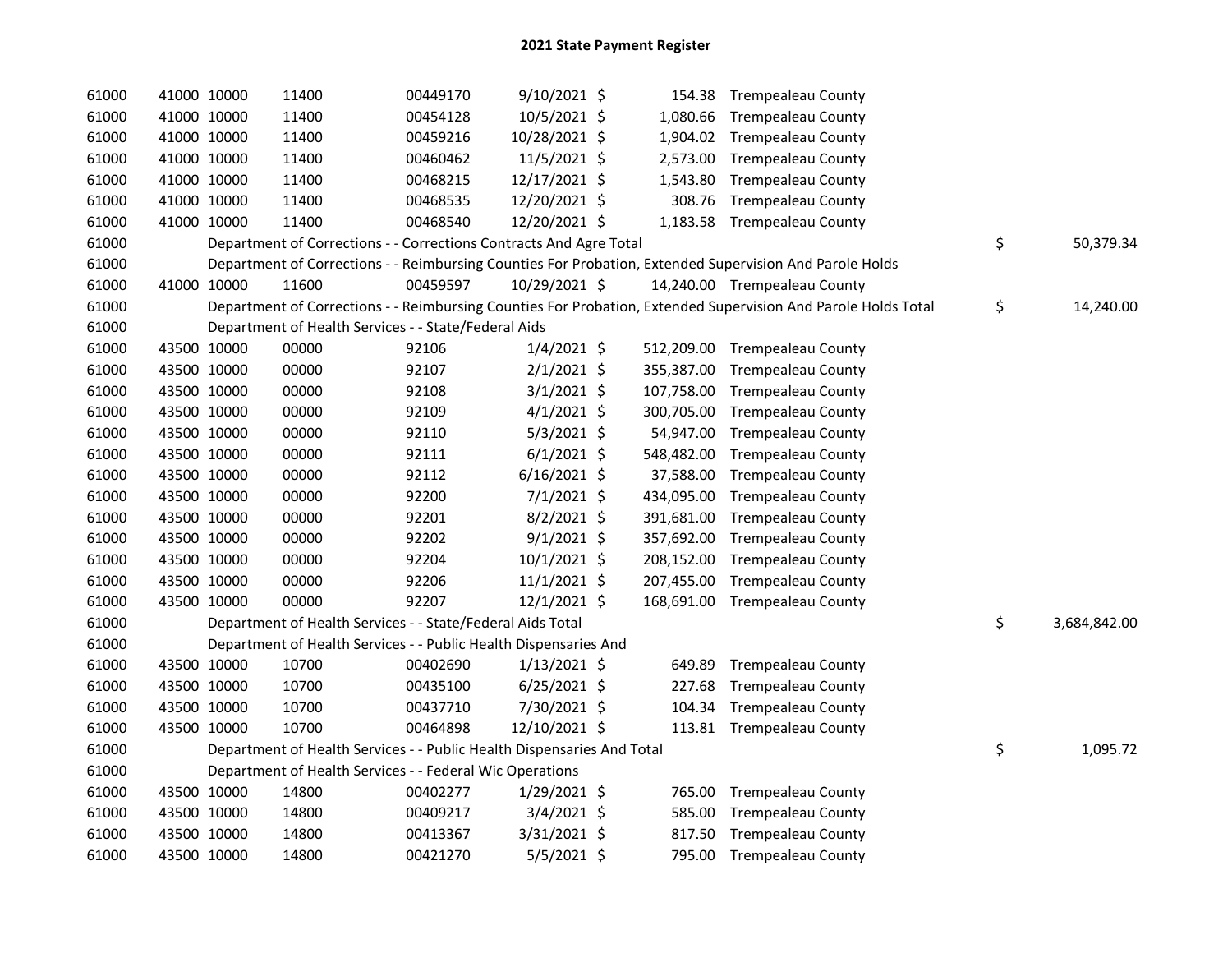# 2021 State Payment Register

| | | | | | | | | |
|---|---|---|---|---|---|---|---|---|
| 61000 | 41000 | 10000 | 11400 | 00449170 | 9/10/2021 | $ 154.38 | Trempealeau County | |
| 61000 | 41000 | 10000 | 11400 | 00454128 | 10/5/2021 | $ 1,080.66 | Trempealeau County | |
| 61000 | 41000 | 10000 | 11400 | 00459216 | 10/28/2021 | $ 1,904.02 | Trempealeau County | |
| 61000 | 41000 | 10000 | 11400 | 00460462 | 11/5/2021 | $ 2,573.00 | Trempealeau County | |
| 61000 | 41000 | 10000 | 11400 | 00468215 | 12/17/2021 | $ 1,543.80 | Trempealeau County | |
| 61000 | 41000 | 10000 | 11400 | 00468535 | 12/20/2021 | $ 308.76 | Trempealeau County | |
| 61000 | 41000 | 10000 | 11400 | 00468540 | 12/20/2021 | $ 1,183.58 | Trempealeau County | |
| 61000 | Department of Corrections - - Corrections Contracts And Agre Total | | | | | | | $ 50,379.34 |
| 61000 | Department of Corrections - - Reimbursing Counties For Probation, Extended Supervision And Parole Holds | | | | | | | |
| 61000 | 41000 | 10000 | 11600 | 00459597 | 10/29/2021 | $ 14,240.00 | Trempealeau County | |
| 61000 | Department of Corrections - - Reimbursing Counties For Probation, Extended Supervision And Parole Holds Total | | | | | | | $ 14,240.00 |
| 61000 | Department of Health Services - - State/Federal Aids | | | | | | | |
| 61000 | 43500 | 10000 | 00000 | 92106 | 1/4/2021 | $ 512,209.00 | Trempealeau County | |
| 61000 | 43500 | 10000 | 00000 | 92107 | 2/1/2021 | $ 355,387.00 | Trempealeau County | |
| 61000 | 43500 | 10000 | 00000 | 92108 | 3/1/2021 | $ 107,758.00 | Trempealeau County | |
| 61000 | 43500 | 10000 | 00000 | 92109 | 4/1/2021 | $ 300,705.00 | Trempealeau County | |
| 61000 | 43500 | 10000 | 00000 | 92110 | 5/3/2021 | $ 54,947.00 | Trempealeau County | |
| 61000 | 43500 | 10000 | 00000 | 92111 | 6/1/2021 | $ 548,482.00 | Trempealeau County | |
| 61000 | 43500 | 10000 | 00000 | 92112 | 6/16/2021 | $ 37,588.00 | Trempealeau County | |
| 61000 | 43500 | 10000 | 00000 | 92200 | 7/1/2021 | $ 434,095.00 | Trempealeau County | |
| 61000 | 43500 | 10000 | 00000 | 92201 | 8/2/2021 | $ 391,681.00 | Trempealeau County | |
| 61000 | 43500 | 10000 | 00000 | 92202 | 9/1/2021 | $ 357,692.00 | Trempealeau County | |
| 61000 | 43500 | 10000 | 00000 | 92204 | 10/1/2021 | $ 208,152.00 | Trempealeau County | |
| 61000 | 43500 | 10000 | 00000 | 92206 | 11/1/2021 | $ 207,455.00 | Trempealeau County | |
| 61000 | 43500 | 10000 | 00000 | 92207 | 12/1/2021 | $ 168,691.00 | Trempealeau County | |
| 61000 | Department of Health Services - - State/Federal Aids Total | | | | | | | $ 3,684,842.00 |
| 61000 | Department of Health Services - - Public Health Dispensaries And | | | | | | | |
| 61000 | 43500 | 10000 | 10700 | 00402690 | 1/13/2021 | $ 649.89 | Trempealeau County | |
| 61000 | 43500 | 10000 | 10700 | 00435100 | 6/25/2021 | $ 227.68 | Trempealeau County | |
| 61000 | 43500 | 10000 | 10700 | 00437710 | 7/30/2021 | $ 104.34 | Trempealeau County | |
| 61000 | 43500 | 10000 | 10700 | 00464898 | 12/10/2021 | $ 113.81 | Trempealeau County | |
| 61000 | Department of Health Services - - Public Health Dispensaries And Total | | | | | | | $ 1,095.72 |
| 61000 | Department of Health Services - - Federal Wic Operations | | | | | | | |
| 61000 | 43500 | 10000 | 14800 | 00402277 | 1/29/2021 | $ 765.00 | Trempealeau County | |
| 61000 | 43500 | 10000 | 14800 | 00409217 | 3/4/2021 | $ 585.00 | Trempealeau County | |
| 61000 | 43500 | 10000 | 14800 | 00413367 | 3/31/2021 | $ 817.50 | Trempealeau County | |
| 61000 | 43500 | 10000 | 14800 | 00421270 | 5/5/2021 | $ 795.00 | Trempealeau County | |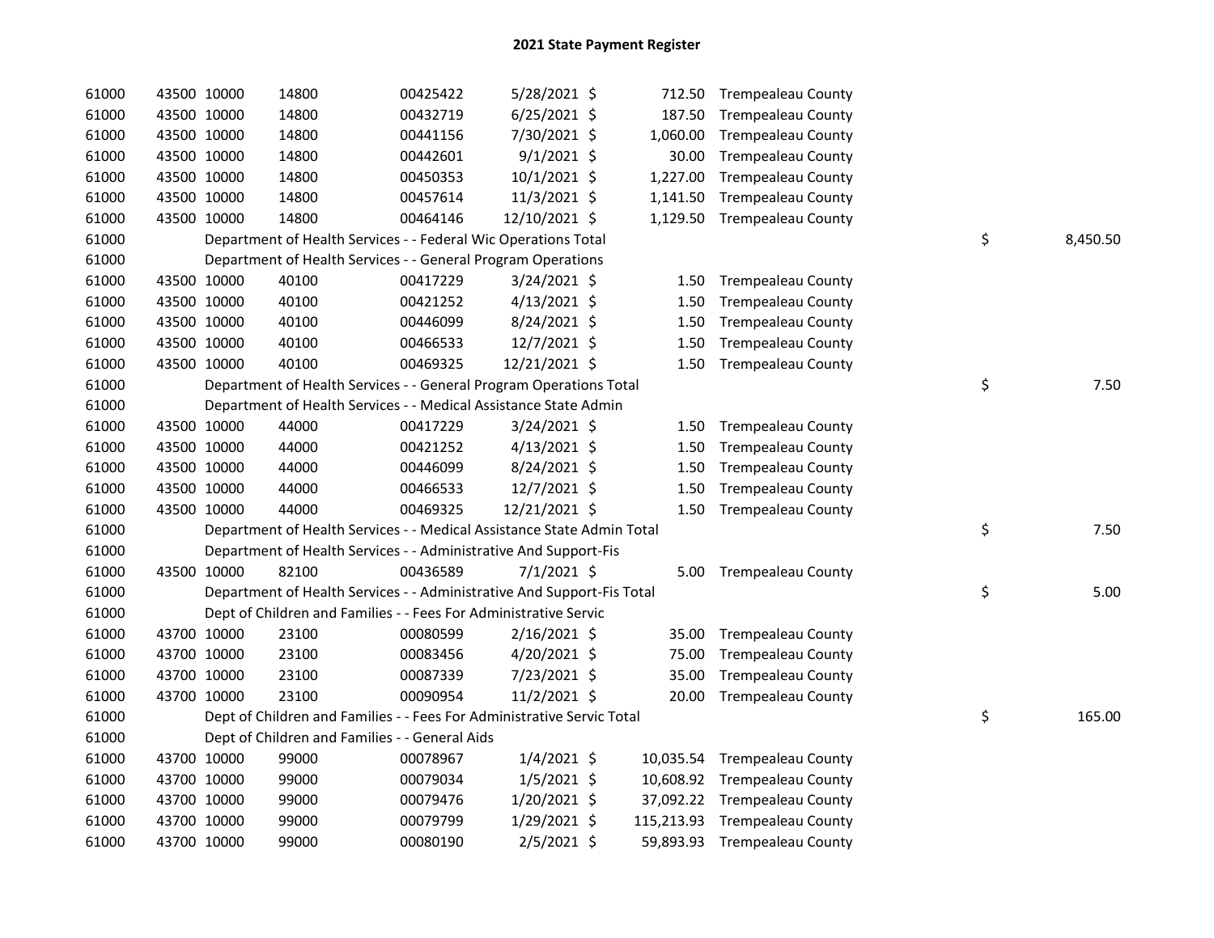# 2021 State Payment Register

| | | | | | | | | | |
|---|---|---|---|---|---|---|---|---|---|
| 61000 | 43500 | 10000 | 14800 | 00425422 | 5/28/2021 | $ 712.50 | Trempealeau County | | |
| 61000 | 43500 | 10000 | 14800 | 00432719 | 6/25/2021 | $ 187.50 | Trempealeau County | | |
| 61000 | 43500 | 10000 | 14800 | 00441156 | 7/30/2021 | $ 1,060.00 | Trempealeau County | | |
| 61000 | 43500 | 10000 | 14800 | 00442601 | 9/1/2021 | $ 30.00 | Trempealeau County | | |
| 61000 | 43500 | 10000 | 14800 | 00450353 | 10/1/2021 | $ 1,227.00 | Trempealeau County | | |
| 61000 | 43500 | 10000 | 14800 | 00457614 | 11/3/2021 | $ 1,141.50 | Trempealeau County | | |
| 61000 | 43500 | 10000 | 14800 | 00464146 | 12/10/2021 | $ 1,129.50 | Trempealeau County | | |
| 61000 | | Department of Health Services - - Federal Wic Operations Total | | | | | | $ | 8,450.50 |
| 61000 | | Department of Health Services - - General Program Operations | | | | | | | |
| 61000 | 43500 | 10000 | 40100 | 00417229 | 3/24/2021 | $ 1.50 | Trempealeau County | | |
| 61000 | 43500 | 10000 | 40100 | 00421252 | 4/13/2021 | $ 1.50 | Trempealeau County | | |
| 61000 | 43500 | 10000 | 40100 | 00446099 | 8/24/2021 | $ 1.50 | Trempealeau County | | |
| 61000 | 43500 | 10000 | 40100 | 00466533 | 12/7/2021 | $ 1.50 | Trempealeau County | | |
| 61000 | 43500 | 10000 | 40100 | 00469325 | 12/21/2021 | $ 1.50 | Trempealeau County | | |
| 61000 | | Department of Health Services - - General Program Operations Total | | | | | | $ | 7.50 |
| 61000 | | Department of Health Services - - Medical Assistance State Admin | | | | | | | |
| 61000 | 43500 | 10000 | 44000 | 00417229 | 3/24/2021 | $ 1.50 | Trempealeau County | | |
| 61000 | 43500 | 10000 | 44000 | 00421252 | 4/13/2021 | $ 1.50 | Trempealeau County | | |
| 61000 | 43500 | 10000 | 44000 | 00446099 | 8/24/2021 | $ 1.50 | Trempealeau County | | |
| 61000 | 43500 | 10000 | 44000 | 00466533 | 12/7/2021 | $ 1.50 | Trempealeau County | | |
| 61000 | 43500 | 10000 | 44000 | 00469325 | 12/21/2021 | $ 1.50 | Trempealeau County | | |
| 61000 | | Department of Health Services - - Medical Assistance State Admin Total | | | | | | $ | 7.50 |
| 61000 | | Department of Health Services - - Administrative And Support-Fis | | | | | | | |
| 61000 | 43500 | 10000 | 82100 | 00436589 | 7/1/2021 | $ 5.00 | Trempealeau County | | |
| 61000 | | Department of Health Services - - Administrative And Support-Fis Total | | | | | | $ | 5.00 |
| 61000 | | Dept of Children and Families - - Fees For Administrative Servic | | | | | | | |
| 61000 | 43700 | 10000 | 23100 | 00080599 | 2/16/2021 | $ 35.00 | Trempealeau County | | |
| 61000 | 43700 | 10000 | 23100 | 00083456 | 4/20/2021 | $ 75.00 | Trempealeau County | | |
| 61000 | 43700 | 10000 | 23100 | 00087339 | 7/23/2021 | $ 35.00 | Trempealeau County | | |
| 61000 | 43700 | 10000 | 23100 | 00090954 | 11/2/2021 | $ 20.00 | Trempealeau County | | |
| 61000 | | Dept of Children and Families - - Fees For Administrative Servic Total | | | | | | $ | 165.00 |
| 61000 | | Dept of Children and Families - - General Aids | | | | | | | |
| 61000 | 43700 | 10000 | 99000 | 00078967 | 1/4/2021 | $ 10,035.54 | Trempealeau County | | |
| 61000 | 43700 | 10000 | 99000 | 00079034 | 1/5/2021 | $ 10,608.92 | Trempealeau County | | |
| 61000 | 43700 | 10000 | 99000 | 00079476 | 1/20/2021 | $ 37,092.22 | Trempealeau County | | |
| 61000 | 43700 | 10000 | 99000 | 00079799 | 1/29/2021 | $ 115,213.93 | Trempealeau County | | |
| 61000 | 43700 | 10000 | 99000 | 00080190 | 2/5/2021 | $ 59,893.93 | Trempealeau County | | |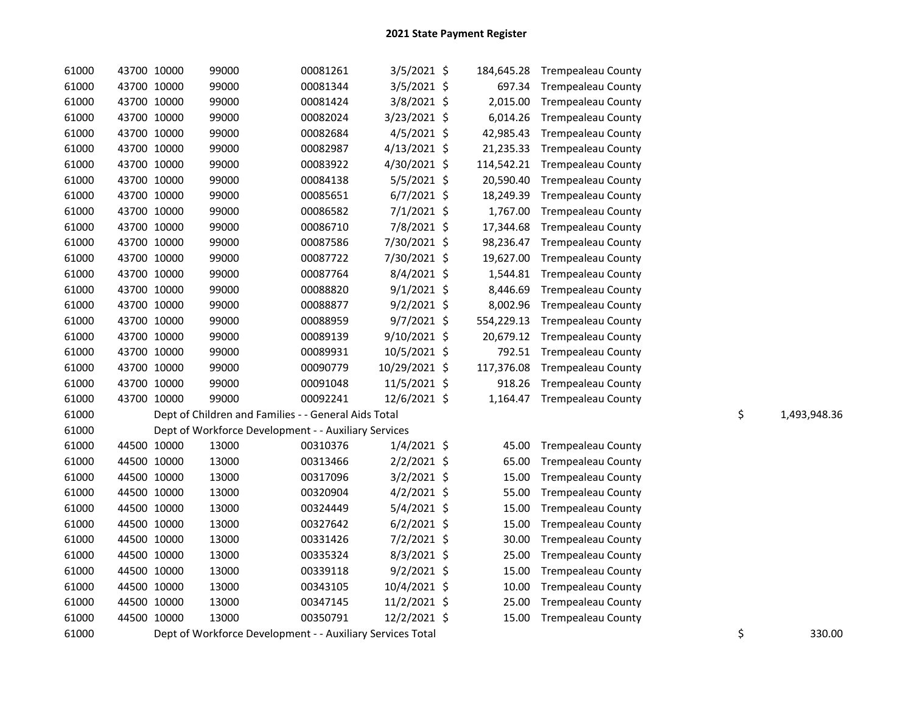# 2021 State Payment Register

| | | | | | | | | | |
|---|---|---|---|---|---|---|---|---|---|
| 61000 | 43700 | 10000 | 99000 | 00081261 | 3/5/2021 | $ 184,645.28 | Trempealeau County | | |
| 61000 | 43700 | 10000 | 99000 | 00081344 | 3/5/2021 | $ 697.34 | Trempealeau County | | |
| 61000 | 43700 | 10000 | 99000 | 00081424 | 3/8/2021 | $ 2,015.00 | Trempealeau County | | |
| 61000 | 43700 | 10000 | 99000 | 00082024 | 3/23/2021 | $ 6,014.26 | Trempealeau County | | |
| 61000 | 43700 | 10000 | 99000 | 00082684 | 4/5/2021 | $ 42,985.43 | Trempealeau County | | |
| 61000 | 43700 | 10000 | 99000 | 00082987 | 4/13/2021 | $ 21,235.33 | Trempealeau County | | |
| 61000 | 43700 | 10000 | 99000 | 00083922 | 4/30/2021 | $ 114,542.21 | Trempealeau County | | |
| 61000 | 43700 | 10000 | 99000 | 00084138 | 5/5/2021 | $ 20,590.40 | Trempealeau County | | |
| 61000 | 43700 | 10000 | 99000 | 00085651 | 6/7/2021 | $ 18,249.39 | Trempealeau County | | |
| 61000 | 43700 | 10000 | 99000 | 00086582 | 7/1/2021 | $ 1,767.00 | Trempealeau County | | |
| 61000 | 43700 | 10000 | 99000 | 00086710 | 7/8/2021 | $ 17,344.68 | Trempealeau County | | |
| 61000 | 43700 | 10000 | 99000 | 00087586 | 7/30/2021 | $ 98,236.47 | Trempealeau County | | |
| 61000 | 43700 | 10000 | 99000 | 00087722 | 7/30/2021 | $ 19,627.00 | Trempealeau County | | |
| 61000 | 43700 | 10000 | 99000 | 00087764 | 8/4/2021 | $ 1,544.81 | Trempealeau County | | |
| 61000 | 43700 | 10000 | 99000 | 00088820 | 9/1/2021 | $ 8,446.69 | Trempealeau County | | |
| 61000 | 43700 | 10000 | 99000 | 00088877 | 9/2/2021 | $ 8,002.96 | Trempealeau County | | |
| 61000 | 43700 | 10000 | 99000 | 00088959 | 9/7/2021 | $ 554,229.13 | Trempealeau County | | |
| 61000 | 43700 | 10000 | 99000 | 00089139 | 9/10/2021 | $ 20,679.12 | Trempealeau County | | |
| 61000 | 43700 | 10000 | 99000 | 00089931 | 10/5/2021 | $ 792.51 | Trempealeau County | | |
| 61000 | 43700 | 10000 | 99000 | 00090779 | 10/29/2021 | $ 117,376.08 | Trempealeau County | | |
| 61000 | 43700 | 10000 | 99000 | 00091048 | 11/5/2021 | $ 918.26 | Trempealeau County | | |
| 61000 | 43700 | 10000 | 99000 | 00092241 | 12/6/2021 | $ 1,164.47 | Trempealeau County | | |
| 61000 | Dept of Children and Families - - General Aids Total | | | | | | | $ | 1,493,948.36 |
| 61000 | Dept of Workforce Development - - Auxiliary Services | | | | | | | | |
| 61000 | 44500 | 10000 | 13000 | 00310376 | 1/4/2021 | $ 45.00 | Trempealeau County | | |
| 61000 | 44500 | 10000 | 13000 | 00313466 | 2/2/2021 | $ 65.00 | Trempealeau County | | |
| 61000 | 44500 | 10000 | 13000 | 00317096 | 3/2/2021 | $ 15.00 | Trempealeau County | | |
| 61000 | 44500 | 10000 | 13000 | 00320904 | 4/2/2021 | $ 55.00 | Trempealeau County | | |
| 61000 | 44500 | 10000 | 13000 | 00324449 | 5/4/2021 | $ 15.00 | Trempealeau County | | |
| 61000 | 44500 | 10000 | 13000 | 00327642 | 6/2/2021 | $ 15.00 | Trempealeau County | | |
| 61000 | 44500 | 10000 | 13000 | 00331426 | 7/2/2021 | $ 30.00 | Trempealeau County | | |
| 61000 | 44500 | 10000 | 13000 | 00335324 | 8/3/2021 | $ 25.00 | Trempealeau County | | |
| 61000 | 44500 | 10000 | 13000 | 00339118 | 9/2/2021 | $ 15.00 | Trempealeau County | | |
| 61000 | 44500 | 10000 | 13000 | 00343105 | 10/4/2021 | $ 10.00 | Trempealeau County | | |
| 61000 | 44500 | 10000 | 13000 | 00347145 | 11/2/2021 | $ 25.00 | Trempealeau County | | |
| 61000 | 44500 | 10000 | 13000 | 00350791 | 12/2/2021 | $ 15.00 | Trempealeau County | | |
| 61000 | Dept of Workforce Development - - Auxiliary Services Total | | | | | | | $ | 330.00 |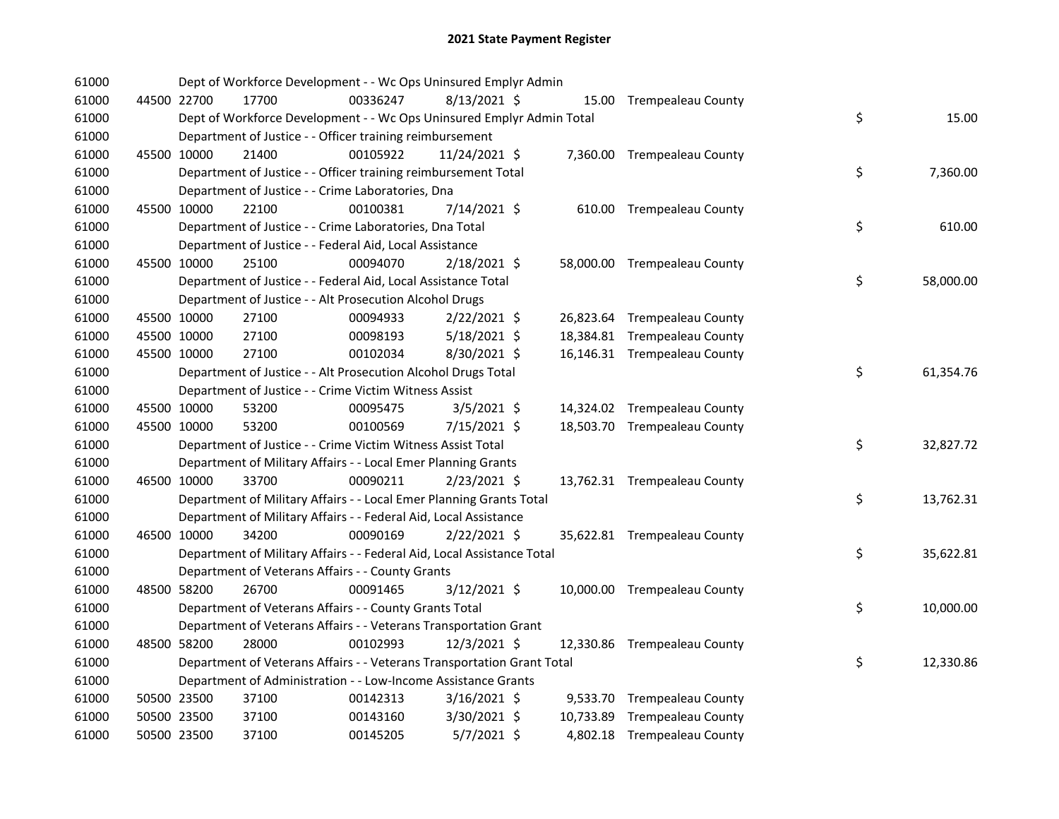# 2021 State Payment Register

| | | | | | | | | |
|---|---|---|---|---|---|---|---|---|
| 61000 | | | Dept of Workforce Development - - Wc Ops Uninsured Emplyr Admin | | | | | |
| 61000 | 44500 22700 | 17700 | 00336247 | 8/13/2021 $ | 15.00 | Trempealeau County | | |
| 61000 | | | Dept of Workforce Development - - Wc Ops Uninsured Emplyr Admin Total | | | | $ | 15.00 |
| 61000 | | | Department of Justice - - Officer training reimbursement | | | | | |
| 61000 | 45500 10000 | 21400 | 00105922 | 11/24/2021 $ | 7,360.00 | Trempealeau County | | |
| 61000 | | | Department of Justice - - Officer training reimbursement Total | | | | $ | 7,360.00 |
| 61000 | | | Department of Justice - - Crime Laboratories, Dna | | | | | |
| 61000 | 45500 10000 | 22100 | 00100381 | 7/14/2021 $ | 610.00 | Trempealeau County | | |
| 61000 | | | Department of Justice - - Crime Laboratories, Dna Total | | | | $ | 610.00 |
| 61000 | | | Department of Justice - - Federal Aid, Local Assistance | | | | | |
| 61000 | 45500 10000 | 25100 | 00094070 | 2/18/2021 $ | 58,000.00 | Trempealeau County | | |
| 61000 | | | Department of Justice - - Federal Aid, Local Assistance Total | | | | $ | 58,000.00 |
| 61000 | | | Department of Justice - - Alt Prosecution Alcohol Drugs | | | | | |
| 61000 | 45500 10000 | 27100 | 00094933 | 2/22/2021 $ | 26,823.64 | Trempealeau County | | |
| 61000 | 45500 10000 | 27100 | 00098193 | 5/18/2021 $ | 18,384.81 | Trempealeau County | | |
| 61000 | 45500 10000 | 27100 | 00102034 | 8/30/2021 $ | 16,146.31 | Trempealeau County | | |
| 61000 | | | Department of Justice - - Alt Prosecution Alcohol Drugs Total | | | | $ | 61,354.76 |
| 61000 | | | Department of Justice - - Crime Victim Witness Assist | | | | | |
| 61000 | 45500 10000 | 53200 | 00095475 | 3/5/2021 $ | 14,324.02 | Trempealeau County | | |
| 61000 | 45500 10000 | 53200 | 00100569 | 7/15/2021 $ | 18,503.70 | Trempealeau County | | |
| 61000 | | | Department of Justice - - Crime Victim Witness Assist Total | | | | $ | 32,827.72 |
| 61000 | | | Department of Military Affairs - - Local Emer Planning Grants | | | | | |
| 61000 | 46500 10000 | 33700 | 00090211 | 2/23/2021 $ | 13,762.31 | Trempealeau County | | |
| 61000 | | | Department of Military Affairs - - Local Emer Planning Grants Total | | | | $ | 13,762.31 |
| 61000 | | | Department of Military Affairs - - Federal Aid, Local Assistance | | | | | |
| 61000 | 46500 10000 | 34200 | 00090169 | 2/22/2021 $ | 35,622.81 | Trempealeau County | | |
| 61000 | | | Department of Military Affairs - - Federal Aid, Local Assistance Total | | | | $ | 35,622.81 |
| 61000 | | | Department of Veterans Affairs - - County Grants | | | | | |
| 61000 | 48500 58200 | 26700 | 00091465 | 3/12/2021 $ | 10,000.00 | Trempealeau County | | |
| 61000 | | | Department of Veterans Affairs - - County Grants Total | | | | $ | 10,000.00 |
| 61000 | | | Department of Veterans Affairs - - Veterans Transportation Grant | | | | | |
| 61000 | 48500 58200 | 28000 | 00102993 | 12/3/2021 $ | 12,330.86 | Trempealeau County | | |
| 61000 | | | Department of Veterans Affairs - - Veterans Transportation Grant Total | | | | $ | 12,330.86 |
| 61000 | | | Department of Administration - - Low-Income Assistance Grants | | | | | |
| 61000 | 50500 23500 | 37100 | 00142313 | 3/16/2021 $ | 9,533.70 | Trempealeau County | | |
| 61000 | 50500 23500 | 37100 | 00143160 | 3/30/2021 $ | 10,733.89 | Trempealeau County | | |
| 61000 | 50500 23500 | 37100 | 00145205 | 5/7/2021 $ | 4,802.18 | Trempealeau County | | |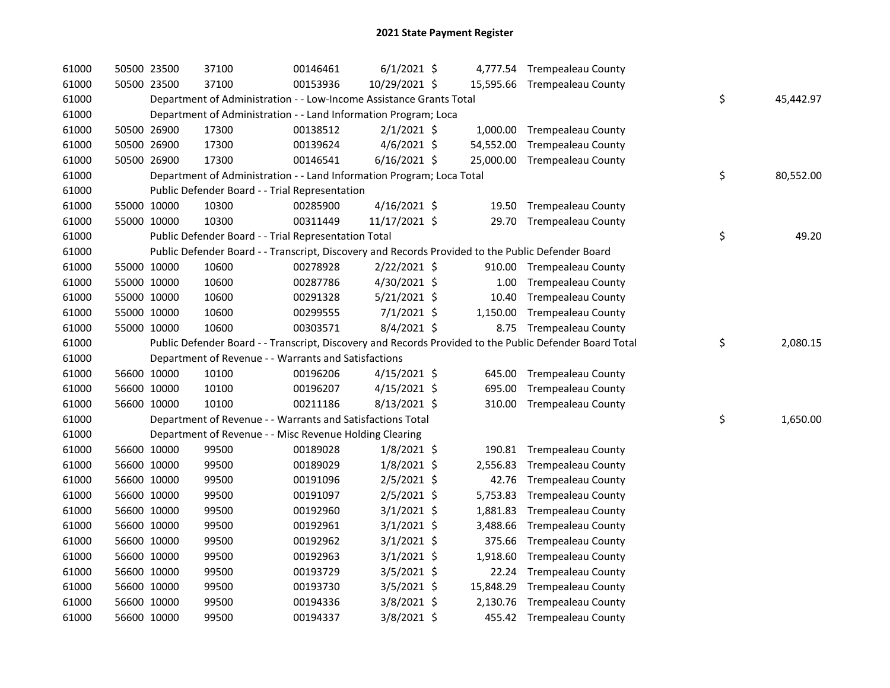# 2021 State Payment Register

| | | | | | | | | | |
|---|---|---|---|---|---|---|---|---|---|
| 61000 | 50500 | 23500 | 37100 | 00146461 | 6/1/2021 | $ 4,777.54 | Trempealeau County | | |
| 61000 | 50500 | 23500 | 37100 | 00153936 | 10/29/2021 | $ 15,595.66 | Trempealeau County | | |
| 61000 | | | Department of Administration - - Low-Income Assistance Grants Total | | | | | $ | 45,442.97 |
| 61000 | | | Department of Administration - - Land Information Program; Loca | | | | | | |
| 61000 | 50500 | 26900 | 17300 | 00138512 | 2/1/2021 | $ 1,000.00 | Trempealeau County | | |
| 61000 | 50500 | 26900 | 17300 | 00139624 | 4/6/2021 | $ 54,552.00 | Trempealeau County | | |
| 61000 | 50500 | 26900 | 17300 | 00146541 | 6/16/2021 | $ 25,000.00 | Trempealeau County | | |
| 61000 | | | Department of Administration - - Land Information Program; Loca Total | | | | | $ | 80,552.00 |
| 61000 | | | Public Defender Board - - Trial Representation | | | | | | |
| 61000 | 55000 | 10000 | 10300 | 00285900 | 4/16/2021 | $ 19.50 | Trempealeau County | | |
| 61000 | 55000 | 10000 | 10300 | 00311449 | 11/17/2021 | $ 29.70 | Trempealeau County | | |
| 61000 | | | Public Defender Board - - Trial Representation Total | | | | | $ | 49.20 |
| 61000 | | | Public Defender Board - - Transcript, Discovery and Records Provided to the Public Defender Board | | | | | | |
| 61000 | 55000 | 10000 | 10600 | 00278928 | 2/22/2021 | $ 910.00 | Trempealeau County | | |
| 61000 | 55000 | 10000 | 10600 | 00287786 | 4/30/2021 | $ 1.00 | Trempealeau County | | |
| 61000 | 55000 | 10000 | 10600 | 00291328 | 5/21/2021 | $ 10.40 | Trempealeau County | | |
| 61000 | 55000 | 10000 | 10600 | 00299555 | 7/1/2021 | $ 1,150.00 | Trempealeau County | | |
| 61000 | 55000 | 10000 | 10600 | 00303571 | 8/4/2021 | $ 8.75 | Trempealeau County | | |
| 61000 | | | Public Defender Board - - Transcript, Discovery and Records Provided to the Public Defender Board Total | | | | | $ | 2,080.15 |
| 61000 | | | Department of Revenue - - Warrants and Satisfactions | | | | | | |
| 61000 | 56600 | 10000 | 10100 | 00196206 | 4/15/2021 | $ 645.00 | Trempealeau County | | |
| 61000 | 56600 | 10000 | 10100 | 00196207 | 4/15/2021 | $ 695.00 | Trempealeau County | | |
| 61000 | 56600 | 10000 | 10100 | 00211186 | 8/13/2021 | $ 310.00 | Trempealeau County | | |
| 61000 | | | Department of Revenue - - Warrants and Satisfactions Total | | | | | $ | 1,650.00 |
| 61000 | | | Department of Revenue - - Misc Revenue Holding Clearing | | | | | | |
| 61000 | 56600 | 10000 | 99500 | 00189028 | 1/8/2021 | $ 190.81 | Trempealeau County | | |
| 61000 | 56600 | 10000 | 99500 | 00189029 | 1/8/2021 | $ 2,556.83 | Trempealeau County | | |
| 61000 | 56600 | 10000 | 99500 | 00191096 | 2/5/2021 | $ 42.76 | Trempealeau County | | |
| 61000 | 56600 | 10000 | 99500 | 00191097 | 2/5/2021 | $ 5,753.83 | Trempealeau County | | |
| 61000 | 56600 | 10000 | 99500 | 00192960 | 3/1/2021 | $ 1,881.83 | Trempealeau County | | |
| 61000 | 56600 | 10000 | 99500 | 00192961 | 3/1/2021 | $ 3,488.66 | Trempealeau County | | |
| 61000 | 56600 | 10000 | 99500 | 00192962 | 3/1/2021 | $ 375.66 | Trempealeau County | | |
| 61000 | 56600 | 10000 | 99500 | 00192963 | 3/1/2021 | $ 1,918.60 | Trempealeau County | | |
| 61000 | 56600 | 10000 | 99500 | 00193729 | 3/5/2021 | $ 22.24 | Trempealeau County | | |
| 61000 | 56600 | 10000 | 99500 | 00193730 | 3/5/2021 | $ 15,848.29 | Trempealeau County | | |
| 61000 | 56600 | 10000 | 99500 | 00194336 | 3/8/2021 | $ 2,130.76 | Trempealeau County | | |
| 61000 | 56600 | 10000 | 99500 | 00194337 | 3/8/2021 | $ 455.42 | Trempealeau County | | |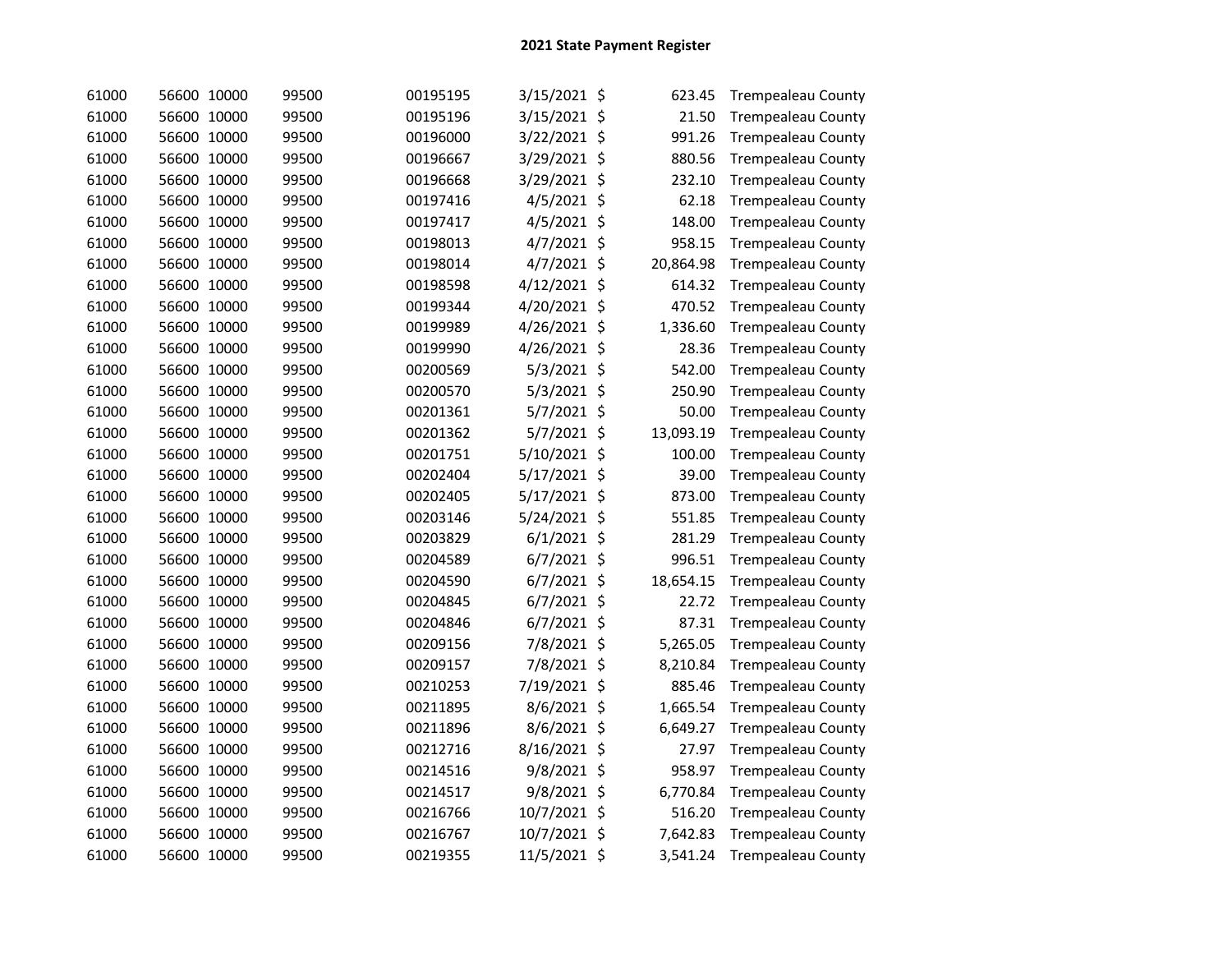## 2021 State Payment Register

| | | | | | | | | |
|---|---|---|---|---|---|---|---|---|
| 61000 | 56600 | 10000 | 99500 | 00195195 | 3/15/2021 | $ | 623.45 | Trempealeau County |
| 61000 | 56600 | 10000 | 99500 | 00195196 | 3/15/2021 | $ | 21.50 | Trempealeau County |
| 61000 | 56600 | 10000 | 99500 | 00196000 | 3/22/2021 | $ | 991.26 | Trempealeau County |
| 61000 | 56600 | 10000 | 99500 | 00196667 | 3/29/2021 | $ | 880.56 | Trempealeau County |
| 61000 | 56600 | 10000 | 99500 | 00196668 | 3/29/2021 | $ | 232.10 | Trempealeau County |
| 61000 | 56600 | 10000 | 99500 | 00197416 | 4/5/2021 | $ | 62.18 | Trempealeau County |
| 61000 | 56600 | 10000 | 99500 | 00197417 | 4/5/2021 | $ | 148.00 | Trempealeau County |
| 61000 | 56600 | 10000 | 99500 | 00198013 | 4/7/2021 | $ | 958.15 | Trempealeau County |
| 61000 | 56600 | 10000 | 99500 | 00198014 | 4/7/2021 | $ | 20,864.98 | Trempealeau County |
| 61000 | 56600 | 10000 | 99500 | 00198598 | 4/12/2021 | $ | 614.32 | Trempealeau County |
| 61000 | 56600 | 10000 | 99500 | 00199344 | 4/20/2021 | $ | 470.52 | Trempealeau County |
| 61000 | 56600 | 10000 | 99500 | 00199989 | 4/26/2021 | $ | 1,336.60 | Trempealeau County |
| 61000 | 56600 | 10000 | 99500 | 00199990 | 4/26/2021 | $ | 28.36 | Trempealeau County |
| 61000 | 56600 | 10000 | 99500 | 00200569 | 5/3/2021 | $ | 542.00 | Trempealeau County |
| 61000 | 56600 | 10000 | 99500 | 00200570 | 5/3/2021 | $ | 250.90 | Trempealeau County |
| 61000 | 56600 | 10000 | 99500 | 00201361 | 5/7/2021 | $ | 50.00 | Trempealeau County |
| 61000 | 56600 | 10000 | 99500 | 00201362 | 5/7/2021 | $ | 13,093.19 | Trempealeau County |
| 61000 | 56600 | 10000 | 99500 | 00201751 | 5/10/2021 | $ | 100.00 | Trempealeau County |
| 61000 | 56600 | 10000 | 99500 | 00202404 | 5/17/2021 | $ | 39.00 | Trempealeau County |
| 61000 | 56600 | 10000 | 99500 | 00202405 | 5/17/2021 | $ | 873.00 | Trempealeau County |
| 61000 | 56600 | 10000 | 99500 | 00203146 | 5/24/2021 | $ | 551.85 | Trempealeau County |
| 61000 | 56600 | 10000 | 99500 | 00203829 | 6/1/2021 | $ | 281.29 | Trempealeau County |
| 61000 | 56600 | 10000 | 99500 | 00204589 | 6/7/2021 | $ | 996.51 | Trempealeau County |
| 61000 | 56600 | 10000 | 99500 | 00204590 | 6/7/2021 | $ | 18,654.15 | Trempealeau County |
| 61000 | 56600 | 10000 | 99500 | 00204845 | 6/7/2021 | $ | 22.72 | Trempealeau County |
| 61000 | 56600 | 10000 | 99500 | 00204846 | 6/7/2021 | $ | 87.31 | Trempealeau County |
| 61000 | 56600 | 10000 | 99500 | 00209156 | 7/8/2021 | $ | 5,265.05 | Trempealeau County |
| 61000 | 56600 | 10000 | 99500 | 00209157 | 7/8/2021 | $ | 8,210.84 | Trempealeau County |
| 61000 | 56600 | 10000 | 99500 | 00210253 | 7/19/2021 | $ | 885.46 | Trempealeau County |
| 61000 | 56600 | 10000 | 99500 | 00211895 | 8/6/2021 | $ | 1,665.54 | Trempealeau County |
| 61000 | 56600 | 10000 | 99500 | 00211896 | 8/6/2021 | $ | 6,649.27 | Trempealeau County |
| 61000 | 56600 | 10000 | 99500 | 00212716 | 8/16/2021 | $ | 27.97 | Trempealeau County |
| 61000 | 56600 | 10000 | 99500 | 00214516 | 9/8/2021 | $ | 958.97 | Trempealeau County |
| 61000 | 56600 | 10000 | 99500 | 00214517 | 9/8/2021 | $ | 6,770.84 | Trempealeau County |
| 61000 | 56600 | 10000 | 99500 | 00216766 | 10/7/2021 | $ | 516.20 | Trempealeau County |
| 61000 | 56600 | 10000 | 99500 | 00216767 | 10/7/2021 | $ | 7,642.83 | Trempealeau County |
| 61000 | 56600 | 10000 | 99500 | 00219355 | 11/5/2021 | $ | 3,541.24 | Trempealeau County |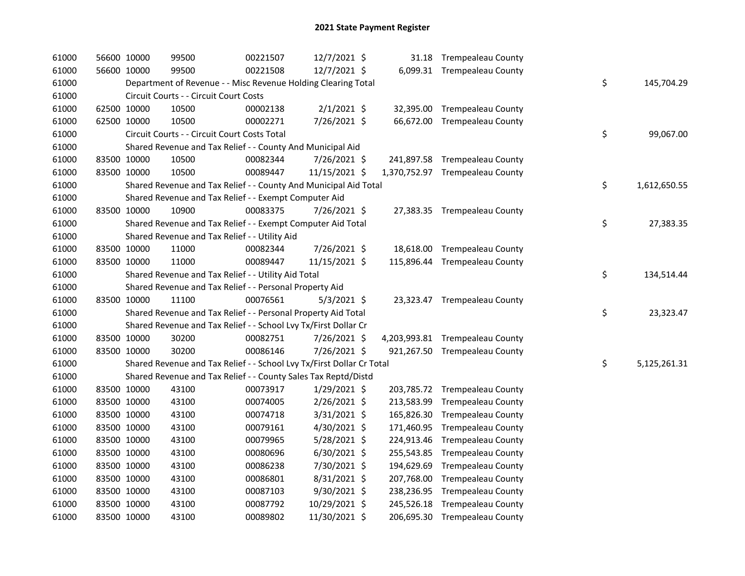## 2021 State Payment Register

| | | | | | | | | | |
|---|---|---|---|---|---|---|---|---|---|
| 61000 | 56600 | 10000 | 99500 | 00221507 | 12/7/2021 | $ 31.18 | Trempealeau County | | |
| 61000 | 56600 | 10000 | 99500 | 00221508 | 12/7/2021 | $ 6,099.31 | Trempealeau County | | |
| 61000 | | Department of Revenue - - Misc Revenue Holding Clearing Total | | | | | | $ | 145,704.29 |
| 61000 | | Circuit Courts - - Circuit Court Costs | | | | | | | |
| 61000 | 62500 | 10000 | 10500 | 00002138 | 2/1/2021 | $ 32,395.00 | Trempealeau County | | |
| 61000 | 62500 | 10000 | 10500 | 00002271 | 7/26/2021 | $ 66,672.00 | Trempealeau County | | |
| 61000 | | Circuit Courts - - Circuit Court Costs Total | | | | | | $ | 99,067.00 |
| 61000 | | Shared Revenue and Tax Relief - - County And Municipal Aid | | | | | | | |
| 61000 | 83500 | 10000 | 10500 | 00082344 | 7/26/2021 | $ 241,897.58 | Trempealeau County | | |
| 61000 | 83500 | 10000 | 10500 | 00089447 | 11/15/2021 | $ 1,370,752.97 | Trempealeau County | | |
| 61000 | | Shared Revenue and Tax Relief - - County And Municipal Aid Total | | | | | | $ | 1,612,650.55 |
| 61000 | | Shared Revenue and Tax Relief - - Exempt Computer Aid | | | | | | | |
| 61000 | 83500 | 10000 | 10900 | 00083375 | 7/26/2021 | $ 27,383.35 | Trempealeau County | | |
| 61000 | | Shared Revenue and Tax Relief - - Exempt Computer Aid Total | | | | | | $ | 27,383.35 |
| 61000 | | Shared Revenue and Tax Relief - - Utility Aid | | | | | | | |
| 61000 | 83500 | 10000 | 11000 | 00082344 | 7/26/2021 | $ 18,618.00 | Trempealeau County | | |
| 61000 | 83500 | 10000 | 11000 | 00089447 | 11/15/2021 | $ 115,896.44 | Trempealeau County | | |
| 61000 | | Shared Revenue and Tax Relief - - Utility Aid Total | | | | | | $ | 134,514.44 |
| 61000 | | Shared Revenue and Tax Relief - - Personal Property Aid | | | | | | | |
| 61000 | 83500 | 10000 | 11100 | 00076561 | 5/3/2021 | $ 23,323.47 | Trempealeau County | | |
| 61000 | | Shared Revenue and Tax Relief - - Personal Property Aid Total | | | | | | $ | 23,323.47 |
| 61000 | | Shared Revenue and Tax Relief - - School Lvy Tx/First Dollar Cr | | | | | | | |
| 61000 | 83500 | 10000 | 30200 | 00082751 | 7/26/2021 | $ 4,203,993.81 | Trempealeau County | | |
| 61000 | 83500 | 10000 | 30200 | 00086146 | 7/26/2021 | $ 921,267.50 | Trempealeau County | | |
| 61000 | | Shared Revenue and Tax Relief - - School Lvy Tx/First Dollar Cr Total | | | | | | $ | 5,125,261.31 |
| 61000 | | Shared Revenue and Tax Relief - - County Sales Tax Reptd/Distd | | | | | | | |
| 61000 | 83500 | 10000 | 43100 | 00073917 | 1/29/2021 | $ 203,785.72 | Trempealeau County | | |
| 61000 | 83500 | 10000 | 43100 | 00074005 | 2/26/2021 | $ 213,583.99 | Trempealeau County | | |
| 61000 | 83500 | 10000 | 43100 | 00074718 | 3/31/2021 | $ 165,826.30 | Trempealeau County | | |
| 61000 | 83500 | 10000 | 43100 | 00079161 | 4/30/2021 | $ 171,460.95 | Trempealeau County | | |
| 61000 | 83500 | 10000 | 43100 | 00079965 | 5/28/2021 | $ 224,913.46 | Trempealeau County | | |
| 61000 | 83500 | 10000 | 43100 | 00080696 | 6/30/2021 | $ 255,543.85 | Trempealeau County | | |
| 61000 | 83500 | 10000 | 43100 | 00086238 | 7/30/2021 | $ 194,629.69 | Trempealeau County | | |
| 61000 | 83500 | 10000 | 43100 | 00086801 | 8/31/2021 | $ 207,768.00 | Trempealeau County | | |
| 61000 | 83500 | 10000 | 43100 | 00087103 | 9/30/2021 | $ 238,236.95 | Trempealeau County | | |
| 61000 | 83500 | 10000 | 43100 | 00087792 | 10/29/2021 | $ 245,526.18 | Trempealeau County | | |
| 61000 | 83500 | 10000 | 43100 | 00089802 | 11/30/2021 | $ 206,695.30 | Trempealeau County | | |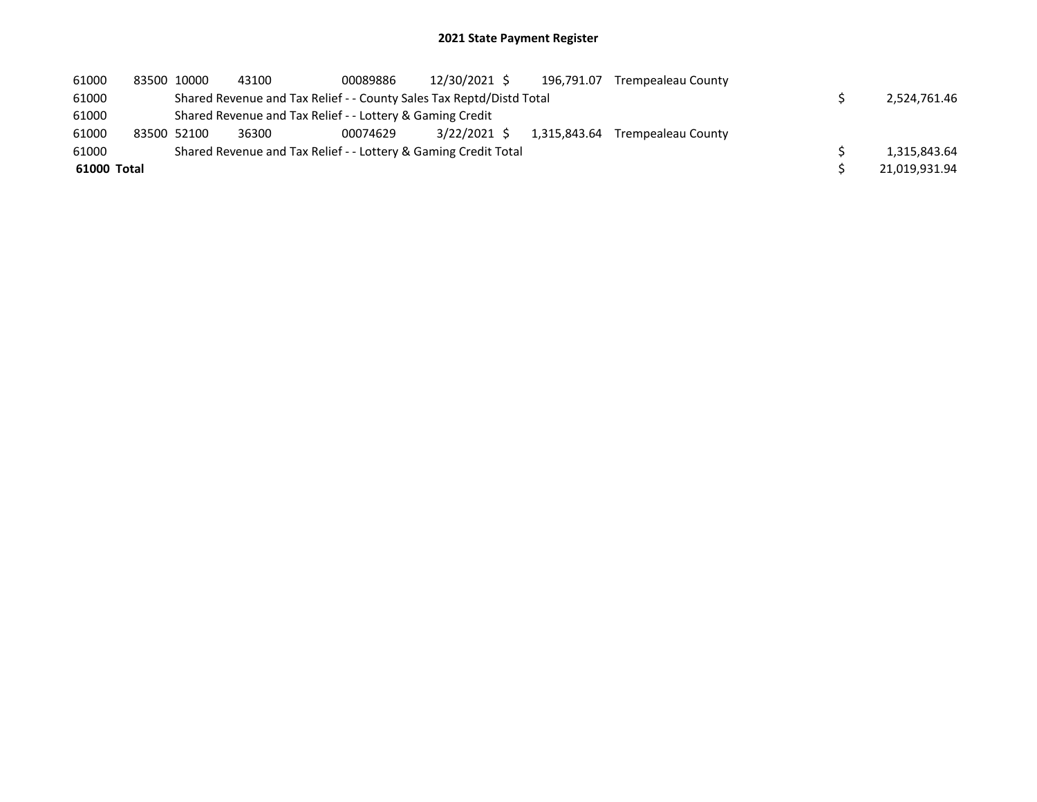## 2021 State Payment Register

| | | | | | | | | | |
|---|---|---|---|---|---|---|---|---|---|
| 61000 | 83500 | 10000 | 43100 | 00089886 | 12/30/2021 | $ 196,791.07 | Trempealeau County | | |
| 61000 | | Shared Revenue and Tax Relief - - County Sales Tax Reptd/Distd Total | | | | | | $ | 2,524,761.46 |
| 61000 | | Shared Revenue and Tax Relief - - Lottery & Gaming Credit | | | | | | | |
| 61000 | 83500 | 52100 | 36300 | 00074629 | 3/22/2021 | $ 1,315,843.64 | Trempealeau County | | |
| 61000 | | Shared Revenue and Tax Relief - - Lottery & Gaming Credit Total | | | | | | $ | 1,315,843.64 |
| **61000 Total** | | | | | | | | $ | 21,019,931.94 |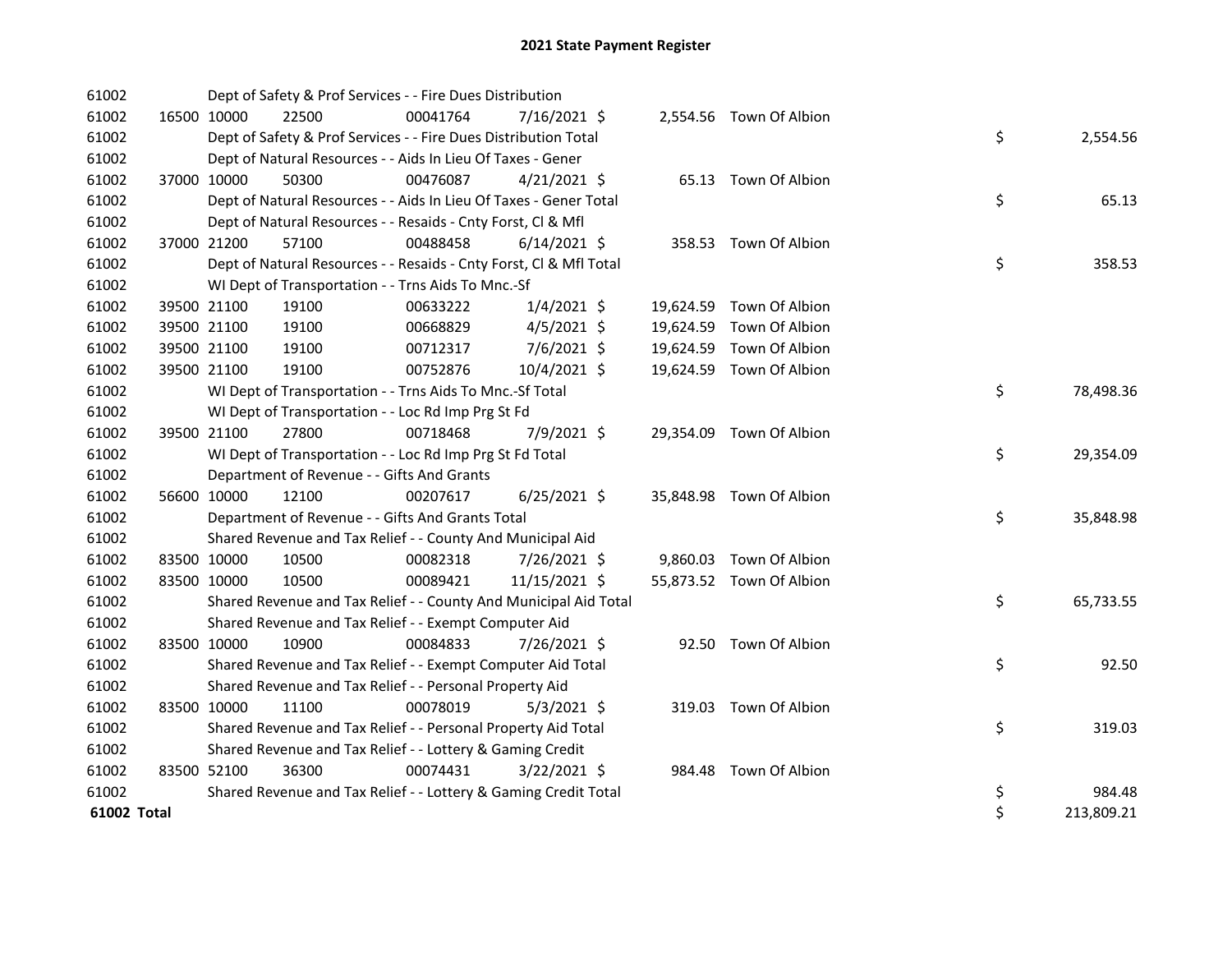# 2021 State Payment Register

| | | | | | | | | | |
|---|---|---|---|---|---|---|---|---|---|
| 61002 | | | Dept of Safety & Prof Services - - Fire Dues Distribution | | | | | | |
| 61002 | 16500 | 10000 | 22500 | 00041764 | 7/16/2021 | $ 2,554.56 | Town Of Albion | | |
| 61002 | | | Dept of Safety & Prof Services - - Fire Dues Distribution Total | | | | | $ | 2,554.56 |
| 61002 | | | Dept of Natural Resources - - Aids In Lieu Of Taxes - Gener | | | | | | |
| 61002 | 37000 | 10000 | 50300 | 00476087 | 4/21/2021 | $ 65.13 | Town Of Albion | | |
| 61002 | | | Dept of Natural Resources - - Aids In Lieu Of Taxes - Gener Total | | | | | $ | 65.13 |
| 61002 | | | Dept of Natural Resources - - Resaids - Cnty Forst, Cl & Mfl | | | | | | |
| 61002 | 37000 | 21200 | 57100 | 00488458 | 6/14/2021 | $ 358.53 | Town Of Albion | | |
| 61002 | | | Dept of Natural Resources - - Resaids - Cnty Forst, Cl & Mfl Total | | | | | $ | 358.53 |
| 61002 | | | WI Dept of Transportation - - Trns Aids To Mnc.-Sf | | | | | | |
| 61002 | 39500 | 21100 | 19100 | 00633222 | 1/4/2021 | $ 19,624.59 | Town Of Albion | | |
| 61002 | 39500 | 21100 | 19100 | 00668829 | 4/5/2021 | $ 19,624.59 | Town Of Albion | | |
| 61002 | 39500 | 21100 | 19100 | 00712317 | 7/6/2021 | $ 19,624.59 | Town Of Albion | | |
| 61002 | 39500 | 21100 | 19100 | 00752876 | 10/4/2021 | $ 19,624.59 | Town Of Albion | | |
| 61002 | | | WI Dept of Transportation - - Trns Aids To Mnc.-Sf Total | | | | | $ | 78,498.36 |
| 61002 | | | WI Dept of Transportation - - Loc Rd Imp Prg St Fd | | | | | | |
| 61002 | 39500 | 21100 | 27800 | 00718468 | 7/9/2021 | $ 29,354.09 | Town Of Albion | | |
| 61002 | | | WI Dept of Transportation - - Loc Rd Imp Prg St Fd Total | | | | | $ | 29,354.09 |
| 61002 | | | Department of Revenue - - Gifts And Grants | | | | | | |
| 61002 | 56600 | 10000 | 12100 | 00207617 | 6/25/2021 | $ 35,848.98 | Town Of Albion | | |
| 61002 | | | Department of Revenue - - Gifts And Grants Total | | | | | $ | 35,848.98 |
| 61002 | | | Shared Revenue and Tax Relief - - County And Municipal Aid | | | | | | |
| 61002 | 83500 | 10000 | 10500 | 00082318 | 7/26/2021 | $ 9,860.03 | Town Of Albion | | |
| 61002 | 83500 | 10000 | 10500 | 00089421 | 11/15/2021 | $ 55,873.52 | Town Of Albion | | |
| 61002 | | | Shared Revenue and Tax Relief - - County And Municipal Aid Total | | | | | $ | 65,733.55 |
| 61002 | | | Shared Revenue and Tax Relief - - Exempt Computer Aid | | | | | | |
| 61002 | 83500 | 10000 | 10900 | 00084833 | 7/26/2021 | $ 92.50 | Town Of Albion | | |
| 61002 | | | Shared Revenue and Tax Relief - - Exempt Computer Aid Total | | | | | $ | 92.50 |
| 61002 | | | Shared Revenue and Tax Relief - - Personal Property Aid | | | | | | |
| 61002 | 83500 | 10000 | 11100 | 00078019 | 5/3/2021 | $ 319.03 | Town Of Albion | | |
| 61002 | | | Shared Revenue and Tax Relief - - Personal Property Aid Total | | | | | $ | 319.03 |
| 61002 | | | Shared Revenue and Tax Relief - - Lottery & Gaming Credit | | | | | | |
| 61002 | 83500 | 52100 | 36300 | 00074431 | 3/22/2021 | $ 984.48 | Town Of Albion | | |
| 61002 | | | Shared Revenue and Tax Relief - - Lottery & Gaming Credit Total | | | | | $ | 984.48 |
| **61002 Total** | | | | | | | | $ | 213,809.21 |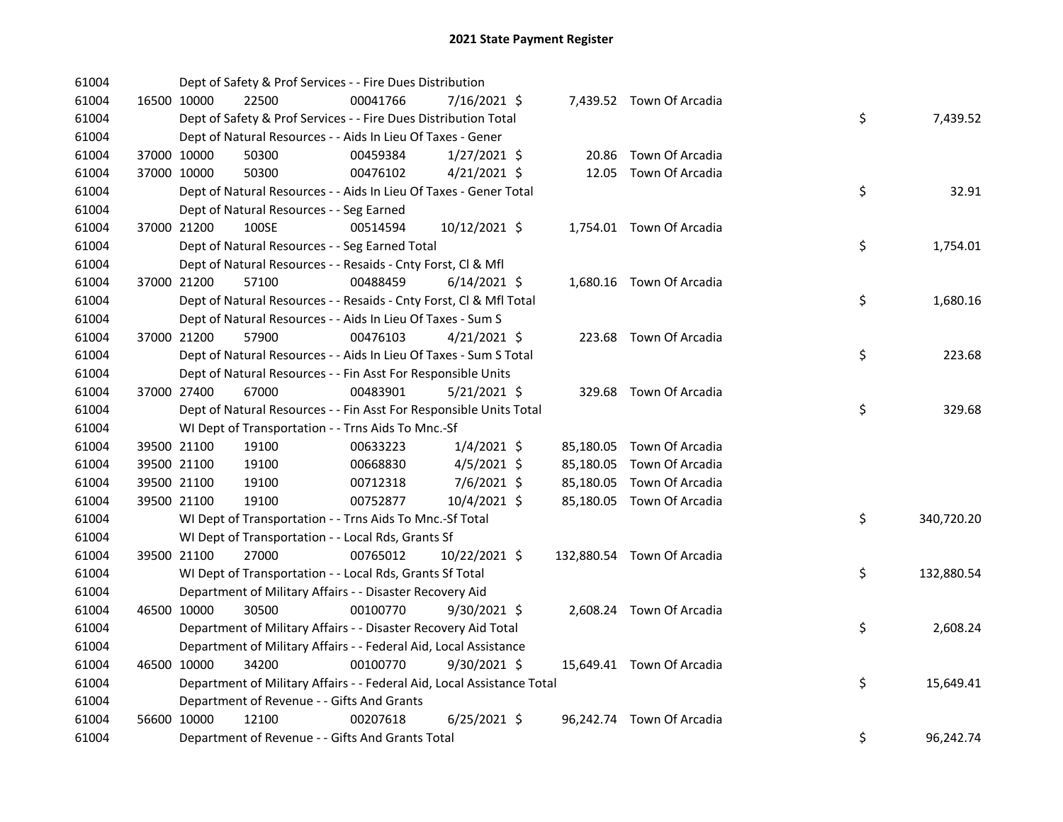# 2021 State Payment Register

| | | | | | | | | | |
|---|---|---|---|---|---|---|---|---|---|
| 61004 | | | Dept of Safety & Prof Services - - Fire Dues Distribution | | | | | | |
| 61004 | 16500 | 10000 | 22500 | 00041766 | 7/16/2021 | $ 7,439.52 | Town Of Arcadia | | |
| 61004 | | | Dept of Safety & Prof Services - - Fire Dues Distribution Total | | | | | $ | 7,439.52 |
| 61004 | | | Dept of Natural Resources - - Aids In Lieu Of Taxes - Gener | | | | | | |
| 61004 | 37000 | 10000 | 50300 | 00459384 | 1/27/2021 | $ 20.86 | Town Of Arcadia | | |
| 61004 | 37000 | 10000 | 50300 | 00476102 | 4/21/2021 | $ 12.05 | Town Of Arcadia | | |
| 61004 | | | Dept of Natural Resources - - Aids In Lieu Of Taxes - Gener Total | | | | | $ | 32.91 |
| 61004 | | | Dept of Natural Resources - - Seg Earned | | | | | | |
| 61004 | 37000 | 21200 | 100SE | 00514594 | 10/12/2021 | $ 1,754.01 | Town Of Arcadia | | |
| 61004 | | | Dept of Natural Resources - - Seg Earned Total | | | | | $ | 1,754.01 |
| 61004 | | | Dept of Natural Resources - - Resaids - Cnty Forst, Cl & Mfl | | | | | | |
| 61004 | 37000 | 21200 | 57100 | 00488459 | 6/14/2021 | $ 1,680.16 | Town Of Arcadia | | |
| 61004 | | | Dept of Natural Resources - - Resaids - Cnty Forst, Cl & Mfl Total | | | | | $ | 1,680.16 |
| 61004 | | | Dept of Natural Resources - - Aids In Lieu Of Taxes - Sum S | | | | | | |
| 61004 | 37000 | 21200 | 57900 | 00476103 | 4/21/2021 | $ 223.68 | Town Of Arcadia | | |
| 61004 | | | Dept of Natural Resources - - Aids In Lieu Of Taxes - Sum S Total | | | | | $ | 223.68 |
| 61004 | | | Dept of Natural Resources - - Fin Asst For Responsible Units | | | | | | |
| 61004 | 37000 | 27400 | 67000 | 00483901 | 5/21/2021 | $ 329.68 | Town Of Arcadia | | |
| 61004 | | | Dept of Natural Resources - - Fin Asst For Responsible Units Total | | | | | $ | 329.68 |
| 61004 | | | WI Dept of Transportation - - Trns Aids To Mnc.-Sf | | | | | | |
| 61004 | 39500 | 21100 | 19100 | 00633223 | 1/4/2021 | $ 85,180.05 | Town Of Arcadia | | |
| 61004 | 39500 | 21100 | 19100 | 00668830 | 4/5/2021 | $ 85,180.05 | Town Of Arcadia | | |
| 61004 | 39500 | 21100 | 19100 | 00712318 | 7/6/2021 | $ 85,180.05 | Town Of Arcadia | | |
| 61004 | 39500 | 21100 | 19100 | 00752877 | 10/4/2021 | $ 85,180.05 | Town Of Arcadia | | |
| 61004 | | | WI Dept of Transportation - - Trns Aids To Mnc.-Sf Total | | | | | $ | 340,720.20 |
| 61004 | | | WI Dept of Transportation - - Local Rds, Grants Sf | | | | | | |
| 61004 | 39500 | 21100 | 27000 | 00765012 | 10/22/2021 | $ 132,880.54 | Town Of Arcadia | | |
| 61004 | | | WI Dept of Transportation - - Local Rds, Grants Sf Total | | | | | $ | 132,880.54 |
| 61004 | | | Department of Military Affairs - - Disaster Recovery Aid | | | | | | |
| 61004 | 46500 | 10000 | 30500 | 00100770 | 9/30/2021 | $ 2,608.24 | Town Of Arcadia | | |
| 61004 | | | Department of Military Affairs - - Disaster Recovery Aid Total | | | | | $ | 2,608.24 |
| 61004 | | | Department of Military Affairs - - Federal Aid, Local Assistance | | | | | | |
| 61004 | 46500 | 10000 | 34200 | 00100770 | 9/30/2021 | $ 15,649.41 | Town Of Arcadia | | |
| 61004 | | | Department of Military Affairs - - Federal Aid, Local Assistance Total | | | | | $ | 15,649.41 |
| 61004 | | | Department of Revenue - - Gifts And Grants | | | | | | |
| 61004 | 56600 | 10000 | 12100 | 00207618 | 6/25/2021 | $ 96,242.74 | Town Of Arcadia | | |
| 61004 | | | Department of Revenue - - Gifts And Grants Total | | | | | $ | 96,242.74 |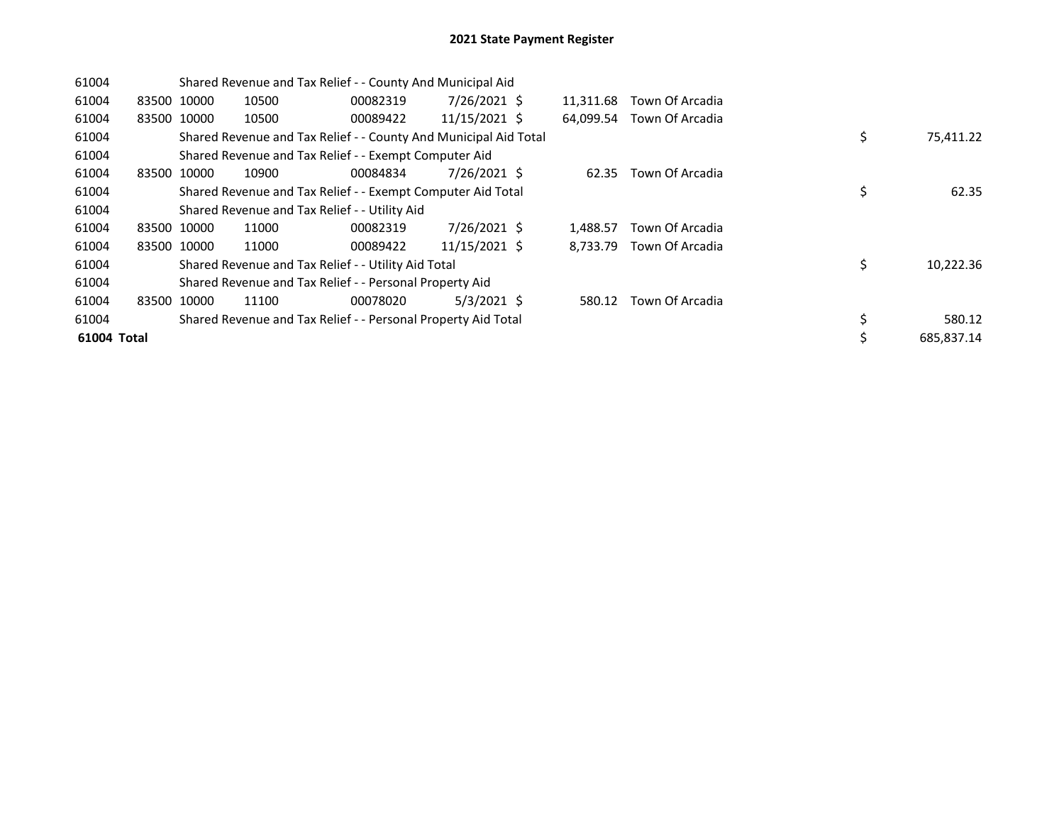# 2021 State Payment Register

| | | | | | | | | | |
|---|---|---|---|---|---|---|---|---|---|
| 61004 | | Shared Revenue and Tax Relief - - County And Municipal Aid | | | | | | | |
| 61004 | 83500 | 10000 | 10500 | 00082319 | 7/26/2021 | $ 11,311.68 | Town Of Arcadia | | |
| 61004 | 83500 | 10000 | 10500 | 00089422 | 11/15/2021 | $ 64,099.54 | Town Of Arcadia | | |
| 61004 | | Shared Revenue and Tax Relief - - County And Municipal Aid Total | | | | | | $ | 75,411.22 |
| 61004 | | Shared Revenue and Tax Relief - - Exempt Computer Aid | | | | | | | |
| 61004 | 83500 | 10000 | 10900 | 00084834 | 7/26/2021 | $ 62.35 | Town Of Arcadia | | |
| 61004 | | Shared Revenue and Tax Relief - - Exempt Computer Aid Total | | | | | | $ | 62.35 |
| 61004 | | Shared Revenue and Tax Relief - - Utility Aid | | | | | | | |
| 61004 | 83500 | 10000 | 11000 | 00082319 | 7/26/2021 | $ 1,488.57 | Town Of Arcadia | | |
| 61004 | 83500 | 10000 | 11000 | 00089422 | 11/15/2021 | $ 8,733.79 | Town Of Arcadia | | |
| 61004 | | Shared Revenue and Tax Relief - - Utility Aid Total | | | | | | $ | 10,222.36 |
| 61004 | | Shared Revenue and Tax Relief - - Personal Property Aid | | | | | | | |
| 61004 | 83500 | 10000 | 11100 | 00078020 | 5/3/2021 | $ 580.12 | Town Of Arcadia | | |
| 61004 | | Shared Revenue and Tax Relief - - Personal Property Aid Total | | | | | | $ | 580.12 |
| **61004 Total** | | | | | | | | $ | 685,837.14 |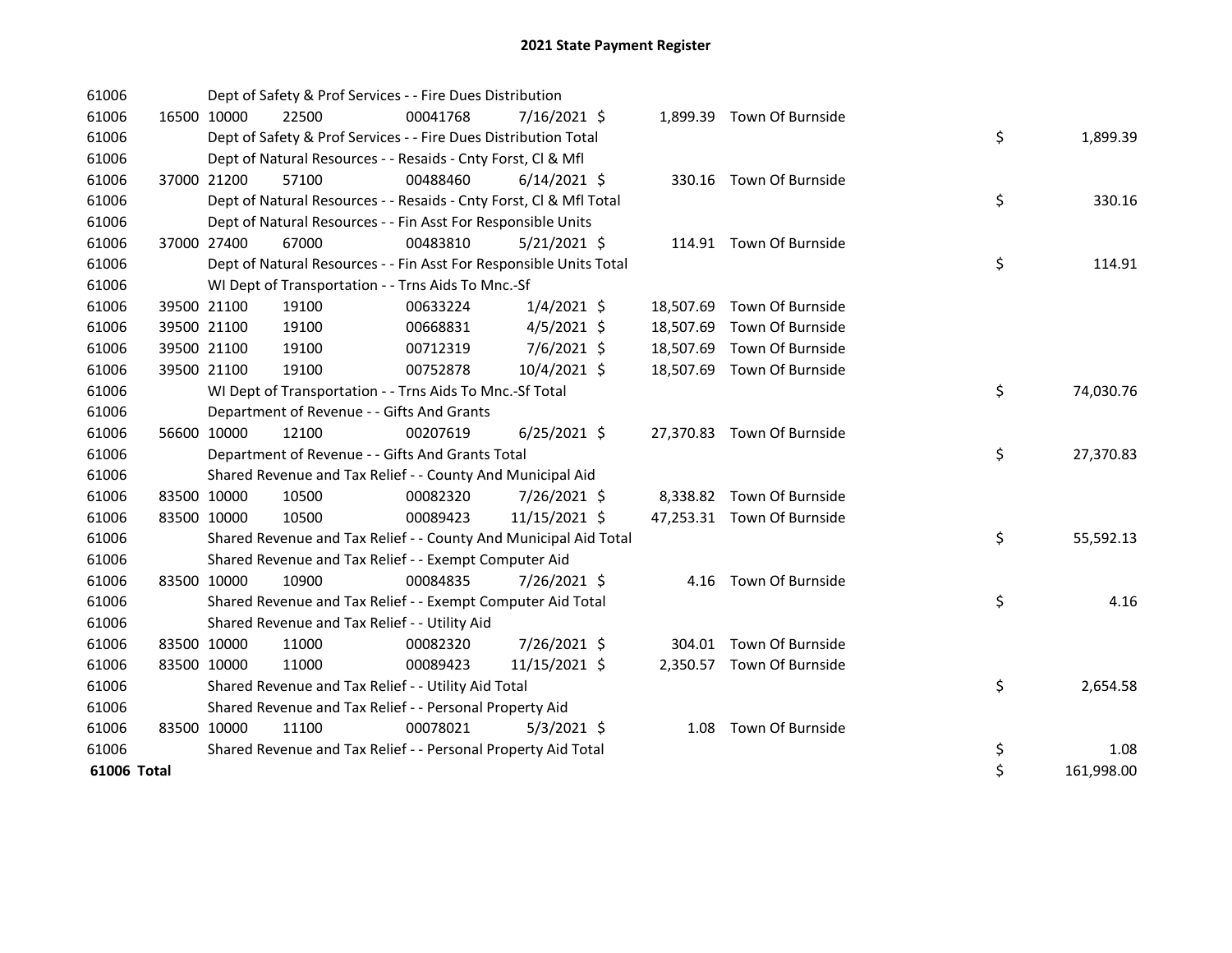# 2021 State Payment Register

| | | | | | | | | | |
|---|---|---|---|---|---|---|---|---|---|
| 61006 | | | Dept of Safety & Prof Services - - Fire Dues Distribution | | | | | | |
| 61006 | 16500 | 10000 | 22500 | 00041768 | 7/16/2021 | $ 1,899.39 | Town Of Burnside | | |
| 61006 | | | Dept of Safety & Prof Services - - Fire Dues Distribution Total | | | | | $ | 1,899.39 |
| 61006 | | | Dept of Natural Resources - - Resaids - Cnty Forst, Cl & Mfl | | | | | | |
| 61006 | 37000 | 21200 | 57100 | 00488460 | 6/14/2021 | $ 330.16 | Town Of Burnside | | |
| 61006 | | | Dept of Natural Resources - - Resaids - Cnty Forst, Cl & Mfl Total | | | | | $ | 330.16 |
| 61006 | | | Dept of Natural Resources - - Fin Asst For Responsible Units | | | | | | |
| 61006 | 37000 | 27400 | 67000 | 00483810 | 5/21/2021 | $ 114.91 | Town Of Burnside | | |
| 61006 | | | Dept of Natural Resources - - Fin Asst For Responsible Units Total | | | | | $ | 114.91 |
| 61006 | | | WI Dept of Transportation - - Trns Aids To Mnc.-Sf | | | | | | |
| 61006 | 39500 | 21100 | 19100 | 00633224 | 1/4/2021 | $ 18,507.69 | Town Of Burnside | | |
| 61006 | 39500 | 21100 | 19100 | 00668831 | 4/5/2021 | $ 18,507.69 | Town Of Burnside | | |
| 61006 | 39500 | 21100 | 19100 | 00712319 | 7/6/2021 | $ 18,507.69 | Town Of Burnside | | |
| 61006 | 39500 | 21100 | 19100 | 00752878 | 10/4/2021 | $ 18,507.69 | Town Of Burnside | | |
| 61006 | | | WI Dept of Transportation - - Trns Aids To Mnc.-Sf Total | | | | | $ | 74,030.76 |
| 61006 | | | Department of Revenue - - Gifts And Grants | | | | | | |
| 61006 | 56600 | 10000 | 12100 | 00207619 | 6/25/2021 | $ 27,370.83 | Town Of Burnside | | |
| 61006 | | | Department of Revenue - - Gifts And Grants Total | | | | | $ | 27,370.83 |
| 61006 | | | Shared Revenue and Tax Relief - - County And Municipal Aid | | | | | | |
| 61006 | 83500 | 10000 | 10500 | 00082320 | 7/26/2021 | $ 8,338.82 | Town Of Burnside | | |
| 61006 | 83500 | 10000 | 10500 | 00089423 | 11/15/2021 | $ 47,253.31 | Town Of Burnside | | |
| 61006 | | | Shared Revenue and Tax Relief - - County And Municipal Aid Total | | | | | $ | 55,592.13 |
| 61006 | | | Shared Revenue and Tax Relief - - Exempt Computer Aid | | | | | | |
| 61006 | 83500 | 10000 | 10900 | 00084835 | 7/26/2021 | $ 4.16 | Town Of Burnside | | |
| 61006 | | | Shared Revenue and Tax Relief - - Exempt Computer Aid Total | | | | | $ | 4.16 |
| 61006 | | | Shared Revenue and Tax Relief - - Utility Aid | | | | | | |
| 61006 | 83500 | 10000 | 11000 | 00082320 | 7/26/2021 | $ 304.01 | Town Of Burnside | | |
| 61006 | 83500 | 10000 | 11000 | 00089423 | 11/15/2021 | $ 2,350.57 | Town Of Burnside | | |
| 61006 | | | Shared Revenue and Tax Relief - - Utility Aid Total | | | | | $ | 2,654.58 |
| 61006 | | | Shared Revenue and Tax Relief - - Personal Property Aid | | | | | | |
| 61006 | 83500 | 10000 | 11100 | 00078021 | 5/3/2021 | $ 1.08 | Town Of Burnside | | |
| 61006 | | | Shared Revenue and Tax Relief - - Personal Property Aid Total | | | | | $ | 1.08 |
| **61006 Total** | | | | | | | | $ | 161,998.00 |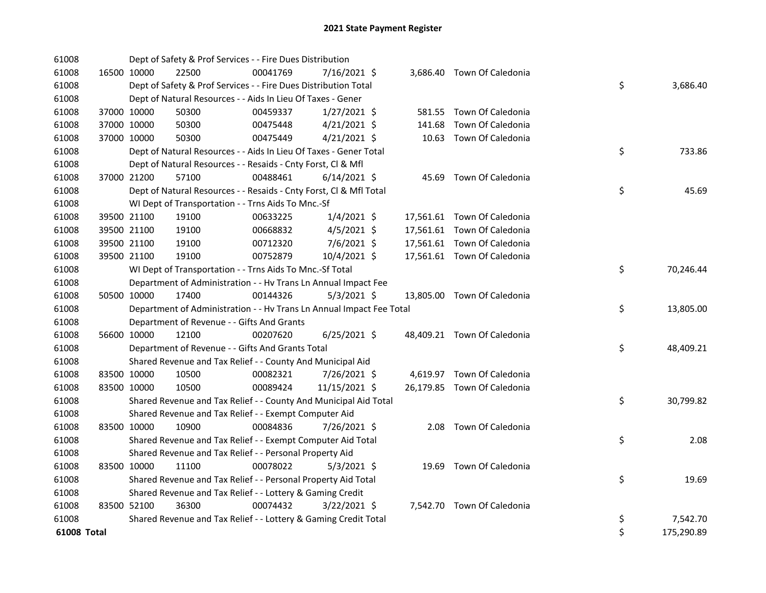# 2021 State Payment Register

| | | | | | | | | | |
|---|---|---|---|---|---|---|---|---|---|
| 61008 | | | Dept of Safety & Prof Services - - Fire Dues Distribution | | | | | | |
| 61008 | 16500 | 10000 | 22500 | 00041769 | 7/16/2021 | $ | 3,686.40 | Town Of Caledonia | |
| 61008 | | | Dept of Safety & Prof Services - - Fire Dues Distribution Total | | | | | | $ 3,686.40 |
| 61008 | | | Dept of Natural Resources - - Aids In Lieu Of Taxes - Gener | | | | | | |
| 61008 | 37000 | 10000 | 50300 | 00459337 | 1/27/2021 | $ | 581.55 | Town Of Caledonia | |
| 61008 | 37000 | 10000 | 50300 | 00475448 | 4/21/2021 | $ | 141.68 | Town Of Caledonia | |
| 61008 | 37000 | 10000 | 50300 | 00475449 | 4/21/2021 | $ | 10.63 | Town Of Caledonia | |
| 61008 | | | Dept of Natural Resources - - Aids In Lieu Of Taxes - Gener Total | | | | | | $ 733.86 |
| 61008 | | | Dept of Natural Resources - - Resaids - Cnty Forst, Cl & Mfl | | | | | | |
| 61008 | 37000 | 21200 | 57100 | 00488461 | 6/14/2021 | $ | 45.69 | Town Of Caledonia | |
| 61008 | | | Dept of Natural Resources - - Resaids - Cnty Forst, Cl & Mfl Total | | | | | | $ 45.69 |
| 61008 | | | WI Dept of Transportation - - Trns Aids To Mnc.-Sf | | | | | | |
| 61008 | 39500 | 21100 | 19100 | 00633225 | 1/4/2021 | $ | 17,561.61 | Town Of Caledonia | |
| 61008 | 39500 | 21100 | 19100 | 00668832 | 4/5/2021 | $ | 17,561.61 | Town Of Caledonia | |
| 61008 | 39500 | 21100 | 19100 | 00712320 | 7/6/2021 | $ | 17,561.61 | Town Of Caledonia | |
| 61008 | 39500 | 21100 | 19100 | 00752879 | 10/4/2021 | $ | 17,561.61 | Town Of Caledonia | |
| 61008 | | | WI Dept of Transportation - - Trns Aids To Mnc.-Sf Total | | | | | | $ 70,246.44 |
| 61008 | | | Department of Administration - - Hv Trans Ln Annual Impact Fee | | | | | | |
| 61008 | 50500 | 10000 | 17400 | 00144326 | 5/3/2021 | $ | 13,805.00 | Town Of Caledonia | |
| 61008 | | | Department of Administration - - Hv Trans Ln Annual Impact Fee Total | | | | | | $ 13,805.00 |
| 61008 | | | Department of Revenue - - Gifts And Grants | | | | | | |
| 61008 | 56600 | 10000 | 12100 | 00207620 | 6/25/2021 | $ | 48,409.21 | Town Of Caledonia | |
| 61008 | | | Department of Revenue - - Gifts And Grants Total | | | | | | $ 48,409.21 |
| 61008 | | | Shared Revenue and Tax Relief - - County And Municipal Aid | | | | | | |
| 61008 | 83500 | 10000 | 10500 | 00082321 | 7/26/2021 | $ | 4,619.97 | Town Of Caledonia | |
| 61008 | 83500 | 10000 | 10500 | 00089424 | 11/15/2021 | $ | 26,179.85 | Town Of Caledonia | |
| 61008 | | | Shared Revenue and Tax Relief - - County And Municipal Aid Total | | | | | | $ 30,799.82 |
| 61008 | | | Shared Revenue and Tax Relief - - Exempt Computer Aid | | | | | | |
| 61008 | 83500 | 10000 | 10900 | 00084836 | 7/26/2021 | $ | 2.08 | Town Of Caledonia | |
| 61008 | | | Shared Revenue and Tax Relief - - Exempt Computer Aid Total | | | | | | $ 2.08 |
| 61008 | | | Shared Revenue and Tax Relief - - Personal Property Aid | | | | | | |
| 61008 | 83500 | 10000 | 11100 | 00078022 | 5/3/2021 | $ | 19.69 | Town Of Caledonia | |
| 61008 | | | Shared Revenue and Tax Relief - - Personal Property Aid Total | | | | | | $ 19.69 |
| 61008 | | | Shared Revenue and Tax Relief - - Lottery & Gaming Credit | | | | | | |
| 61008 | 83500 | 52100 | 36300 | 00074432 | 3/22/2021 | $ | 7,542.70 | Town Of Caledonia | |
| 61008 | | | Shared Revenue and Tax Relief - - Lottery & Gaming Credit Total | | | | | | $ 7,542.70 |
| **61008 Total** | | | | | | | | | $ 175,290.89 |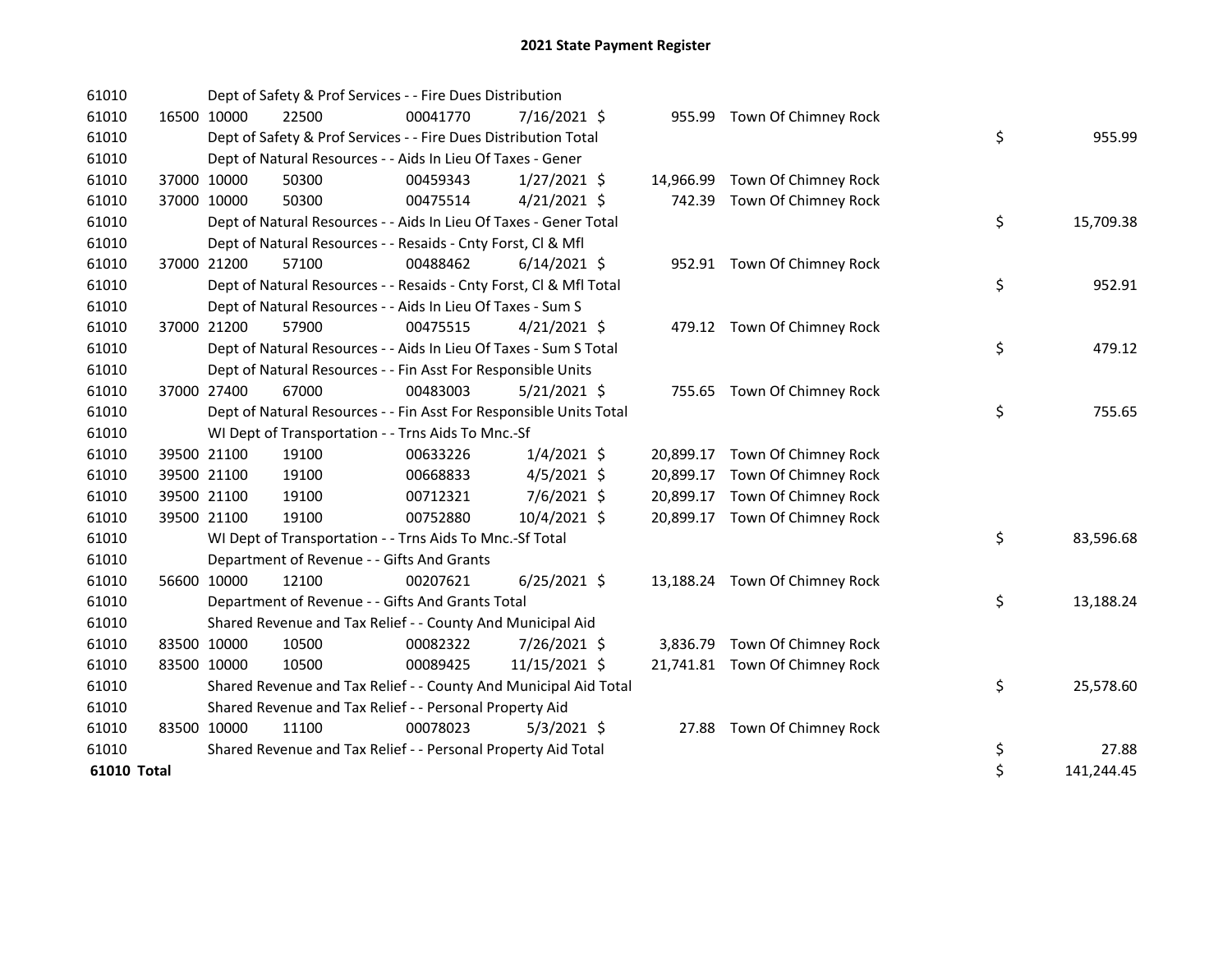# 2021 State Payment Register

| | | | | | | | | | |
|---|---|---|---|---|---|---|---|---|---|
| 61010 | | Dept of Safety & Prof Services - - Fire Dues Distribution | | | | | | | |
| 61010 | 16500 | 10000 | 22500 | 00041770 | 7/16/2021 | $ 955.99 | Town Of Chimney Rock | | |
| 61010 | | Dept of Safety & Prof Services - - Fire Dues Distribution Total | | | | | | $ | 955.99 |
| 61010 | | Dept of Natural Resources - - Aids In Lieu Of Taxes - Gener | | | | | | | |
| 61010 | 37000 | 10000 | 50300 | 00459343 | 1/27/2021 | $ 14,966.99 | Town Of Chimney Rock | | |
| 61010 | 37000 | 10000 | 50300 | 00475514 | 4/21/2021 | $ 742.39 | Town Of Chimney Rock | | |
| 61010 | | Dept of Natural Resources - - Aids In Lieu Of Taxes - Gener Total | | | | | | $ | 15,709.38 |
| 61010 | | Dept of Natural Resources - - Resaids - Cnty Forst, Cl & Mfl | | | | | | | |
| 61010 | 37000 | 21200 | 57100 | 00488462 | 6/14/2021 | $ 952.91 | Town Of Chimney Rock | | |
| 61010 | | Dept of Natural Resources - - Resaids - Cnty Forst, Cl & Mfl Total | | | | | | $ | 952.91 |
| 61010 | | Dept of Natural Resources - - Aids In Lieu Of Taxes - Sum S | | | | | | | |
| 61010 | 37000 | 21200 | 57900 | 00475515 | 4/21/2021 | $ 479.12 | Town Of Chimney Rock | | |
| 61010 | | Dept of Natural Resources - - Aids In Lieu Of Taxes - Sum S Total | | | | | | $ | 479.12 |
| 61010 | | Dept of Natural Resources - - Fin Asst For Responsible Units | | | | | | | |
| 61010 | 37000 | 27400 | 67000 | 00483003 | 5/21/2021 | $ 755.65 | Town Of Chimney Rock | | |
| 61010 | | Dept of Natural Resources - - Fin Asst For Responsible Units Total | | | | | | $ | 755.65 |
| 61010 | | WI Dept of Transportation - - Trns Aids To Mnc.-Sf | | | | | | | |
| 61010 | 39500 | 21100 | 19100 | 00633226 | 1/4/2021 | $ 20,899.17 | Town Of Chimney Rock | | |
| 61010 | 39500 | 21100 | 19100 | 00668833 | 4/5/2021 | $ 20,899.17 | Town Of Chimney Rock | | |
| 61010 | 39500 | 21100 | 19100 | 00712321 | 7/6/2021 | $ 20,899.17 | Town Of Chimney Rock | | |
| 61010 | 39500 | 21100 | 19100 | 00752880 | 10/4/2021 | $ 20,899.17 | Town Of Chimney Rock | | |
| 61010 | | WI Dept of Transportation - - Trns Aids To Mnc.-Sf Total | | | | | | $ | 83,596.68 |
| 61010 | | Department of Revenue - - Gifts And Grants | | | | | | | |
| 61010 | 56600 | 10000 | 12100 | 00207621 | 6/25/2021 | $ 13,188.24 | Town Of Chimney Rock | | |
| 61010 | | Department of Revenue - - Gifts And Grants Total | | | | | | $ | 13,188.24 |
| 61010 | | Shared Revenue and Tax Relief - - County And Municipal Aid | | | | | | | |
| 61010 | 83500 | 10000 | 10500 | 00082322 | 7/26/2021 | $ 3,836.79 | Town Of Chimney Rock | | |
| 61010 | 83500 | 10000 | 10500 | 00089425 | 11/15/2021 | $ 21,741.81 | Town Of Chimney Rock | | |
| 61010 | | Shared Revenue and Tax Relief - - County And Municipal Aid Total | | | | | | $ | 25,578.60 |
| 61010 | | Shared Revenue and Tax Relief - - Personal Property Aid | | | | | | | |
| 61010 | 83500 | 10000 | 11100 | 00078023 | 5/3/2021 | $ 27.88 | Town Of Chimney Rock | | |
| 61010 | | Shared Revenue and Tax Relief - - Personal Property Aid Total | | | | | | $ | 27.88 |
| **61010 Total** | | | | | | | | $ | 141,244.45 |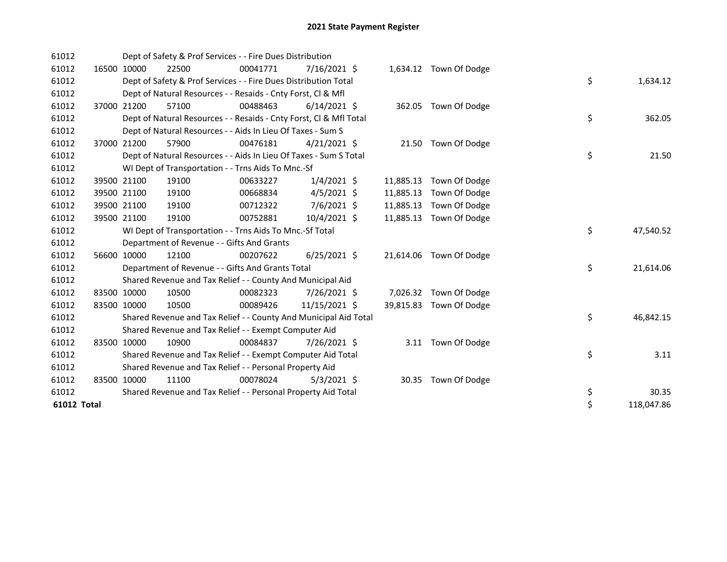# 2021 State Payment Register

| | | | | | | | | | |
|---|---|---|---|---|---|---|---|---|---|
| 61012 | | | Dept of Safety & Prof Services - - Fire Dues Distribution | | | | | | |
| 61012 | 16500 | 10000 | 22500 | 00041771 | 7/16/2021 | $ | 1,634.12 | Town Of Dodge | |
| 61012 | | | Dept of Safety & Prof Services - - Fire Dues Distribution Total | | | | | | $ 1,634.12 |
| 61012 | | | Dept of Natural Resources - - Resaids - Cnty Forst, Cl & Mfl | | | | | | |
| 61012 | 37000 | 21200 | 57100 | 00488463 | 6/14/2021 | $ | 362.05 | Town Of Dodge | |
| 61012 | | | Dept of Natural Resources - - Resaids - Cnty Forst, Cl & Mfl Total | | | | | | $ 362.05 |
| 61012 | | | Dept of Natural Resources - - Aids In Lieu Of Taxes - Sum S | | | | | | |
| 61012 | 37000 | 21200 | 57900 | 00476181 | 4/21/2021 | $ | 21.50 | Town Of Dodge | |
| 61012 | | | Dept of Natural Resources - - Aids In Lieu Of Taxes - Sum S Total | | | | | | $ 21.50 |
| 61012 | | | WI Dept of Transportation - - Trns Aids To Mnc.-Sf | | | | | | |
| 61012 | 39500 | 21100 | 19100 | 00633227 | 1/4/2021 | $ | 11,885.13 | Town Of Dodge | |
| 61012 | 39500 | 21100 | 19100 | 00668834 | 4/5/2021 | $ | 11,885.13 | Town Of Dodge | |
| 61012 | 39500 | 21100 | 19100 | 00712322 | 7/6/2021 | $ | 11,885.13 | Town Of Dodge | |
| 61012 | 39500 | 21100 | 19100 | 00752881 | 10/4/2021 | $ | 11,885.13 | Town Of Dodge | |
| 61012 | | | WI Dept of Transportation - - Trns Aids To Mnc.-Sf Total | | | | | | $ 47,540.52 |
| 61012 | | | Department of Revenue - - Gifts And Grants | | | | | | |
| 61012 | 56600 | 10000 | 12100 | 00207622 | 6/25/2021 | $ | 21,614.06 | Town Of Dodge | |
| 61012 | | | Department of Revenue - - Gifts And Grants Total | | | | | | $ 21,614.06 |
| 61012 | | | Shared Revenue and Tax Relief - - County And Municipal Aid | | | | | | |
| 61012 | 83500 | 10000 | 10500 | 00082323 | 7/26/2021 | $ | 7,026.32 | Town Of Dodge | |
| 61012 | 83500 | 10000 | 10500 | 00089426 | 11/15/2021 | $ | 39,815.83 | Town Of Dodge | |
| 61012 | | | Shared Revenue and Tax Relief - - County And Municipal Aid Total | | | | | | $ 46,842.15 |
| 61012 | | | Shared Revenue and Tax Relief - - Exempt Computer Aid | | | | | | |
| 61012 | 83500 | 10000 | 10900 | 00084837 | 7/26/2021 | $ | 3.11 | Town Of Dodge | |
| 61012 | | | Shared Revenue and Tax Relief - - Exempt Computer Aid Total | | | | | | $ 3.11 |
| 61012 | | | Shared Revenue and Tax Relief - - Personal Property Aid | | | | | | |
| 61012 | 83500 | 10000 | 11100 | 00078024 | 5/3/2021 | $ | 30.35 | Town Of Dodge | |
| 61012 | | | Shared Revenue and Tax Relief - - Personal Property Aid Total | | | | | | $ 30.35 |
| **61012 Total** | | | | | | | | | $ 118,047.86 |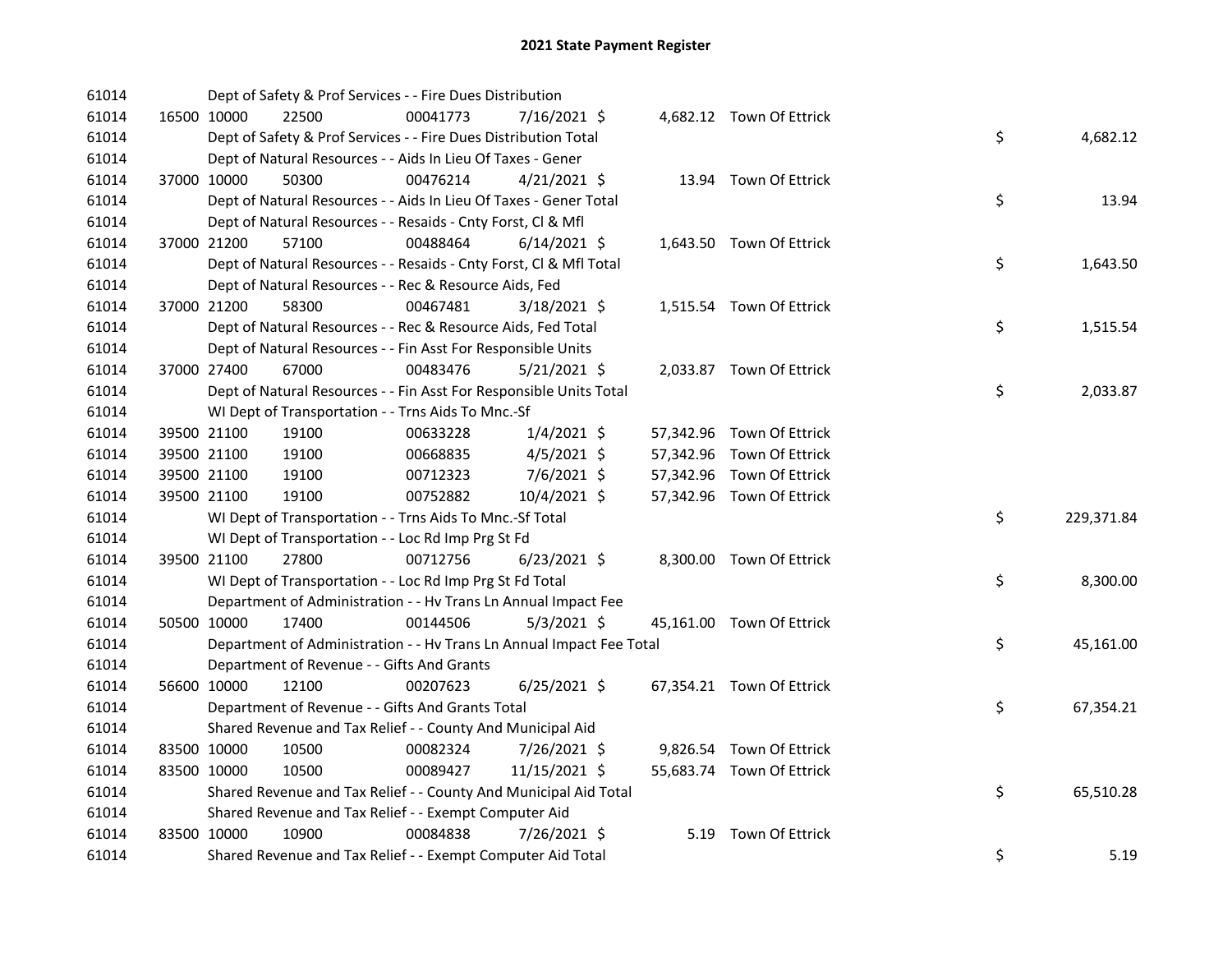# 2021 State Payment Register

| | | | | | | | | | |
|---|---|---|---|---|---|---|---|---|---|
| 61014 | | Dept of Safety & Prof Services - - Fire Dues Distribution | | | | | | | |
| 61014 | 16500 | 10000 | 22500 | 00041773 | 7/16/2021 $ | 4,682.12 | Town Of Ettrick | | |
| 61014 | | Dept of Safety & Prof Services - - Fire Dues Distribution Total | | | | | | $ | 4,682.12 |
| 61014 | | Dept of Natural Resources - - Aids In Lieu Of Taxes - Gener | | | | | | | |
| 61014 | 37000 | 10000 | 50300 | 00476214 | 4/21/2021 $ | 13.94 | Town Of Ettrick | | |
| 61014 | | Dept of Natural Resources - - Aids In Lieu Of Taxes - Gener Total | | | | | | $ | 13.94 |
| 61014 | | Dept of Natural Resources - - Resaids - Cnty Forst, Cl & Mfl | | | | | | | |
| 61014 | 37000 | 21200 | 57100 | 00488464 | 6/14/2021 $ | 1,643.50 | Town Of Ettrick | | |
| 61014 | | Dept of Natural Resources - - Resaids - Cnty Forst, Cl & Mfl Total | | | | | | $ | 1,643.50 |
| 61014 | | Dept of Natural Resources - - Rec & Resource Aids, Fed | | | | | | | |
| 61014 | 37000 | 21200 | 58300 | 00467481 | 3/18/2021 $ | 1,515.54 | Town Of Ettrick | | |
| 61014 | | Dept of Natural Resources - - Rec & Resource Aids, Fed Total | | | | | | $ | 1,515.54 |
| 61014 | | Dept of Natural Resources - - Fin Asst For Responsible Units | | | | | | | |
| 61014 | 37000 | 27400 | 67000 | 00483476 | 5/21/2021 $ | 2,033.87 | Town Of Ettrick | | |
| 61014 | | Dept of Natural Resources - - Fin Asst For Responsible Units Total | | | | | | $ | 2,033.87 |
| 61014 | | WI Dept of Transportation - - Trns Aids To Mnc.-Sf | | | | | | | |
| 61014 | 39500 | 21100 | 19100 | 00633228 | 1/4/2021 $ | 57,342.96 | Town Of Ettrick | | |
| 61014 | 39500 | 21100 | 19100 | 00668835 | 4/5/2021 $ | 57,342.96 | Town Of Ettrick | | |
| 61014 | 39500 | 21100 | 19100 | 00712323 | 7/6/2021 $ | 57,342.96 | Town Of Ettrick | | |
| 61014 | 39500 | 21100 | 19100 | 00752882 | 10/4/2021 $ | 57,342.96 | Town Of Ettrick | | |
| 61014 | | WI Dept of Transportation - - Trns Aids To Mnc.-Sf Total | | | | | | $ | 229,371.84 |
| 61014 | | WI Dept of Transportation - - Loc Rd Imp Prg St Fd | | | | | | | |
| 61014 | 39500 | 21100 | 27800 | 00712756 | 6/23/2021 $ | 8,300.00 | Town Of Ettrick | | |
| 61014 | | WI Dept of Transportation - - Loc Rd Imp Prg St Fd Total | | | | | | $ | 8,300.00 |
| 61014 | | Department of Administration - - Hv Trans Ln Annual Impact Fee | | | | | | | |
| 61014 | 50500 | 10000 | 17400 | 00144506 | 5/3/2021 $ | 45,161.00 | Town Of Ettrick | | |
| 61014 | | Department of Administration - - Hv Trans Ln Annual Impact Fee Total | | | | | | $ | 45,161.00 |
| 61014 | | Department of Revenue - - Gifts And Grants | | | | | | | |
| 61014 | 56600 | 10000 | 12100 | 00207623 | 6/25/2021 $ | 67,354.21 | Town Of Ettrick | | |
| 61014 | | Department of Revenue - - Gifts And Grants Total | | | | | | $ | 67,354.21 |
| 61014 | | Shared Revenue and Tax Relief - - County And Municipal Aid | | | | | | | |
| 61014 | 83500 | 10000 | 10500 | 00082324 | 7/26/2021 $ | 9,826.54 | Town Of Ettrick | | |
| 61014 | 83500 | 10000 | 10500 | 00089427 | 11/15/2021 $ | 55,683.74 | Town Of Ettrick | | |
| 61014 | | Shared Revenue and Tax Relief - - County And Municipal Aid Total | | | | | | $ | 65,510.28 |
| 61014 | | Shared Revenue and Tax Relief - - Exempt Computer Aid | | | | | | | |
| 61014 | 83500 | 10000 | 10900 | 00084838 | 7/26/2021 $ | 5.19 | Town Of Ettrick | | |
| 61014 | | Shared Revenue and Tax Relief - - Exempt Computer Aid Total | | | | | | $ | 5.19 |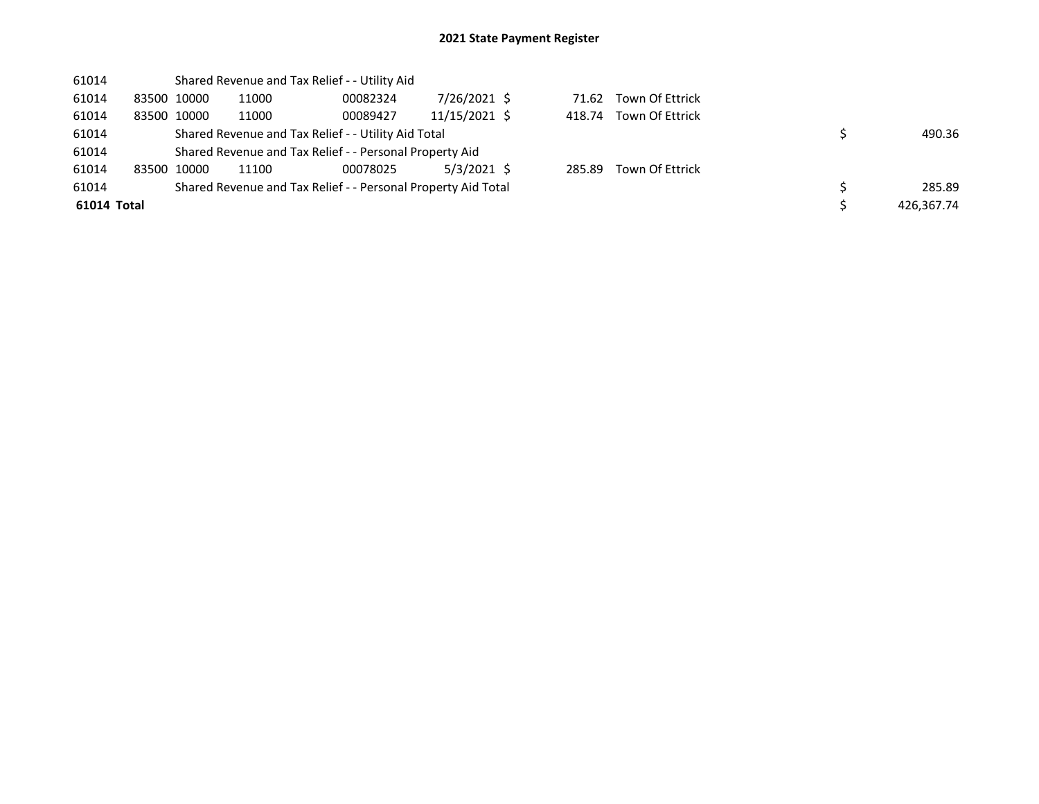## 2021 State Payment Register

| | | | | | | | | | |
|---|---|---|---|---|---|---|---|---|---|
| 61014 | | Shared Revenue and Tax Relief - - Utility Aid | | | | | | | |
| 61014 | 83500 | 10000 | 11000 | 00082324 | 7/26/2021 | $ | 71.62 | Town Of Ettrick | |
| 61014 | 83500 | 10000 | 11000 | 00089427 | 11/15/2021 | $ | 418.74 | Town Of Ettrick | |
| 61014 | | Shared Revenue and Tax Relief - - Utility Aid Total | | | | | | | $ 490.36 |
| 61014 | | Shared Revenue and Tax Relief - - Personal Property Aid | | | | | | | |
| 61014 | 83500 | 10000 | 11100 | 00078025 | 5/3/2021 | $ | 285.89 | Town Of Ettrick | |
| 61014 | | Shared Revenue and Tax Relief - - Personal Property Aid Total | | | | | | | $ 285.89 |
| **61014 Total** | | | | | | | | | $ 426,367.74 |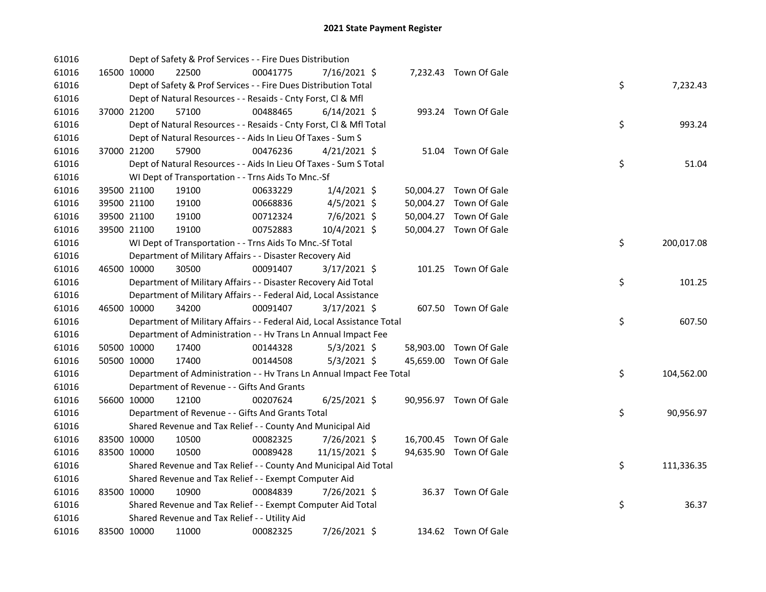# 2021 State Payment Register

| | | | | | | | | | |
|---|---|---|---|---|---|---|---|---|---|
| 61016 | | | Dept of Safety & Prof Services - - Fire Dues Distribution | | | | | | |
| 61016 | 16500 | 10000 | 22500 | 00041775 | 7/16/2021 | $ 7,232.43 | Town Of Gale | | |
| 61016 | | | Dept of Safety & Prof Services - - Fire Dues Distribution Total | | | | | $ | 7,232.43 |
| 61016 | | | Dept of Natural Resources - - Resaids - Cnty Forst, Cl & Mfl | | | | | | |
| 61016 | 37000 | 21200 | 57100 | 00488465 | 6/14/2021 | $ 993.24 | Town Of Gale | | |
| 61016 | | | Dept of Natural Resources - - Resaids - Cnty Forst, Cl & Mfl Total | | | | | $ | 993.24 |
| 61016 | | | Dept of Natural Resources - - Aids In Lieu Of Taxes - Sum S | | | | | | |
| 61016 | 37000 | 21200 | 57900 | 00476236 | 4/21/2021 | $ 51.04 | Town Of Gale | | |
| 61016 | | | Dept of Natural Resources - - Aids In Lieu Of Taxes - Sum S Total | | | | | $ | 51.04 |
| 61016 | | | WI Dept of Transportation - - Trns Aids To Mnc.-Sf | | | | | | |
| 61016 | 39500 | 21100 | 19100 | 00633229 | 1/4/2021 | $ 50,004.27 | Town Of Gale | | |
| 61016 | 39500 | 21100 | 19100 | 00668836 | 4/5/2021 | $ 50,004.27 | Town Of Gale | | |
| 61016 | 39500 | 21100 | 19100 | 00712324 | 7/6/2021 | $ 50,004.27 | Town Of Gale | | |
| 61016 | 39500 | 21100 | 19100 | 00752883 | 10/4/2021 | $ 50,004.27 | Town Of Gale | | |
| 61016 | | | WI Dept of Transportation - - Trns Aids To Mnc.-Sf Total | | | | | $ | 200,017.08 |
| 61016 | | | Department of Military Affairs - - Disaster Recovery Aid | | | | | | |
| 61016 | 46500 | 10000 | 30500 | 00091407 | 3/17/2021 | $ 101.25 | Town Of Gale | | |
| 61016 | | | Department of Military Affairs - - Disaster Recovery Aid Total | | | | | $ | 101.25 |
| 61016 | | | Department of Military Affairs - - Federal Aid, Local Assistance | | | | | | |
| 61016 | 46500 | 10000 | 34200 | 00091407 | 3/17/2021 | $ 607.50 | Town Of Gale | | |
| 61016 | | | Department of Military Affairs - - Federal Aid, Local Assistance Total | | | | | $ | 607.50 |
| 61016 | | | Department of Administration - - Hv Trans Ln Annual Impact Fee | | | | | | |
| 61016 | 50500 | 10000 | 17400 | 00144328 | 5/3/2021 | $ 58,903.00 | Town Of Gale | | |
| 61016 | 50500 | 10000 | 17400 | 00144508 | 5/3/2021 | $ 45,659.00 | Town Of Gale | | |
| 61016 | | | Department of Administration - - Hv Trans Ln Annual Impact Fee Total | | | | | $ | 104,562.00 |
| 61016 | | | Department of Revenue - - Gifts And Grants | | | | | | |
| 61016 | 56600 | 10000 | 12100 | 00207624 | 6/25/2021 | $ 90,956.97 | Town Of Gale | | |
| 61016 | | | Department of Revenue - - Gifts And Grants Total | | | | | $ | 90,956.97 |
| 61016 | | | Shared Revenue and Tax Relief - - County And Municipal Aid | | | | | | |
| 61016 | 83500 | 10000 | 10500 | 00082325 | 7/26/2021 | $ 16,700.45 | Town Of Gale | | |
| 61016 | 83500 | 10000 | 10500 | 00089428 | 11/15/2021 | $ 94,635.90 | Town Of Gale | | |
| 61016 | | | Shared Revenue and Tax Relief - - County And Municipal Aid Total | | | | | $ | 111,336.35 |
| 61016 | | | Shared Revenue and Tax Relief - - Exempt Computer Aid | | | | | | |
| 61016 | 83500 | 10000 | 10900 | 00084839 | 7/26/2021 | $ 36.37 | Town Of Gale | | |
| 61016 | | | Shared Revenue and Tax Relief - - Exempt Computer Aid Total | | | | | $ | 36.37 |
| 61016 | | | Shared Revenue and Tax Relief - - Utility Aid | | | | | | |
| 61016 | 83500 | 10000 | 11000 | 00082325 | 7/26/2021 | $ 134.62 | Town Of Gale | | |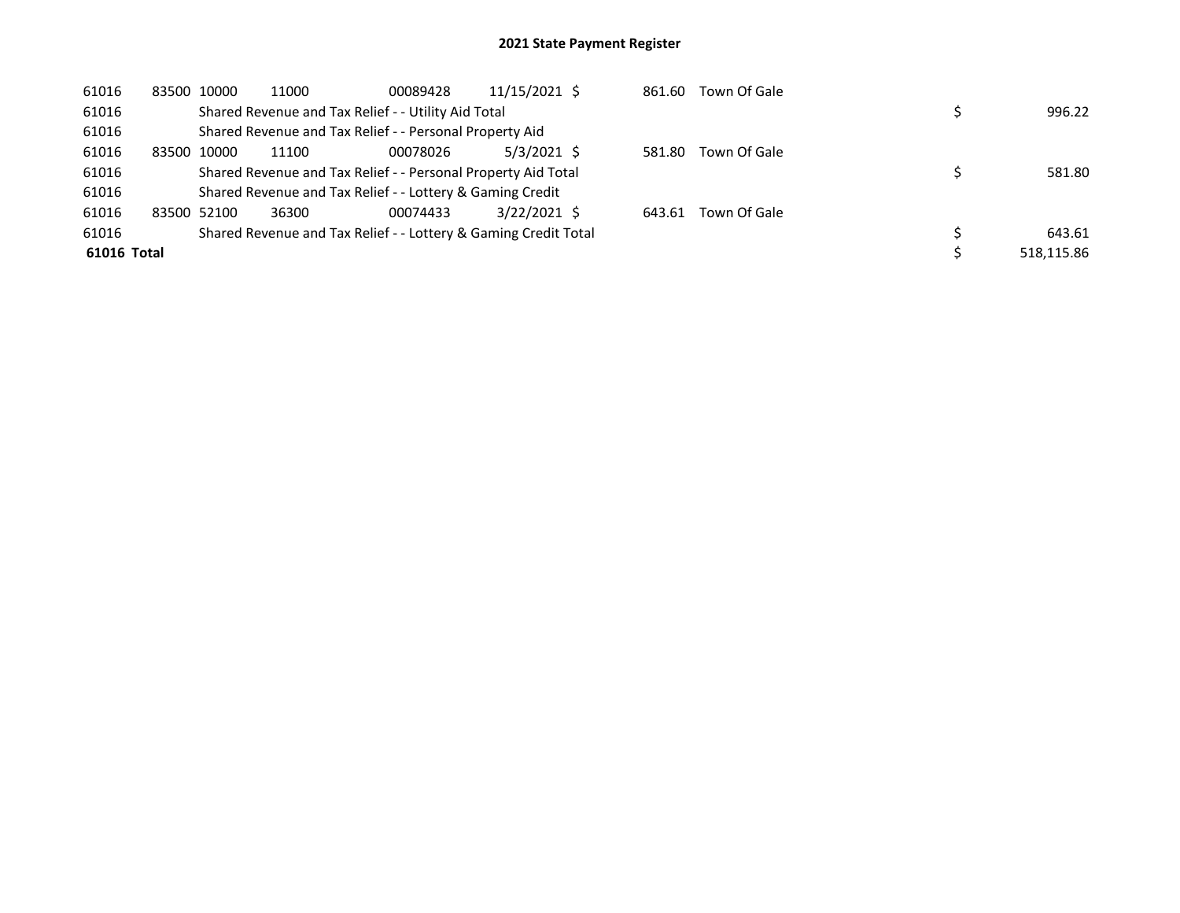# 2021 State Payment Register

| | | | | | | | | | |
|---|---|---|---|---|---|---|---|---|---|
| 61016 | 83500 | 10000 | 11000 | 00089428 | 11/15/2021 | $ | 861.60 | Town Of Gale | |
| 61016 | | Shared Revenue and Tax Relief - - Utility Aid Total | | | | | | | $ 996.22 |
| 61016 | | Shared Revenue and Tax Relief - - Personal Property Aid | | | | | | | |
| 61016 | 83500 | 10000 | 11100 | 00078026 | 5/3/2021 | $ | 581.80 | Town Of Gale | |
| 61016 | | Shared Revenue and Tax Relief - - Personal Property Aid Total | | | | | | | $ 581.80 |
| 61016 | | Shared Revenue and Tax Relief - - Lottery & Gaming Credit | | | | | | | |
| 61016 | 83500 | 52100 | 36300 | 00074433 | 3/22/2021 | $ | 643.61 | Town Of Gale | |
| 61016 | | Shared Revenue and Tax Relief - - Lottery & Gaming Credit Total | | | | | | | $ 643.61 |
| **61016 Total** | | | | | | | | | $ 518,115.86 |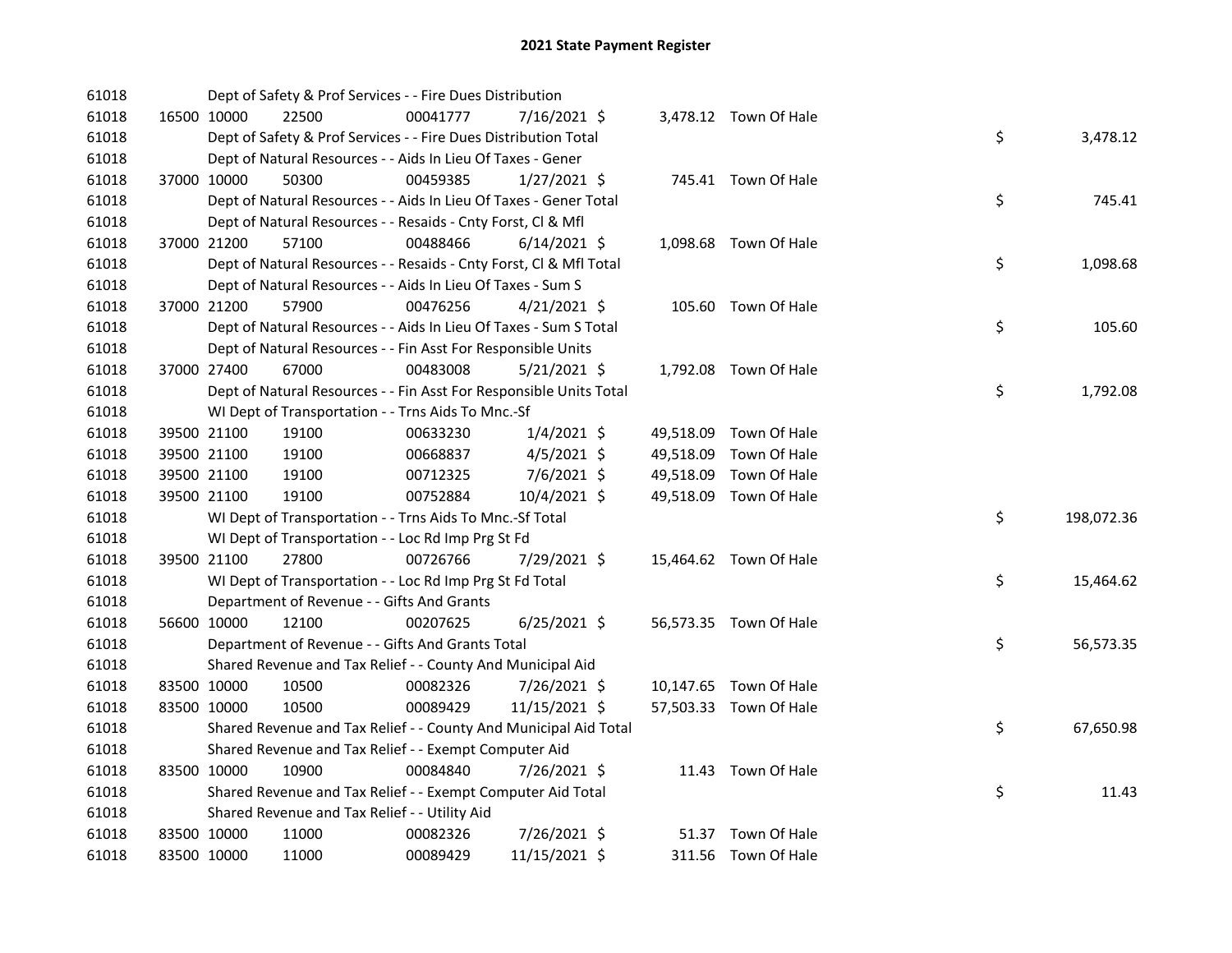# 2021 State Payment Register

| | | | | | | | | | |
|---|---|---|---|---|---|---|---|---|---|
| 61018 | | | Dept of Safety & Prof Services - - Fire Dues Distribution | | | | | | |
| 61018 | 16500 | 10000 | 22500 | 00041777 | 7/16/2021 | $ 3,478.12 | Town Of Hale | | |
| 61018 | | | Dept of Safety & Prof Services - - Fire Dues Distribution Total | | | | | $ | 3,478.12 |
| 61018 | | | Dept of Natural Resources - - Aids In Lieu Of Taxes - Gener | | | | | | |
| 61018 | 37000 | 10000 | 50300 | 00459385 | 1/27/2021 | $ 745.41 | Town Of Hale | | |
| 61018 | | | Dept of Natural Resources - - Aids In Lieu Of Taxes - Gener Total | | | | | $ | 745.41 |
| 61018 | | | Dept of Natural Resources - - Resaids - Cnty Forst, Cl & Mfl | | | | | | |
| 61018 | 37000 | 21200 | 57100 | 00488466 | 6/14/2021 | $ 1,098.68 | Town Of Hale | | |
| 61018 | | | Dept of Natural Resources - - Resaids - Cnty Forst, Cl & Mfl Total | | | | | $ | 1,098.68 |
| 61018 | | | Dept of Natural Resources - - Aids In Lieu Of Taxes - Sum S | | | | | | |
| 61018 | 37000 | 21200 | 57900 | 00476256 | 4/21/2021 | $ 105.60 | Town Of Hale | | |
| 61018 | | | Dept of Natural Resources - - Aids In Lieu Of Taxes - Sum S Total | | | | | $ | 105.60 |
| 61018 | | | Dept of Natural Resources - - Fin Asst For Responsible Units | | | | | | |
| 61018 | 37000 | 27400 | 67000 | 00483008 | 5/21/2021 | $ 1,792.08 | Town Of Hale | | |
| 61018 | | | Dept of Natural Resources - - Fin Asst For Responsible Units Total | | | | | $ | 1,792.08 |
| 61018 | | | WI Dept of Transportation - - Trns Aids To Mnc.-Sf | | | | | | |
| 61018 | 39500 | 21100 | 19100 | 00633230 | 1/4/2021 | $ 49,518.09 | Town Of Hale | | |
| 61018 | 39500 | 21100 | 19100 | 00668837 | 4/5/2021 | $ 49,518.09 | Town Of Hale | | |
| 61018 | 39500 | 21100 | 19100 | 00712325 | 7/6/2021 | $ 49,518.09 | Town Of Hale | | |
| 61018 | 39500 | 21100 | 19100 | 00752884 | 10/4/2021 | $ 49,518.09 | Town Of Hale | | |
| 61018 | | | WI Dept of Transportation - - Trns Aids To Mnc.-Sf Total | | | | | $ | 198,072.36 |
| 61018 | | | WI Dept of Transportation - - Loc Rd Imp Prg St Fd | | | | | | |
| 61018 | 39500 | 21100 | 27800 | 00726766 | 7/29/2021 | $ 15,464.62 | Town Of Hale | | |
| 61018 | | | WI Dept of Transportation - - Loc Rd Imp Prg St Fd Total | | | | | $ | 15,464.62 |
| 61018 | | | Department of Revenue - - Gifts And Grants | | | | | | |
| 61018 | 56600 | 10000 | 12100 | 00207625 | 6/25/2021 | $ 56,573.35 | Town Of Hale | | |
| 61018 | | | Department of Revenue - - Gifts And Grants Total | | | | | $ | 56,573.35 |
| 61018 | | | Shared Revenue and Tax Relief - - County And Municipal Aid | | | | | | |
| 61018 | 83500 | 10000 | 10500 | 00082326 | 7/26/2021 | $ 10,147.65 | Town Of Hale | | |
| 61018 | 83500 | 10000 | 10500 | 00089429 | 11/15/2021 | $ 57,503.33 | Town Of Hale | | |
| 61018 | | | Shared Revenue and Tax Relief - - County And Municipal Aid Total | | | | | $ | 67,650.98 |
| 61018 | | | Shared Revenue and Tax Relief - - Exempt Computer Aid | | | | | | |
| 61018 | 83500 | 10000 | 10900 | 00084840 | 7/26/2021 | $ 11.43 | Town Of Hale | | |
| 61018 | | | Shared Revenue and Tax Relief - - Exempt Computer Aid Total | | | | | $ | 11.43 |
| 61018 | | | Shared Revenue and Tax Relief - - Utility Aid | | | | | | |
| 61018 | 83500 | 10000 | 11000 | 00082326 | 7/26/2021 | $ 51.37 | Town Of Hale | | |
| 61018 | 83500 | 10000 | 11000 | 00089429 | 11/15/2021 | $ 311.56 | Town Of Hale | | |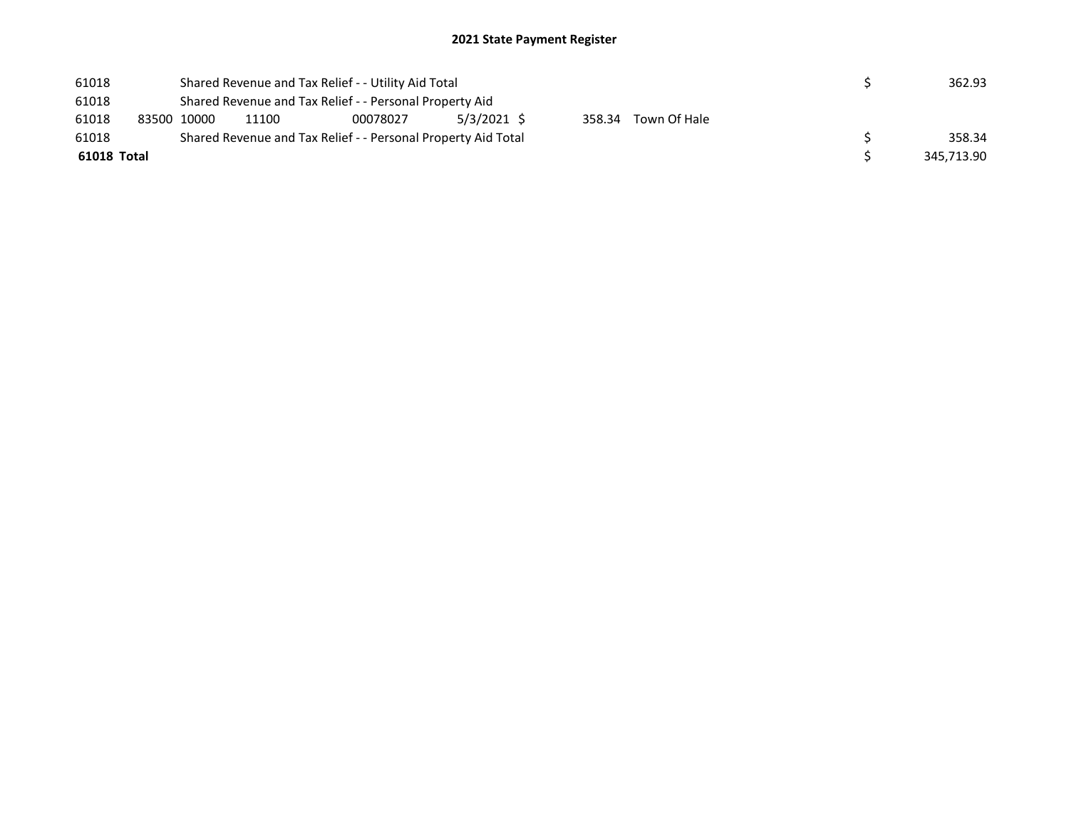# 2021 State Payment Register

| | | | | | | | | | |
|---|---|---|---|---|---|---|---|---|---|
| 61018 | | Shared Revenue and Tax Relief - - Utility Aid Total | | | | | | $ | 362.93 |
| 61018 | | Shared Revenue and Tax Relief - - Personal Property Aid | | | | | | | |
| 61018 | 83500 | 10000 | 11100 | 00078027 | 5/3/2021 | $ 358.34 | Town Of Hale | | |
| 61018 | | Shared Revenue and Tax Relief - - Personal Property Aid Total | | | | | | $ | 358.34 |
| **61018 Total** | | | | | | | | $ | 345,713.90 |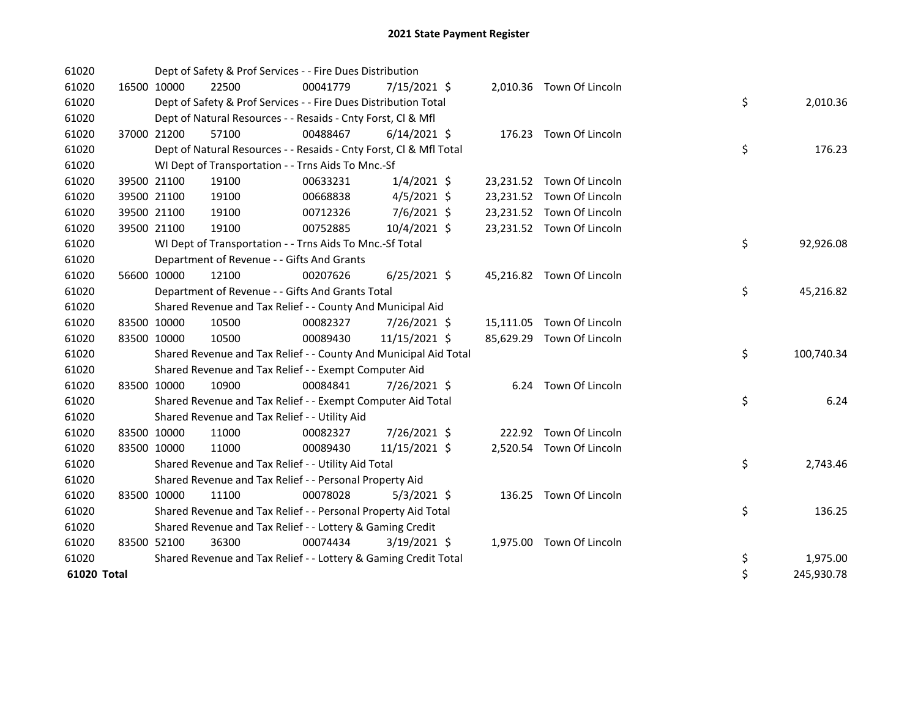# 2021 State Payment Register

| | | | | | | | | | |
|---|---|---|---|---|---|---|---|---|---|
| 61020 | | | Dept of Safety & Prof Services - - Fire Dues Distribution | | | | | | |
| 61020 | 16500 | 10000 | 22500 | 00041779 | 7/15/2021 | $ | 2,010.36 | Town Of Lincoln | |
| 61020 | | | Dept of Safety & Prof Services - - Fire Dues Distribution Total | | | | | | $ 2,010.36 |
| 61020 | | | Dept of Natural Resources - - Resaids - Cnty Forst, Cl & Mfl | | | | | | |
| 61020 | 37000 | 21200 | 57100 | 00488467 | 6/14/2021 | $ | 176.23 | Town Of Lincoln | |
| 61020 | | | Dept of Natural Resources - - Resaids - Cnty Forst, Cl & Mfl Total | | | | | | $ 176.23 |
| 61020 | | | WI Dept of Transportation - - Trns Aids To Mnc.-Sf | | | | | | |
| 61020 | 39500 | 21100 | 19100 | 00633231 | 1/4/2021 | $ | 23,231.52 | Town Of Lincoln | |
| 61020 | 39500 | 21100 | 19100 | 00668838 | 4/5/2021 | $ | 23,231.52 | Town Of Lincoln | |
| 61020 | 39500 | 21100 | 19100 | 00712326 | 7/6/2021 | $ | 23,231.52 | Town Of Lincoln | |
| 61020 | 39500 | 21100 | 19100 | 00752885 | 10/4/2021 | $ | 23,231.52 | Town Of Lincoln | |
| 61020 | | | WI Dept of Transportation - - Trns Aids To Mnc.-Sf Total | | | | | | $ 92,926.08 |
| 61020 | | | Department of Revenue - - Gifts And Grants | | | | | | |
| 61020 | 56600 | 10000 | 12100 | 00207626 | 6/25/2021 | $ | 45,216.82 | Town Of Lincoln | |
| 61020 | | | Department of Revenue - - Gifts And Grants Total | | | | | | $ 45,216.82 |
| 61020 | | | Shared Revenue and Tax Relief - - County And Municipal Aid | | | | | | |
| 61020 | 83500 | 10000 | 10500 | 00082327 | 7/26/2021 | $ | 15,111.05 | Town Of Lincoln | |
| 61020 | 83500 | 10000 | 10500 | 00089430 | 11/15/2021 | $ | 85,629.29 | Town Of Lincoln | |
| 61020 | | | Shared Revenue and Tax Relief - - County And Municipal Aid Total | | | | | | $ 100,740.34 |
| 61020 | | | Shared Revenue and Tax Relief - - Exempt Computer Aid | | | | | | |
| 61020 | 83500 | 10000 | 10900 | 00084841 | 7/26/2021 | $ | 6.24 | Town Of Lincoln | |
| 61020 | | | Shared Revenue and Tax Relief - - Exempt Computer Aid Total | | | | | | $ 6.24 |
| 61020 | | | Shared Revenue and Tax Relief - - Utility Aid | | | | | | |
| 61020 | 83500 | 10000 | 11000 | 00082327 | 7/26/2021 | $ | 222.92 | Town Of Lincoln | |
| 61020 | 83500 | 10000 | 11000 | 00089430 | 11/15/2021 | $ | 2,520.54 | Town Of Lincoln | |
| 61020 | | | Shared Revenue and Tax Relief - - Utility Aid Total | | | | | | $ 2,743.46 |
| 61020 | | | Shared Revenue and Tax Relief - - Personal Property Aid | | | | | | |
| 61020 | 83500 | 10000 | 11100 | 00078028 | 5/3/2021 | $ | 136.25 | Town Of Lincoln | |
| 61020 | | | Shared Revenue and Tax Relief - - Personal Property Aid Total | | | | | | $ 136.25 |
| 61020 | | | Shared Revenue and Tax Relief - - Lottery & Gaming Credit | | | | | | |
| 61020 | 83500 | 52100 | 36300 | 00074434 | 3/19/2021 | $ | 1,975.00 | Town Of Lincoln | |
| 61020 | | | Shared Revenue and Tax Relief - - Lottery & Gaming Credit Total | | | | | | $ 1,975.00 |
| **61020 Total** | | | | | | | | | $ 245,930.78 |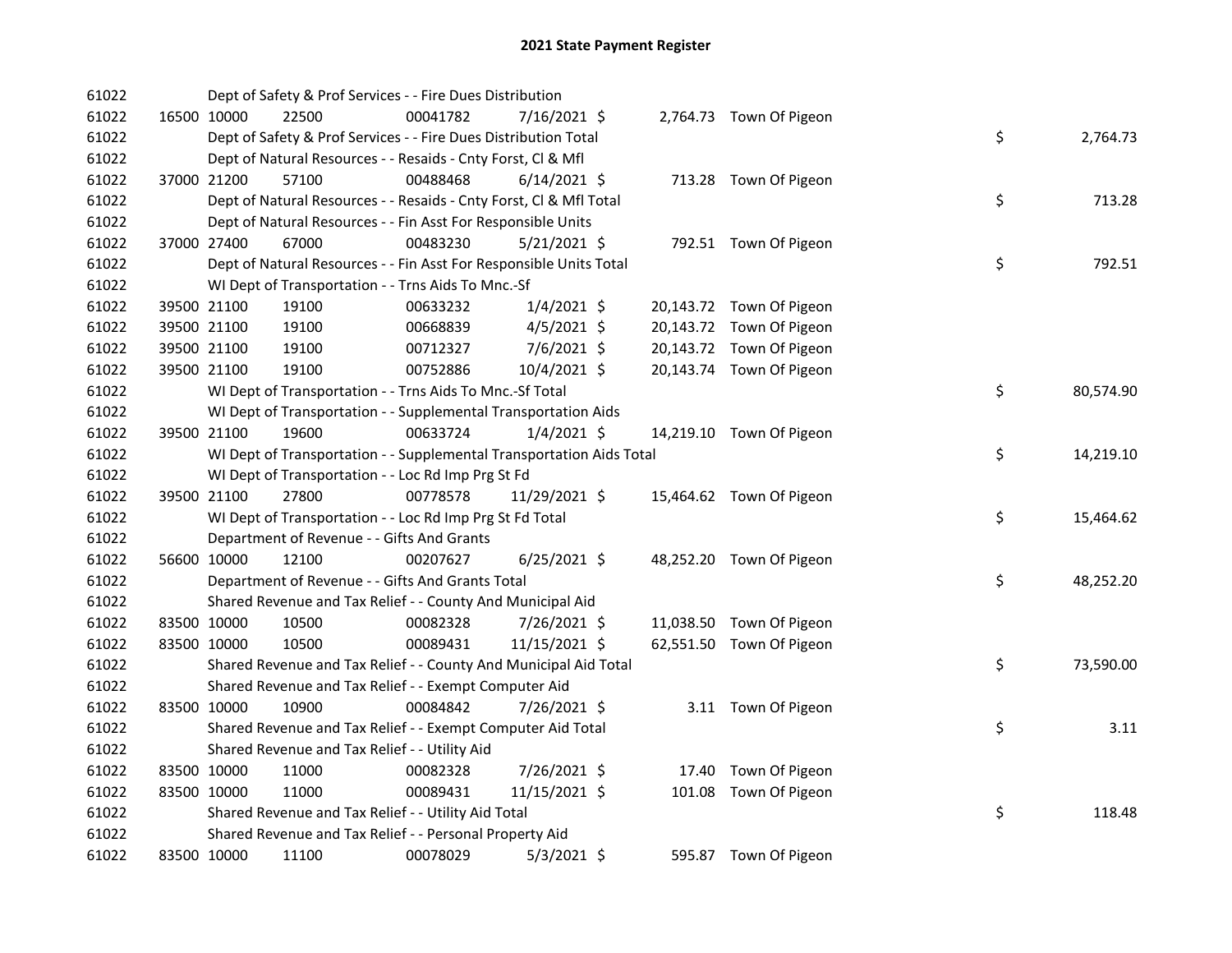# 2021 State Payment Register

| | | | | | | | | |
|---|---|---|---|---|---|---|---|---|
| 61022 | | | Dept of Safety & Prof Services - - Fire Dues Distribution | | | | | |
| 61022 | 16500 10000 | 22500 | 00041782 | 7/16/2021 $ | 2,764.73 | Town Of Pigeon | | |
| 61022 | | | Dept of Safety & Prof Services - - Fire Dues Distribution Total | | | | $ | 2,764.73 |
| 61022 | | | Dept of Natural Resources - - Resaids - Cnty Forst, Cl & Mfl | | | | | |
| 61022 | 37000 21200 | 57100 | 00488468 | 6/14/2021 $ | 713.28 | Town Of Pigeon | | |
| 61022 | | | Dept of Natural Resources - - Resaids - Cnty Forst, Cl & Mfl Total | | | | $ | 713.28 |
| 61022 | | | Dept of Natural Resources - - Fin Asst For Responsible Units | | | | | |
| 61022 | 37000 27400 | 67000 | 00483230 | 5/21/2021 $ | 792.51 | Town Of Pigeon | | |
| 61022 | | | Dept of Natural Resources - - Fin Asst For Responsible Units Total | | | | $ | 792.51 |
| 61022 | | | WI Dept of Transportation - - Trns Aids To Mnc.-Sf | | | | | |
| 61022 | 39500 21100 | 19100 | 00633232 | 1/4/2021 $ | 20,143.72 | Town Of Pigeon | | |
| 61022 | 39500 21100 | 19100 | 00668839 | 4/5/2021 $ | 20,143.72 | Town Of Pigeon | | |
| 61022 | 39500 21100 | 19100 | 00712327 | 7/6/2021 $ | 20,143.72 | Town Of Pigeon | | |
| 61022 | 39500 21100 | 19100 | 00752886 | 10/4/2021 $ | 20,143.74 | Town Of Pigeon | | |
| 61022 | | | WI Dept of Transportation - - Trns Aids To Mnc.-Sf Total | | | | $ | 80,574.90 |
| 61022 | | | WI Dept of Transportation - - Supplemental Transportation Aids | | | | | |
| 61022 | 39500 21100 | 19600 | 00633724 | 1/4/2021 $ | 14,219.10 | Town Of Pigeon | | |
| 61022 | | | WI Dept of Transportation - - Supplemental Transportation Aids Total | | | | $ | 14,219.10 |
| 61022 | | | WI Dept of Transportation - - Loc Rd Imp Prg St Fd | | | | | |
| 61022 | 39500 21100 | 27800 | 00778578 | 11/29/2021 $ | 15,464.62 | Town Of Pigeon | | |
| 61022 | | | WI Dept of Transportation - - Loc Rd Imp Prg St Fd Total | | | | $ | 15,464.62 |
| 61022 | | | Department of Revenue - - Gifts And Grants | | | | | |
| 61022 | 56600 10000 | 12100 | 00207627 | 6/25/2021 $ | 48,252.20 | Town Of Pigeon | | |
| 61022 | | | Department of Revenue - - Gifts And Grants Total | | | | $ | 48,252.20 |
| 61022 | | | Shared Revenue and Tax Relief - - County And Municipal Aid | | | | | |
| 61022 | 83500 10000 | 10500 | 00082328 | 7/26/2021 $ | 11,038.50 | Town Of Pigeon | | |
| 61022 | 83500 10000 | 10500 | 00089431 | 11/15/2021 $ | 62,551.50 | Town Of Pigeon | | |
| 61022 | | | Shared Revenue and Tax Relief - - County And Municipal Aid Total | | | | $ | 73,590.00 |
| 61022 | | | Shared Revenue and Tax Relief - - Exempt Computer Aid | | | | | |
| 61022 | 83500 10000 | 10900 | 00084842 | 7/26/2021 $ | 3.11 | Town Of Pigeon | | |
| 61022 | | | Shared Revenue and Tax Relief - - Exempt Computer Aid Total | | | | $ | 3.11 |
| 61022 | | | Shared Revenue and Tax Relief - - Utility Aid | | | | | |
| 61022 | 83500 10000 | 11000 | 00082328 | 7/26/2021 $ | 17.40 | Town Of Pigeon | | |
| 61022 | 83500 10000 | 11000 | 00089431 | 11/15/2021 $ | 101.08 | Town Of Pigeon | | |
| 61022 | | | Shared Revenue and Tax Relief - - Utility Aid Total | | | | $ | 118.48 |
| 61022 | | | Shared Revenue and Tax Relief - - Personal Property Aid | | | | | |
| 61022 | 83500 10000 | 11100 | 00078029 | 5/3/2021 $ | 595.87 | Town Of Pigeon | | |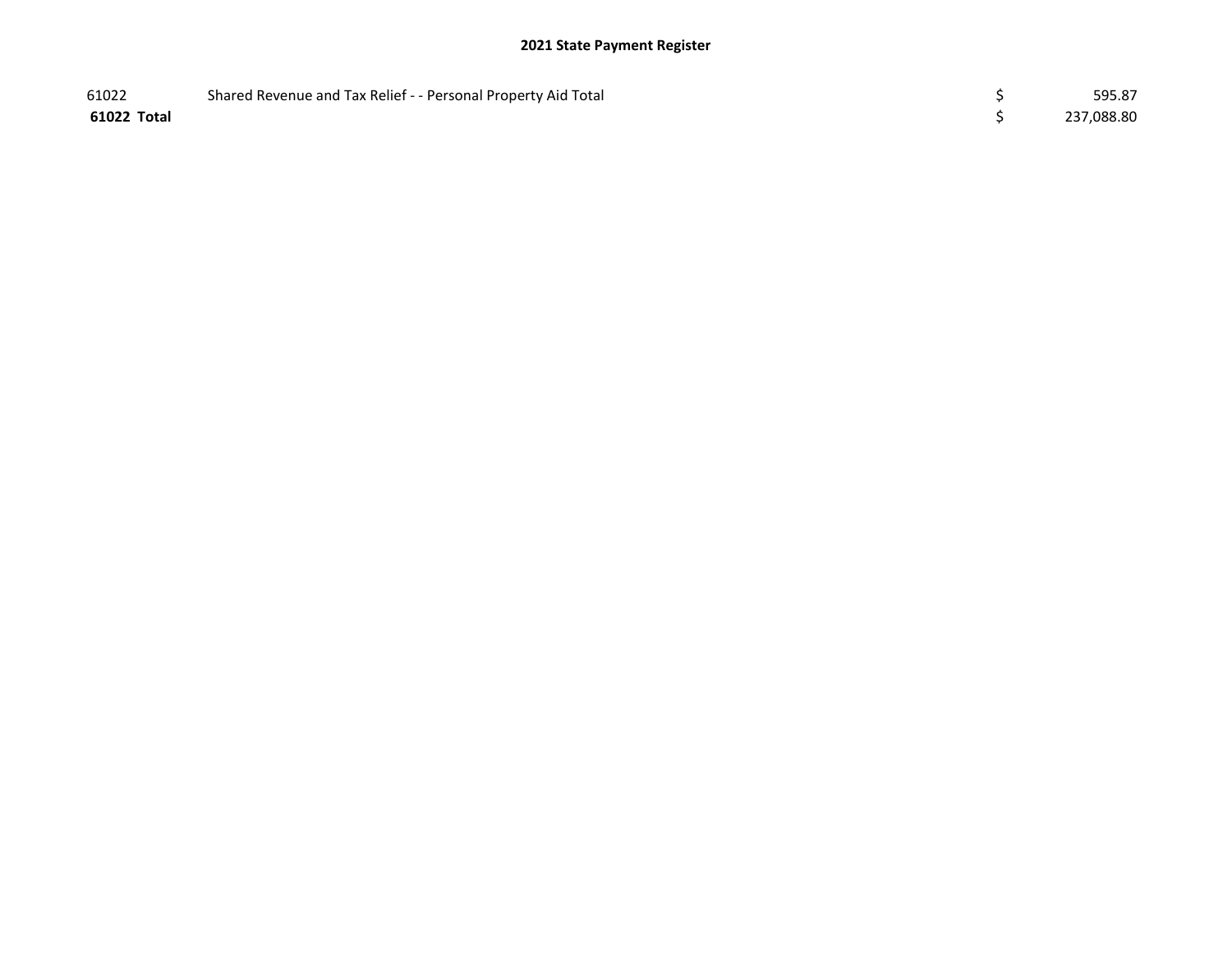**2021 State Payment Register**

| | | | |
|---|---|---|---|
| 61022 | Shared Revenue and Tax Relief - - Personal Property Aid Total | $ | 595.87 |
| **61022 Total** | | $ | 237,088.80 |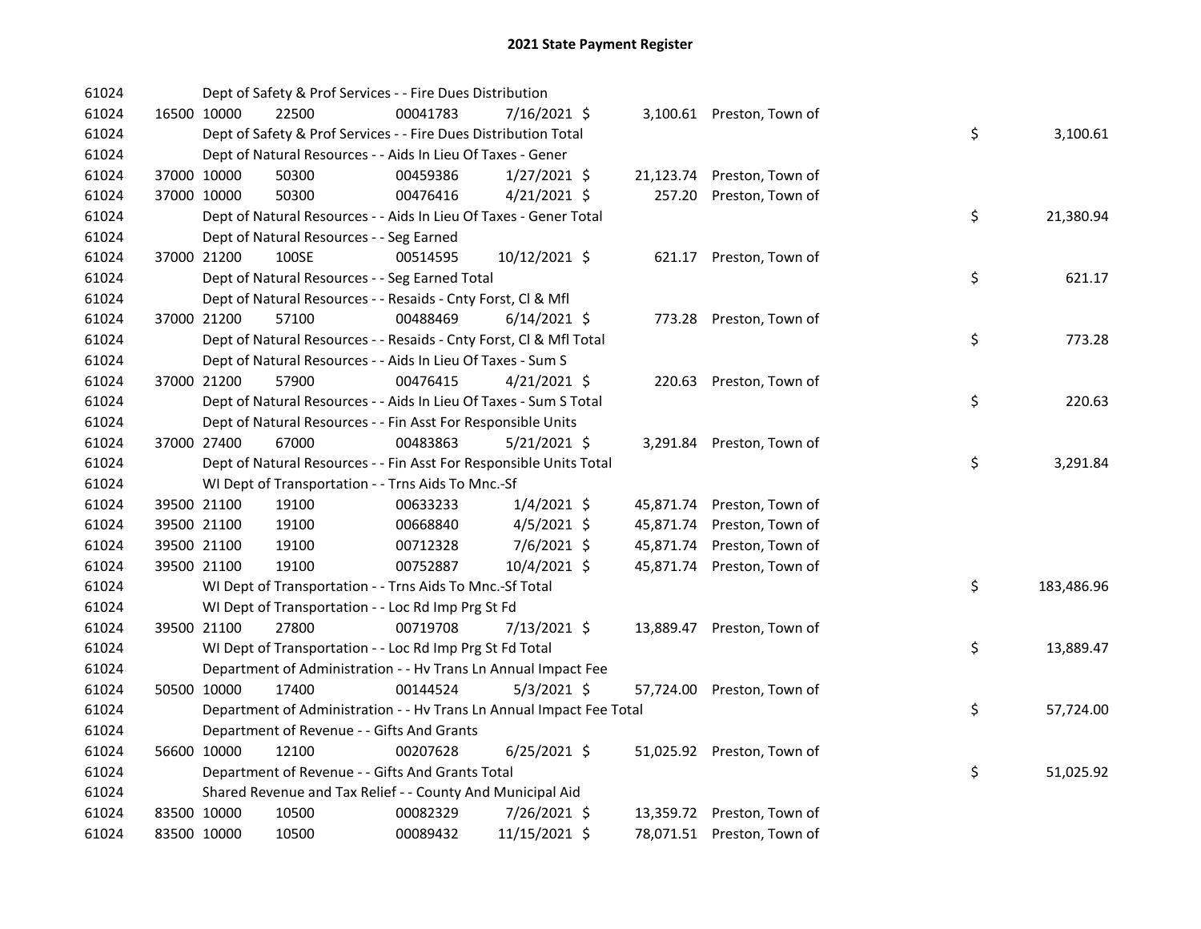# 2021 State Payment Register

| | | | | | | | | | |
|---|---|---|---|---|---|---|---|---|---|
| 61024 | | | Dept of Safety & Prof Services - - Fire Dues Distribution | | | | | | |
| 61024 | 16500 | 10000 | 22500 | 00041783 | 7/16/2021 | $ | 3,100.61 | Preston, Town of | |
| 61024 | | | Dept of Safety & Prof Services - - Fire Dues Distribution Total | | | | | | $ 3,100.61 |
| 61024 | | | Dept of Natural Resources - - Aids In Lieu Of Taxes - Gener | | | | | | |
| 61024 | 37000 | 10000 | 50300 | 00459386 | 1/27/2021 | $ | 21,123.74 | Preston, Town of | |
| 61024 | 37000 | 10000 | 50300 | 00476416 | 4/21/2021 | $ | 257.20 | Preston, Town of | |
| 61024 | | | Dept of Natural Resources - - Aids In Lieu Of Taxes - Gener Total | | | | | | $ 21,380.94 |
| 61024 | | | Dept of Natural Resources - - Seg Earned | | | | | | |
| 61024 | 37000 | 21200 | 100SE | 00514595 | 10/12/2021 | $ | 621.17 | Preston, Town of | |
| 61024 | | | Dept of Natural Resources - - Seg Earned Total | | | | | | $ 621.17 |
| 61024 | | | Dept of Natural Resources - - Resaids - Cnty Forst, Cl & Mfl | | | | | | |
| 61024 | 37000 | 21200 | 57100 | 00488469 | 6/14/2021 | $ | 773.28 | Preston, Town of | |
| 61024 | | | Dept of Natural Resources - - Resaids - Cnty Forst, Cl & Mfl Total | | | | | | $ 773.28 |
| 61024 | | | Dept of Natural Resources - - Aids In Lieu Of Taxes - Sum S | | | | | | |
| 61024 | 37000 | 21200 | 57900 | 00476415 | 4/21/2021 | $ | 220.63 | Preston, Town of | |
| 61024 | | | Dept of Natural Resources - - Aids In Lieu Of Taxes - Sum S Total | | | | | | $ 220.63 |
| 61024 | | | Dept of Natural Resources - - Fin Asst For Responsible Units | | | | | | |
| 61024 | 37000 | 27400 | 67000 | 00483863 | 5/21/2021 | $ | 3,291.84 | Preston, Town of | |
| 61024 | | | Dept of Natural Resources - - Fin Asst For Responsible Units Total | | | | | | $ 3,291.84 |
| 61024 | | | WI Dept of Transportation - - Trns Aids To Mnc.-Sf | | | | | | |
| 61024 | 39500 | 21100 | 19100 | 00633233 | 1/4/2021 | $ | 45,871.74 | Preston, Town of | |
| 61024 | 39500 | 21100 | 19100 | 00668840 | 4/5/2021 | $ | 45,871.74 | Preston, Town of | |
| 61024 | 39500 | 21100 | 19100 | 00712328 | 7/6/2021 | $ | 45,871.74 | Preston, Town of | |
| 61024 | 39500 | 21100 | 19100 | 00752887 | 10/4/2021 | $ | 45,871.74 | Preston, Town of | |
| 61024 | | | WI Dept of Transportation - - Trns Aids To Mnc.-Sf Total | | | | | | $ 183,486.96 |
| 61024 | | | WI Dept of Transportation - - Loc Rd Imp Prg St Fd | | | | | | |
| 61024 | 39500 | 21100 | 27800 | 00719708 | 7/13/2021 | $ | 13,889.47 | Preston, Town of | |
| 61024 | | | WI Dept of Transportation - - Loc Rd Imp Prg St Fd Total | | | | | | $ 13,889.47 |
| 61024 | | | Department of Administration - - Hv Trans Ln Annual Impact Fee | | | | | | |
| 61024 | 50500 | 10000 | 17400 | 00144524 | 5/3/2021 | $ | 57,724.00 | Preston, Town of | |
| 61024 | | | Department of Administration - - Hv Trans Ln Annual Impact Fee Total | | | | | | $ 57,724.00 |
| 61024 | | | Department of Revenue - - Gifts And Grants | | | | | | |
| 61024 | 56600 | 10000 | 12100 | 00207628 | 6/25/2021 | $ | 51,025.92 | Preston, Town of | |
| 61024 | | | Department of Revenue - - Gifts And Grants Total | | | | | | $ 51,025.92 |
| 61024 | | | Shared Revenue and Tax Relief - - County And Municipal Aid | | | | | | |
| 61024 | 83500 | 10000 | 10500 | 00082329 | 7/26/2021 | $ | 13,359.72 | Preston, Town of | |
| 61024 | 83500 | 10000 | 10500 | 00089432 | 11/15/2021 | $ | 78,071.51 | Preston, Town of | |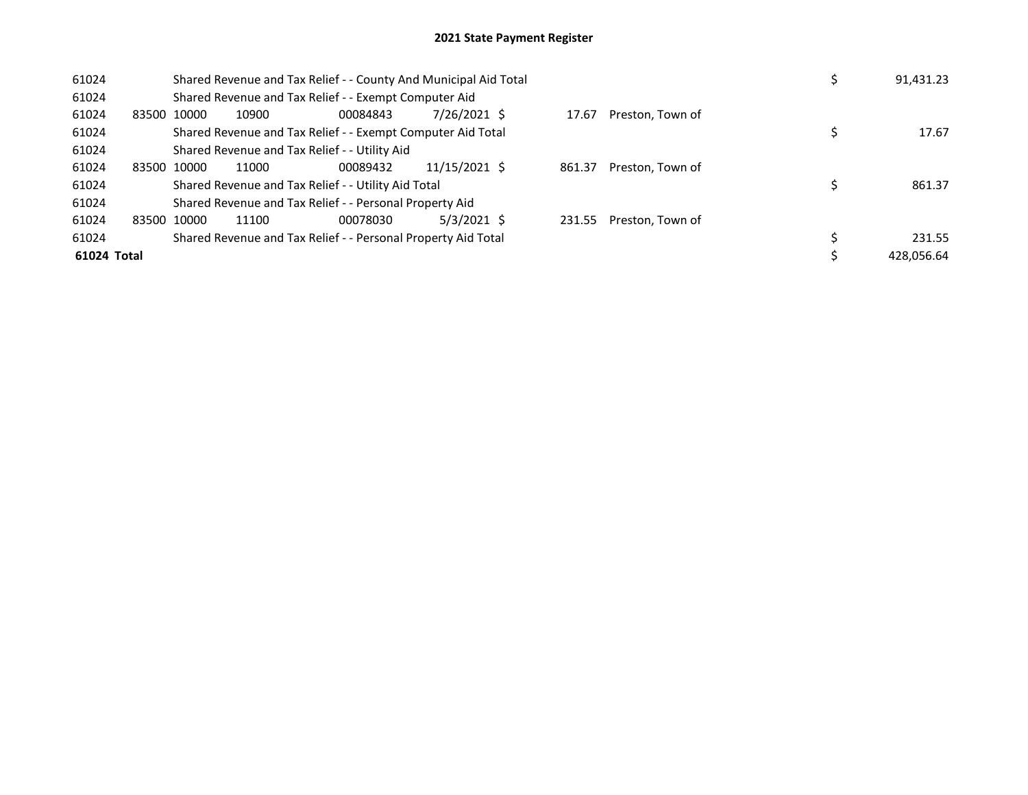## 2021 State Payment Register

| | | | | | | | | | |
|---|---|---|---|---|---|---|---|---|---|
| 61024 | | Shared Revenue and Tax Relief - - County And Municipal Aid Total | | | | | | $ | 91,431.23 |
| 61024 | | Shared Revenue and Tax Relief - - Exempt Computer Aid | | | | | | | |
| 61024 | 83500 | 10000 | 10900 | 00084843 | 7/26/2021 | $ 17.67 | Preston, Town of | | |
| 61024 | | Shared Revenue and Tax Relief - - Exempt Computer Aid Total | | | | | | $ | 17.67 |
| 61024 | | Shared Revenue and Tax Relief - - Utility Aid | | | | | | | |
| 61024 | 83500 | 10000 | 11000 | 00089432 | 11/15/2021 | $ 861.37 | Preston, Town of | | |
| 61024 | | Shared Revenue and Tax Relief - - Utility Aid Total | | | | | | $ | 861.37 |
| 61024 | | Shared Revenue and Tax Relief - - Personal Property Aid | | | | | | | |
| 61024 | 83500 | 10000 | 11100 | 00078030 | 5/3/2021 | $ 231.55 | Preston, Town of | | |
| 61024 | | Shared Revenue and Tax Relief - - Personal Property Aid Total | | | | | | $ | 231.55 |
| **61024 Total** | | | | | | | | $ | 428,056.64 |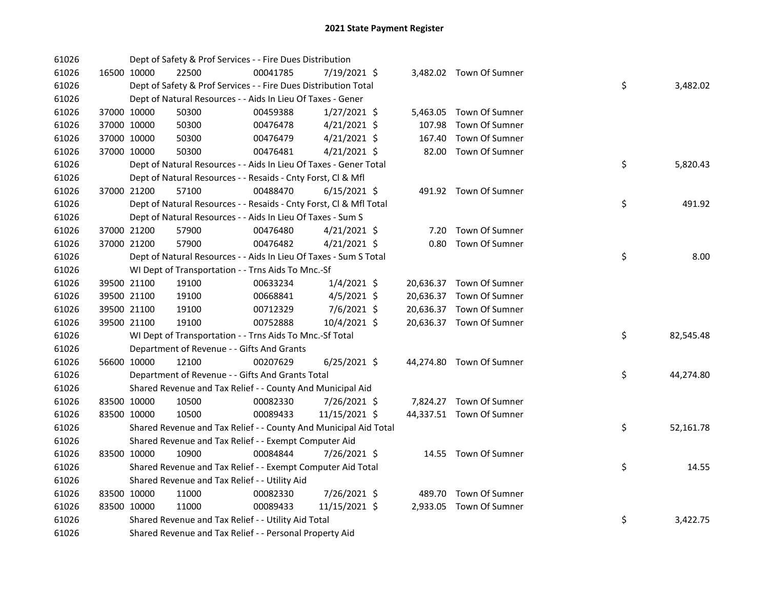# 2021 State Payment Register

| | | | | | | | | | |
|---|---|---|---|---|---|---|---|---|---|
| 61026 | | | Dept of Safety & Prof Services - - Fire Dues Distribution | | | | | | |
| 61026 | 16500 | 10000 | 22500 | 00041785 | 7/19/2021 | $ 3,482.02 | Town Of Sumner | | |
| 61026 | | | Dept of Safety & Prof Services - - Fire Dues Distribution Total | | | | | $ | 3,482.02 |
| 61026 | | | Dept of Natural Resources - - Aids In Lieu Of Taxes - Gener | | | | | | |
| 61026 | 37000 | 10000 | 50300 | 00459388 | 1/27/2021 | $ 5,463.05 | Town Of Sumner | | |
| 61026 | 37000 | 10000 | 50300 | 00476478 | 4/21/2021 | $ 107.98 | Town Of Sumner | | |
| 61026 | 37000 | 10000 | 50300 | 00476479 | 4/21/2021 | $ 167.40 | Town Of Sumner | | |
| 61026 | 37000 | 10000 | 50300 | 00476481 | 4/21/2021 | $ 82.00 | Town Of Sumner | | |
| 61026 | | | Dept of Natural Resources - - Aids In Lieu Of Taxes - Gener Total | | | | | $ | 5,820.43 |
| 61026 | | | Dept of Natural Resources - - Resaids - Cnty Forst, Cl & Mfl | | | | | | |
| 61026 | 37000 | 21200 | 57100 | 00488470 | 6/15/2021 | $ 491.92 | Town Of Sumner | | |
| 61026 | | | Dept of Natural Resources - - Resaids - Cnty Forst, Cl & Mfl Total | | | | | $ | 491.92 |
| 61026 | | | Dept of Natural Resources - - Aids In Lieu Of Taxes - Sum S | | | | | | |
| 61026 | 37000 | 21200 | 57900 | 00476480 | 4/21/2021 | $ 7.20 | Town Of Sumner | | |
| 61026 | 37000 | 21200 | 57900 | 00476482 | 4/21/2021 | $ 0.80 | Town Of Sumner | | |
| 61026 | | | Dept of Natural Resources - - Aids In Lieu Of Taxes - Sum S Total | | | | | $ | 8.00 |
| 61026 | | | WI Dept of Transportation - - Trns Aids To Mnc.-Sf | | | | | | |
| 61026 | 39500 | 21100 | 19100 | 00633234 | 1/4/2021 | $ 20,636.37 | Town Of Sumner | | |
| 61026 | 39500 | 21100 | 19100 | 00668841 | 4/5/2021 | $ 20,636.37 | Town Of Sumner | | |
| 61026 | 39500 | 21100 | 19100 | 00712329 | 7/6/2021 | $ 20,636.37 | Town Of Sumner | | |
| 61026 | 39500 | 21100 | 19100 | 00752888 | 10/4/2021 | $ 20,636.37 | Town Of Sumner | | |
| 61026 | | | WI Dept of Transportation - - Trns Aids To Mnc.-Sf Total | | | | | $ | 82,545.48 |
| 61026 | | | Department of Revenue - - Gifts And Grants | | | | | | |
| 61026 | 56600 | 10000 | 12100 | 00207629 | 6/25/2021 | $ 44,274.80 | Town Of Sumner | | |
| 61026 | | | Department of Revenue - - Gifts And Grants Total | | | | | $ | 44,274.80 |
| 61026 | | | Shared Revenue and Tax Relief - - County And Municipal Aid | | | | | | |
| 61026 | 83500 | 10000 | 10500 | 00082330 | 7/26/2021 | $ 7,824.27 | Town Of Sumner | | |
| 61026 | 83500 | 10000 | 10500 | 00089433 | 11/15/2021 | $ 44,337.51 | Town Of Sumner | | |
| 61026 | | | Shared Revenue and Tax Relief - - County And Municipal Aid Total | | | | | $ | 52,161.78 |
| 61026 | | | Shared Revenue and Tax Relief - - Exempt Computer Aid | | | | | | |
| 61026 | 83500 | 10000 | 10900 | 00084844 | 7/26/2021 | $ 14.55 | Town Of Sumner | | |
| 61026 | | | Shared Revenue and Tax Relief - - Exempt Computer Aid Total | | | | | $ | 14.55 |
| 61026 | | | Shared Revenue and Tax Relief - - Utility Aid | | | | | | |
| 61026 | 83500 | 10000 | 11000 | 00082330 | 7/26/2021 | $ 489.70 | Town Of Sumner | | |
| 61026 | 83500 | 10000 | 11000 | 00089433 | 11/15/2021 | $ 2,933.05 | Town Of Sumner | | |
| 61026 | | | Shared Revenue and Tax Relief - - Utility Aid Total | | | | | $ | 3,422.75 |
| 61026 | | | Shared Revenue and Tax Relief - - Personal Property Aid | | | | | | |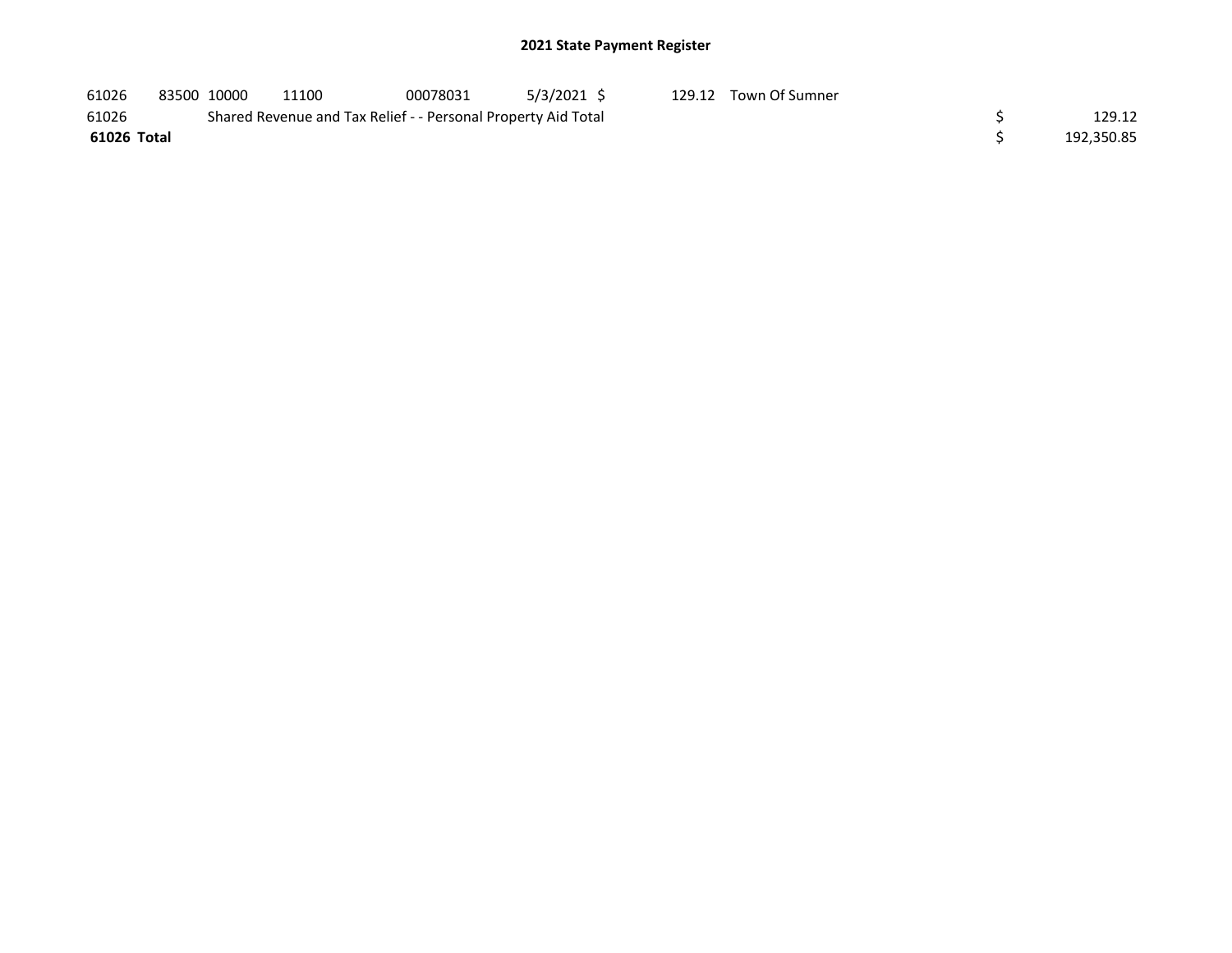# 2021 State Payment Register

| | | | | | | | | | |
|---|---|---|---|---|---|---|---|---|---|
| 61026 | 83500 | 10000 | 11100 | 00078031 | 5/3/2021 | $ 129.12 | Town Of Sumner | | |
| 61026 | | Shared Revenue and Tax Relief - - Personal Property Aid Total | | | | | | $ | 129.12 |
| **61026 Total** | | | | | | | | $ | 192,350.85 |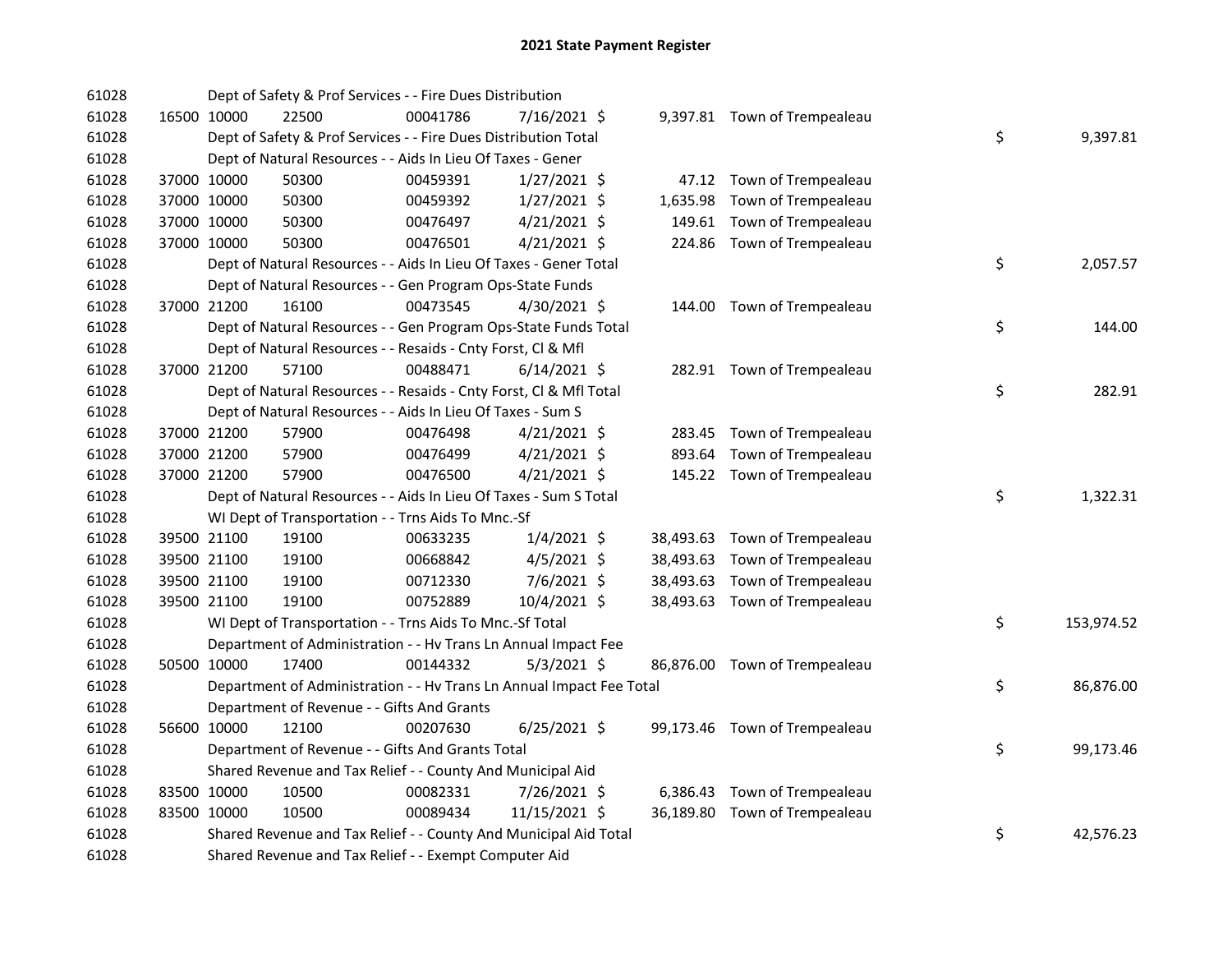# 2021 State Payment Register

| | | | | | | | | | |
|---|---|---|---|---|---|---|---|---|---|
| 61028 | | Dept of Safety & Prof Services - - Fire Dues Distribution | | | | | | | |
| 61028 | 16500 | 10000 | 22500 | 00041786 | 7/16/2021 | $ 9,397.81 | Town of Trempealeau | | |
| 61028 | | Dept of Safety & Prof Services - - Fire Dues Distribution Total | | | | | | $ | 9,397.81 |
| 61028 | | Dept of Natural Resources - - Aids In Lieu Of Taxes - Gener | | | | | | | |
| 61028 | 37000 | 10000 | 50300 | 00459391 | 1/27/2021 | $ 47.12 | Town of Trempealeau | | |
| 61028 | 37000 | 10000 | 50300 | 00459392 | 1/27/2021 | $ 1,635.98 | Town of Trempealeau | | |
| 61028 | 37000 | 10000 | 50300 | 00476497 | 4/21/2021 | $ 149.61 | Town of Trempealeau | | |
| 61028 | 37000 | 10000 | 50300 | 00476501 | 4/21/2021 | $ 224.86 | Town of Trempealeau | | |
| 61028 | | Dept of Natural Resources - - Aids In Lieu Of Taxes - Gener Total | | | | | | $ | 2,057.57 |
| 61028 | | Dept of Natural Resources - - Gen Program Ops-State Funds | | | | | | | |
| 61028 | 37000 | 21200 | 16100 | 00473545 | 4/30/2021 | $ 144.00 | Town of Trempealeau | | |
| 61028 | | Dept of Natural Resources - - Gen Program Ops-State Funds Total | | | | | | $ | 144.00 |
| 61028 | | Dept of Natural Resources - - Resaids - Cnty Forst, Cl & Mfl | | | | | | | |
| 61028 | 37000 | 21200 | 57100 | 00488471 | 6/14/2021 | $ 282.91 | Town of Trempealeau | | |
| 61028 | | Dept of Natural Resources - - Resaids - Cnty Forst, Cl & Mfl Total | | | | | | $ | 282.91 |
| 61028 | | Dept of Natural Resources - - Aids In Lieu Of Taxes - Sum S | | | | | | | |
| 61028 | 37000 | 21200 | 57900 | 00476498 | 4/21/2021 | $ 283.45 | Town of Trempealeau | | |
| 61028 | 37000 | 21200 | 57900 | 00476499 | 4/21/2021 | $ 893.64 | Town of Trempealeau | | |
| 61028 | 37000 | 21200 | 57900 | 00476500 | 4/21/2021 | $ 145.22 | Town of Trempealeau | | |
| 61028 | | Dept of Natural Resources - - Aids In Lieu Of Taxes - Sum S Total | | | | | | $ | 1,322.31 |
| 61028 | | WI Dept of Transportation - - Trns Aids To Mnc.-Sf | | | | | | | |
| 61028 | 39500 | 21100 | 19100 | 00633235 | 1/4/2021 | $ 38,493.63 | Town of Trempealeau | | |
| 61028 | 39500 | 21100 | 19100 | 00668842 | 4/5/2021 | $ 38,493.63 | Town of Trempealeau | | |
| 61028 | 39500 | 21100 | 19100 | 00712330 | 7/6/2021 | $ 38,493.63 | Town of Trempealeau | | |
| 61028 | 39500 | 21100 | 19100 | 00752889 | 10/4/2021 | $ 38,493.63 | Town of Trempealeau | | |
| 61028 | | WI Dept of Transportation - - Trns Aids To Mnc.-Sf Total | | | | | | $ | 153,974.52 |
| 61028 | | Department of Administration - - Hv Trans Ln Annual Impact Fee | | | | | | | |
| 61028 | 50500 | 10000 | 17400 | 00144332 | 5/3/2021 | $ 86,876.00 | Town of Trempealeau | | |
| 61028 | | Department of Administration - - Hv Trans Ln Annual Impact Fee Total | | | | | | $ | 86,876.00 |
| 61028 | | Department of Revenue - - Gifts And Grants | | | | | | | |
| 61028 | 56600 | 10000 | 12100 | 00207630 | 6/25/2021 | $ 99,173.46 | Town of Trempealeau | | |
| 61028 | | Department of Revenue - - Gifts And Grants Total | | | | | | $ | 99,173.46 |
| 61028 | | Shared Revenue and Tax Relief - - County And Municipal Aid | | | | | | | |
| 61028 | 83500 | 10000 | 10500 | 00082331 | 7/26/2021 | $ 6,386.43 | Town of Trempealeau | | |
| 61028 | 83500 | 10000 | 10500 | 00089434 | 11/15/2021 | $ 36,189.80 | Town of Trempealeau | | |
| 61028 | | Shared Revenue and Tax Relief - - County And Municipal Aid Total | | | | | | $ | 42,576.23 |
| 61028 | | Shared Revenue and Tax Relief - - Exempt Computer Aid | | | | | | | |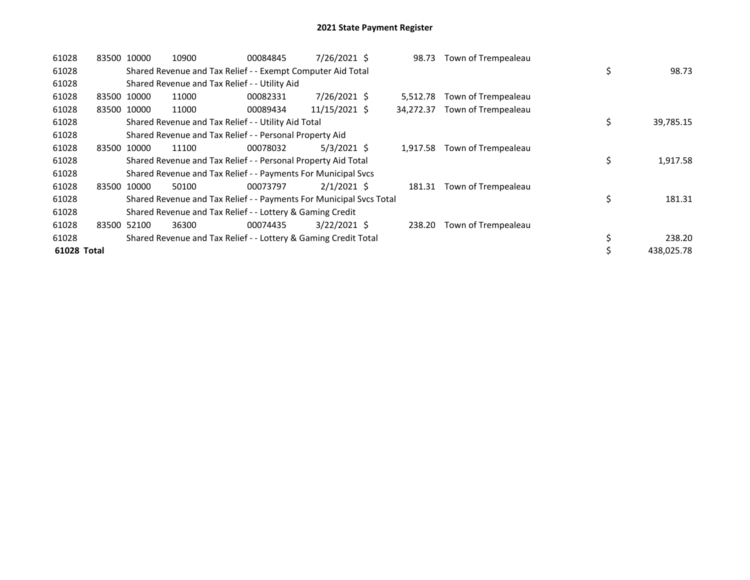# 2021 State Payment Register

| | | | | | | | | | |
|---|---|---|---|---|---|---|---|---|---|
| 61028 | 83500 | 10000 | 10900 | 00084845 | 7/26/2021 | $ 98.73 | Town of Trempealeau | | |
| 61028 | | Shared Revenue and Tax Relief - - Exempt Computer Aid Total | | | | | | $ | 98.73 |
| 61028 | | Shared Revenue and Tax Relief - - Utility Aid | | | | | | | |
| 61028 | 83500 | 10000 | 11000 | 00082331 | 7/26/2021 | $ 5,512.78 | Town of Trempealeau | | |
| 61028 | 83500 | 10000 | 11000 | 00089434 | 11/15/2021 | $ 34,272.37 | Town of Trempealeau | | |
| 61028 | | Shared Revenue and Tax Relief - - Utility Aid Total | | | | | | $ | 39,785.15 |
| 61028 | | Shared Revenue and Tax Relief - - Personal Property Aid | | | | | | | |
| 61028 | 83500 | 10000 | 11100 | 00078032 | 5/3/2021 | $ 1,917.58 | Town of Trempealeau | | |
| 61028 | | Shared Revenue and Tax Relief - - Personal Property Aid Total | | | | | | $ | 1,917.58 |
| 61028 | | Shared Revenue and Tax Relief - - Payments For Municipal Svcs | | | | | | | |
| 61028 | 83500 | 10000 | 50100 | 00073797 | 2/1/2021 | $ 181.31 | Town of Trempealeau | | |
| 61028 | | Shared Revenue and Tax Relief - - Payments For Municipal Svcs Total | | | | | | $ | 181.31 |
| 61028 | | Shared Revenue and Tax Relief - - Lottery & Gaming Credit | | | | | | | |
| 61028 | 83500 | 52100 | 36300 | 00074435 | 3/22/2021 | $ 238.20 | Town of Trempealeau | | |
| 61028 | | Shared Revenue and Tax Relief - - Lottery & Gaming Credit Total | | | | | | $ | 238.20 |
| **61028 Total** | | | | | | | | $ | 438,025.78 |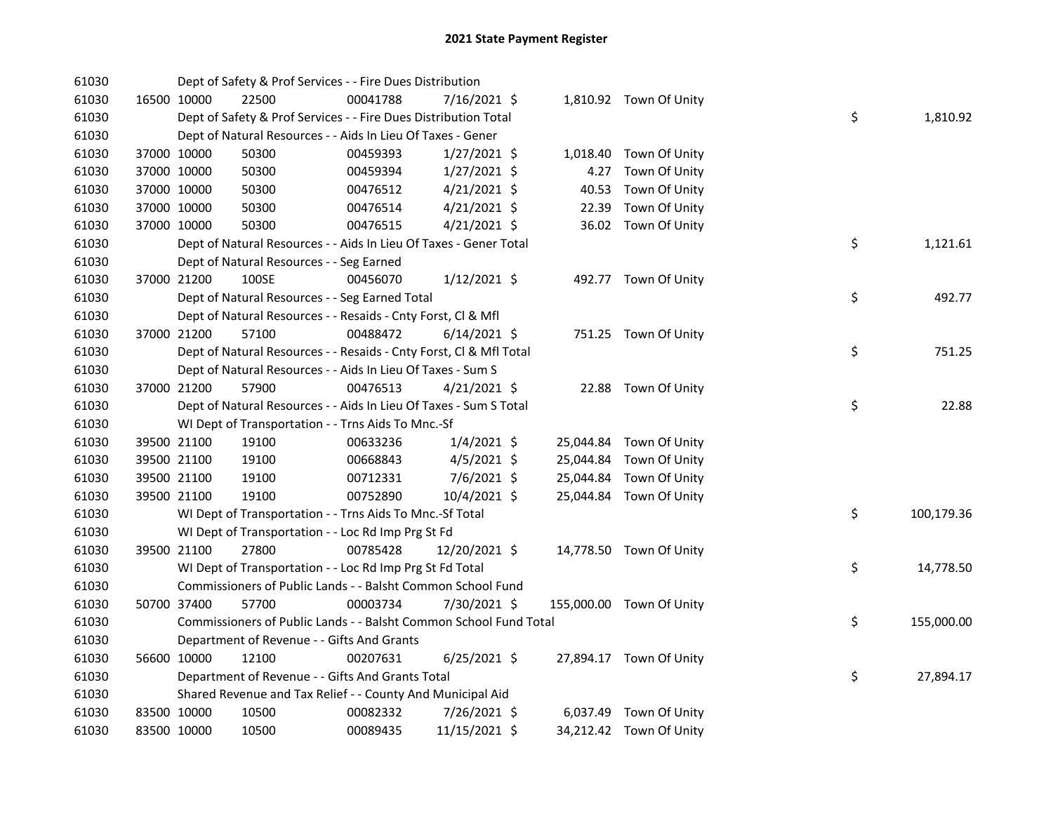# 2021 State Payment Register

| | | | | | | | | | |
|---|---|---|---|---|---|---|---|---|---|
| 61030 | | | Dept of Safety & Prof Services - - Fire Dues Distribution | | | | | | |
| 61030 | 16500 | 10000 | 22500 | 00041788 | 7/16/2021 | $ 1,810.92 | Town Of Unity | | |
| 61030 | | | Dept of Safety & Prof Services - - Fire Dues Distribution Total | | | | | $ | 1,810.92 |
| 61030 | | | Dept of Natural Resources - - Aids In Lieu Of Taxes - Gener | | | | | | |
| 61030 | 37000 | 10000 | 50300 | 00459393 | 1/27/2021 | $ 1,018.40 | Town Of Unity | | |
| 61030 | 37000 | 10000 | 50300 | 00459394 | 1/27/2021 | $ 4.27 | Town Of Unity | | |
| 61030 | 37000 | 10000 | 50300 | 00476512 | 4/21/2021 | $ 40.53 | Town Of Unity | | |
| 61030 | 37000 | 10000 | 50300 | 00476514 | 4/21/2021 | $ 22.39 | Town Of Unity | | |
| 61030 | 37000 | 10000 | 50300 | 00476515 | 4/21/2021 | $ 36.02 | Town Of Unity | | |
| 61030 | | | Dept of Natural Resources - - Aids In Lieu Of Taxes - Gener Total | | | | | $ | 1,121.61 |
| 61030 | | | Dept of Natural Resources - - Seg Earned | | | | | | |
| 61030 | 37000 | 21200 | 100SE | 00456070 | 1/12/2021 | $ 492.77 | Town Of Unity | | |
| 61030 | | | Dept of Natural Resources - - Seg Earned Total | | | | | $ | 492.77 |
| 61030 | | | Dept of Natural Resources - - Resaids - Cnty Forst, Cl & Mfl | | | | | | |
| 61030 | 37000 | 21200 | 57100 | 00488472 | 6/14/2021 | $ 751.25 | Town Of Unity | | |
| 61030 | | | Dept of Natural Resources - - Resaids - Cnty Forst, Cl & Mfl Total | | | | | $ | 751.25 |
| 61030 | | | Dept of Natural Resources - - Aids In Lieu Of Taxes - Sum S | | | | | | |
| 61030 | 37000 | 21200 | 57900 | 00476513 | 4/21/2021 | $ 22.88 | Town Of Unity | | |
| 61030 | | | Dept of Natural Resources - - Aids In Lieu Of Taxes - Sum S Total | | | | | $ | 22.88 |
| 61030 | | | WI Dept of Transportation - - Trns Aids To Mnc.-Sf | | | | | | |
| 61030 | 39500 | 21100 | 19100 | 00633236 | 1/4/2021 | $ 25,044.84 | Town Of Unity | | |
| 61030 | 39500 | 21100 | 19100 | 00668843 | 4/5/2021 | $ 25,044.84 | Town Of Unity | | |
| 61030 | 39500 | 21100 | 19100 | 00712331 | 7/6/2021 | $ 25,044.84 | Town Of Unity | | |
| 61030 | 39500 | 21100 | 19100 | 00752890 | 10/4/2021 | $ 25,044.84 | Town Of Unity | | |
| 61030 | | | WI Dept of Transportation - - Trns Aids To Mnc.-Sf Total | | | | | $ | 100,179.36 |
| 61030 | | | WI Dept of Transportation - - Loc Rd Imp Prg St Fd | | | | | | |
| 61030 | 39500 | 21100 | 27800 | 00785428 | 12/20/2021 | $ 14,778.50 | Town Of Unity | | |
| 61030 | | | WI Dept of Transportation - - Loc Rd Imp Prg St Fd Total | | | | | $ | 14,778.50 |
| 61030 | | | Commissioners of Public Lands - - Balsht Common School Fund | | | | | | |
| 61030 | 50700 | 37400 | 57700 | 00003734 | 7/30/2021 | $ 155,000.00 | Town Of Unity | | |
| 61030 | | | Commissioners of Public Lands - - Balsht Common School Fund Total | | | | | $ | 155,000.00 |
| 61030 | | | Department of Revenue - - Gifts And Grants | | | | | | |
| 61030 | 56600 | 10000 | 12100 | 00207631 | 6/25/2021 | $ 27,894.17 | Town Of Unity | | |
| 61030 | | | Department of Revenue - - Gifts And Grants Total | | | | | $ | 27,894.17 |
| 61030 | | | Shared Revenue and Tax Relief - - County And Municipal Aid | | | | | | |
| 61030 | 83500 | 10000 | 10500 | 00082332 | 7/26/2021 | $ 6,037.49 | Town Of Unity | | |
| 61030 | 83500 | 10000 | 10500 | 00089435 | 11/15/2021 | $ 34,212.42 | Town Of Unity | | |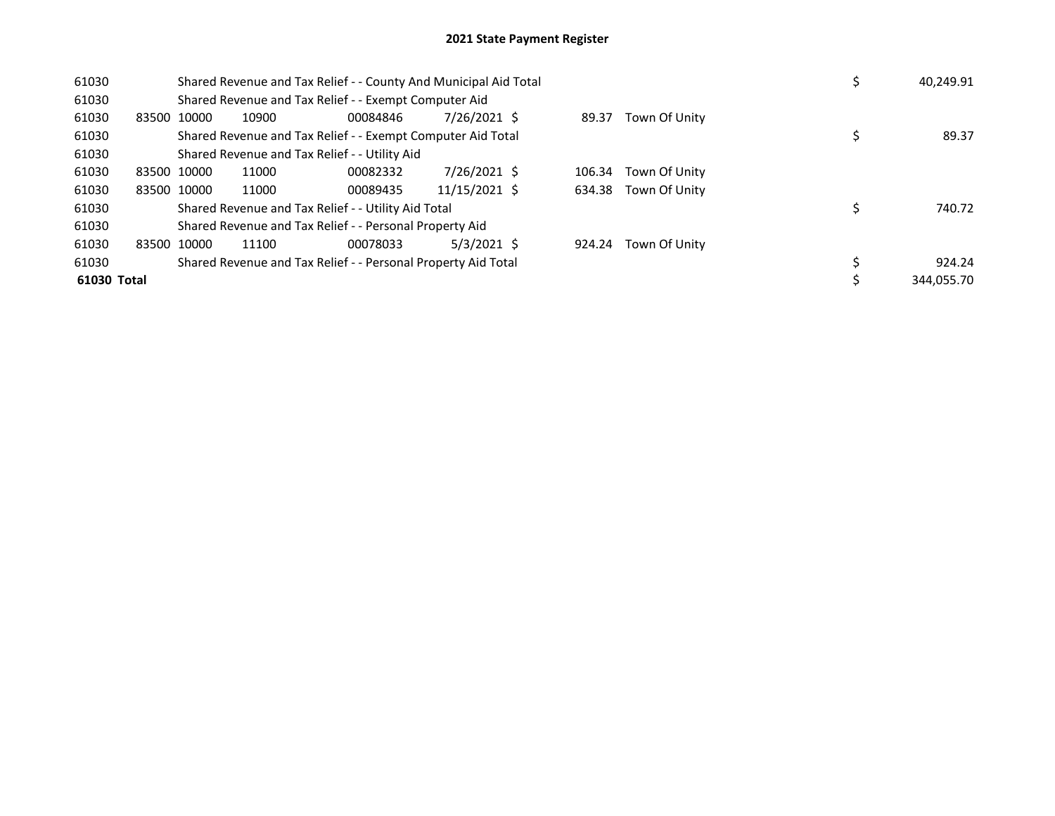# 2021 State Payment Register

| | | | | | | | | | |
|---|---|---|---|---|---|---|---|---|---|
| 61030 | | Shared Revenue and Tax Relief - - County And Municipal Aid Total | | | | | | $ | 40,249.91 |
| 61030 | | Shared Revenue and Tax Relief - - Exempt Computer Aid | | | | | | | |
| 61030 | 83500 | 10000 | 10900 | 00084846 | 7/26/2021 | $ 89.37 | Town Of Unity | | |
| 61030 | | Shared Revenue and Tax Relief - - Exempt Computer Aid Total | | | | | | $ | 89.37 |
| 61030 | | Shared Revenue and Tax Relief - - Utility Aid | | | | | | | |
| 61030 | 83500 | 10000 | 11000 | 00082332 | 7/26/2021 | $ 106.34 | Town Of Unity | | |
| 61030 | 83500 | 10000 | 11000 | 00089435 | 11/15/2021 | $ 634.38 | Town Of Unity | | |
| 61030 | | Shared Revenue and Tax Relief - - Utility Aid Total | | | | | | $ | 740.72 |
| 61030 | | Shared Revenue and Tax Relief - - Personal Property Aid | | | | | | | |
| 61030 | 83500 | 10000 | 11100 | 00078033 | 5/3/2021 | $ 924.24 | Town Of Unity | | |
| 61030 | | Shared Revenue and Tax Relief - - Personal Property Aid Total | | | | | | $ | 924.24 |
| **61030 Total** | | | | | | | | $ | 344,055.70 |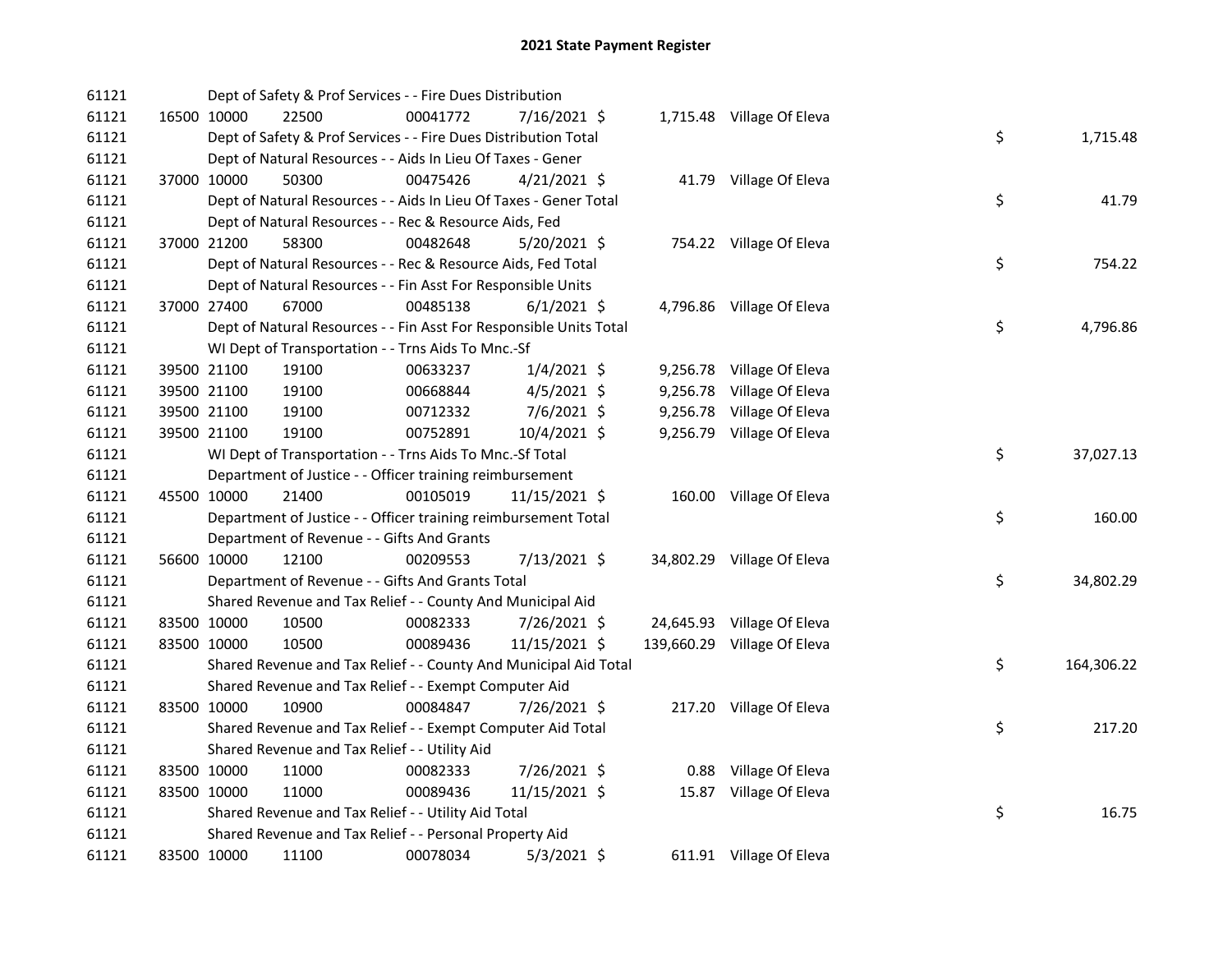# 2021 State Payment Register

| | | | | | | | | | |
|---|---|---|---|---|---|---|---|---|---|
| 61121 | | | Dept of Safety & Prof Services - - Fire Dues Distribution | | | | | | |
| 61121 | 16500 | 10000 | 22500 | 00041772 | 7/16/2021 | $ 1,715.48 | Village Of Eleva | | |
| 61121 | | | Dept of Safety & Prof Services - - Fire Dues Distribution Total | | | | | $ | 1,715.48 |
| 61121 | | | Dept of Natural Resources - - Aids In Lieu Of Taxes - Gener | | | | | | |
| 61121 | 37000 | 10000 | 50300 | 00475426 | 4/21/2021 | $ 41.79 | Village Of Eleva | | |
| 61121 | | | Dept of Natural Resources - - Aids In Lieu Of Taxes - Gener Total | | | | | $ | 41.79 |
| 61121 | | | Dept of Natural Resources - - Rec & Resource Aids, Fed | | | | | | |
| 61121 | 37000 | 21200 | 58300 | 00482648 | 5/20/2021 | $ 754.22 | Village Of Eleva | | |
| 61121 | | | Dept of Natural Resources - - Rec & Resource Aids, Fed Total | | | | | $ | 754.22 |
| 61121 | | | Dept of Natural Resources - - Fin Asst For Responsible Units | | | | | | |
| 61121 | 37000 | 27400 | 67000 | 00485138 | 6/1/2021 | $ 4,796.86 | Village Of Eleva | | |
| 61121 | | | Dept of Natural Resources - - Fin Asst For Responsible Units Total | | | | | $ | 4,796.86 |
| 61121 | | | WI Dept of Transportation - - Trns Aids To Mnc.-Sf | | | | | | |
| 61121 | 39500 | 21100 | 19100 | 00633237 | 1/4/2021 | $ 9,256.78 | Village Of Eleva | | |
| 61121 | 39500 | 21100 | 19100 | 00668844 | 4/5/2021 | $ 9,256.78 | Village Of Eleva | | |
| 61121 | 39500 | 21100 | 19100 | 00712332 | 7/6/2021 | $ 9,256.78 | Village Of Eleva | | |
| 61121 | 39500 | 21100 | 19100 | 00752891 | 10/4/2021 | $ 9,256.79 | Village Of Eleva | | |
| 61121 | | | WI Dept of Transportation - - Trns Aids To Mnc.-Sf Total | | | | | $ | 37,027.13 |
| 61121 | | | Department of Justice - - Officer training reimbursement | | | | | | |
| 61121 | 45500 | 10000 | 21400 | 00105019 | 11/15/2021 | $ 160.00 | Village Of Eleva | | |
| 61121 | | | Department of Justice - - Officer training reimbursement Total | | | | | $ | 160.00 |
| 61121 | | | Department of Revenue - - Gifts And Grants | | | | | | |
| 61121 | 56600 | 10000 | 12100 | 00209553 | 7/13/2021 | $ 34,802.29 | Village Of Eleva | | |
| 61121 | | | Department of Revenue - - Gifts And Grants Total | | | | | $ | 34,802.29 |
| 61121 | | | Shared Revenue and Tax Relief - - County And Municipal Aid | | | | | | |
| 61121 | 83500 | 10000 | 10500 | 00082333 | 7/26/2021 | $ 24,645.93 | Village Of Eleva | | |
| 61121 | 83500 | 10000 | 10500 | 00089436 | 11/15/2021 | $ 139,660.29 | Village Of Eleva | | |
| 61121 | | | Shared Revenue and Tax Relief - - County And Municipal Aid Total | | | | | $ | 164,306.22 |
| 61121 | | | Shared Revenue and Tax Relief - - Exempt Computer Aid | | | | | | |
| 61121 | 83500 | 10000 | 10900 | 00084847 | 7/26/2021 | $ 217.20 | Village Of Eleva | | |
| 61121 | | | Shared Revenue and Tax Relief - - Exempt Computer Aid Total | | | | | $ | 217.20 |
| 61121 | | | Shared Revenue and Tax Relief - - Utility Aid | | | | | | |
| 61121 | 83500 | 10000 | 11000 | 00082333 | 7/26/2021 | $ 0.88 | Village Of Eleva | | |
| 61121 | 83500 | 10000 | 11000 | 00089436 | 11/15/2021 | $ 15.87 | Village Of Eleva | | |
| 61121 | | | Shared Revenue and Tax Relief - - Utility Aid Total | | | | | $ | 16.75 |
| 61121 | | | Shared Revenue and Tax Relief - - Personal Property Aid | | | | | | |
| 61121 | 83500 | 10000 | 11100 | 00078034 | 5/3/2021 | $ 611.91 | Village Of Eleva | | |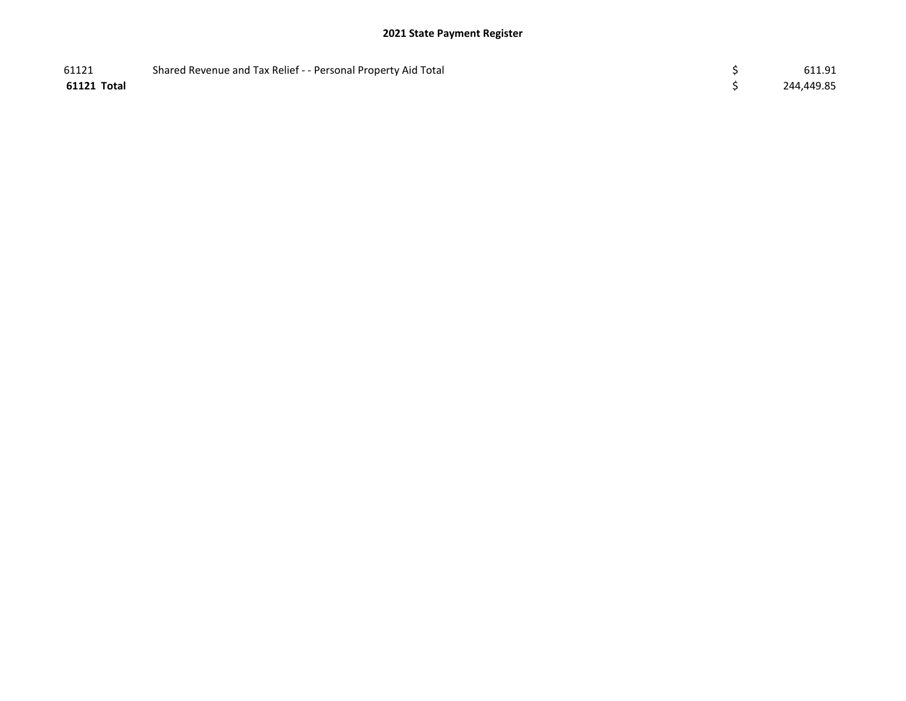**2021 State Payment Register**

| | | | |
|---|---|---|---|
| 61121 | Shared Revenue and Tax Relief - - Personal Property Aid Total | $ | 611.91 |
| **61121 Total** | | $ | 244,449.85 |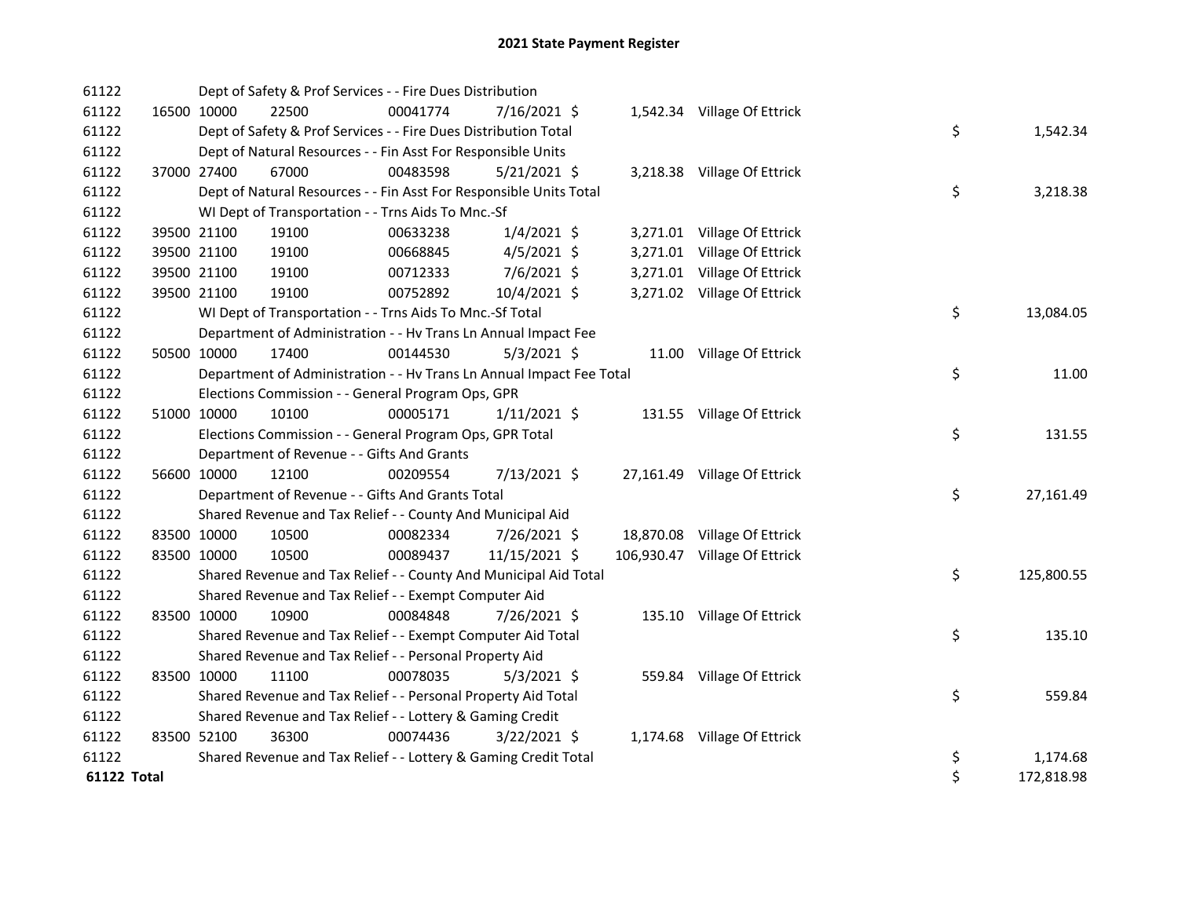# 2021 State Payment Register

| | | | | | | | | | |
|---|---|---|---|---|---|---|---|---|---|
| 61122 | | | Dept of Safety & Prof Services - - Fire Dues Distribution | | | | | | |
| 61122 | 16500 | 10000 | 22500 | 00041774 | 7/16/2021 | $ 1,542.34 | Village Of Ettrick | | |
| 61122 | | | Dept of Safety & Prof Services - - Fire Dues Distribution Total | | | | | $ | 1,542.34 |
| 61122 | | | Dept of Natural Resources - - Fin Asst For Responsible Units | | | | | | |
| 61122 | 37000 | 27400 | 67000 | 00483598 | 5/21/2021 | $ 3,218.38 | Village Of Ettrick | | |
| 61122 | | | Dept of Natural Resources - - Fin Asst For Responsible Units Total | | | | | $ | 3,218.38 |
| 61122 | | | WI Dept of Transportation - - Trns Aids To Mnc.-Sf | | | | | | |
| 61122 | 39500 | 21100 | 19100 | 00633238 | 1/4/2021 | $ 3,271.01 | Village Of Ettrick | | |
| 61122 | 39500 | 21100 | 19100 | 00668845 | 4/5/2021 | $ 3,271.01 | Village Of Ettrick | | |
| 61122 | 39500 | 21100 | 19100 | 00712333 | 7/6/2021 | $ 3,271.01 | Village Of Ettrick | | |
| 61122 | 39500 | 21100 | 19100 | 00752892 | 10/4/2021 | $ 3,271.02 | Village Of Ettrick | | |
| 61122 | | | WI Dept of Transportation - - Trns Aids To Mnc.-Sf Total | | | | | $ | 13,084.05 |
| 61122 | | | Department of Administration - - Hv Trans Ln Annual Impact Fee | | | | | | |
| 61122 | 50500 | 10000 | 17400 | 00144530 | 5/3/2021 | $ 11.00 | Village Of Ettrick | | |
| 61122 | | | Department of Administration - - Hv Trans Ln Annual Impact Fee Total | | | | | $ | 11.00 |
| 61122 | | | Elections Commission - - General Program Ops, GPR | | | | | | |
| 61122 | 51000 | 10000 | 10100 | 00005171 | 1/11/2021 | $ 131.55 | Village Of Ettrick | | |
| 61122 | | | Elections Commission - - General Program Ops, GPR Total | | | | | $ | 131.55 |
| 61122 | | | Department of Revenue - - Gifts And Grants | | | | | | |
| 61122 | 56600 | 10000 | 12100 | 00209554 | 7/13/2021 | $ 27,161.49 | Village Of Ettrick | | |
| 61122 | | | Department of Revenue - - Gifts And Grants Total | | | | | $ | 27,161.49 |
| 61122 | | | Shared Revenue and Tax Relief - - County And Municipal Aid | | | | | | |
| 61122 | 83500 | 10000 | 10500 | 00082334 | 7/26/2021 | $ 18,870.08 | Village Of Ettrick | | |
| 61122 | 83500 | 10000 | 10500 | 00089437 | 11/15/2021 | $ 106,930.47 | Village Of Ettrick | | |
| 61122 | | | Shared Revenue and Tax Relief - - County And Municipal Aid Total | | | | | $ | 125,800.55 |
| 61122 | | | Shared Revenue and Tax Relief - - Exempt Computer Aid | | | | | | |
| 61122 | 83500 | 10000 | 10900 | 00084848 | 7/26/2021 | $ 135.10 | Village Of Ettrick | | |
| 61122 | | | Shared Revenue and Tax Relief - - Exempt Computer Aid Total | | | | | $ | 135.10 |
| 61122 | | | Shared Revenue and Tax Relief - - Personal Property Aid | | | | | | |
| 61122 | 83500 | 10000 | 11100 | 00078035 | 5/3/2021 | $ 559.84 | Village Of Ettrick | | |
| 61122 | | | Shared Revenue and Tax Relief - - Personal Property Aid Total | | | | | $ | 559.84 |
| 61122 | | | Shared Revenue and Tax Relief - - Lottery & Gaming Credit | | | | | | |
| 61122 | 83500 | 52100 | 36300 | 00074436 | 3/22/2021 | $ 1,174.68 | Village Of Ettrick | | |
| 61122 | | | Shared Revenue and Tax Relief - - Lottery & Gaming Credit Total | | | | | $ | 1,174.68 |
| **61122 Total** | | | | | | | | $ | 172,818.98 |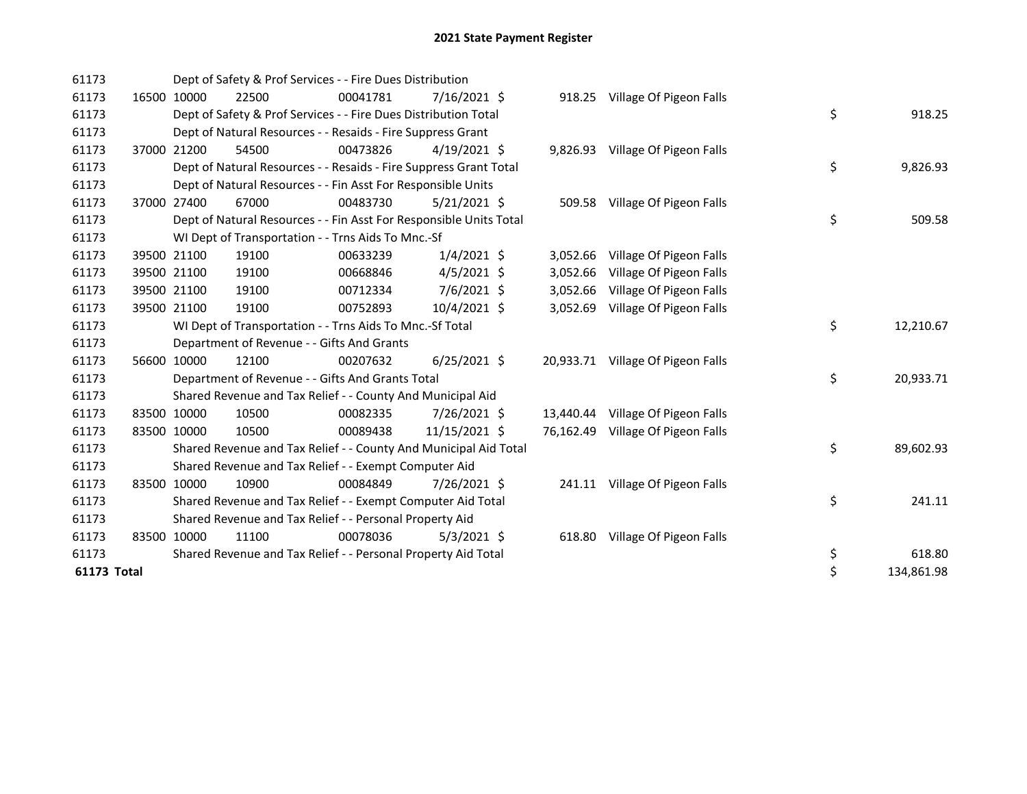## 2021 State Payment Register

| | | | | | | | | | |
|---|---|---|---|---|---|---|---|---|---|
| 61173 | | | Dept of Safety & Prof Services - - Fire Dues Distribution | | | | | | |
| 61173 | 16500 | 10000 | 22500 | 00041781 | 7/16/2021 | $ | 918.25 | Village Of Pigeon Falls | |
| 61173 | | | Dept of Safety & Prof Services - - Fire Dues Distribution Total | | | | | | $ 918.25 |
| 61173 | | | Dept of Natural Resources - - Resaids - Fire Suppress Grant | | | | | | |
| 61173 | 37000 | 21200 | 54500 | 00473826 | 4/19/2021 | $ | 9,826.93 | Village Of Pigeon Falls | |
| 61173 | | | Dept of Natural Resources - - Resaids - Fire Suppress Grant Total | | | | | | $ 9,826.93 |
| 61173 | | | Dept of Natural Resources - - Fin Asst For Responsible Units | | | | | | |
| 61173 | 37000 | 27400 | 67000 | 00483730 | 5/21/2021 | $ | 509.58 | Village Of Pigeon Falls | |
| 61173 | | | Dept of Natural Resources - - Fin Asst For Responsible Units Total | | | | | | $ 509.58 |
| 61173 | | | WI Dept of Transportation - - Trns Aids To Mnc.-Sf | | | | | | |
| 61173 | 39500 | 21100 | 19100 | 00633239 | 1/4/2021 | $ | 3,052.66 | Village Of Pigeon Falls | |
| 61173 | 39500 | 21100 | 19100 | 00668846 | 4/5/2021 | $ | 3,052.66 | Village Of Pigeon Falls | |
| 61173 | 39500 | 21100 | 19100 | 00712334 | 7/6/2021 | $ | 3,052.66 | Village Of Pigeon Falls | |
| 61173 | 39500 | 21100 | 19100 | 00752893 | 10/4/2021 | $ | 3,052.69 | Village Of Pigeon Falls | |
| 61173 | | | WI Dept of Transportation - - Trns Aids To Mnc.-Sf Total | | | | | | $ 12,210.67 |
| 61173 | | | Department of Revenue - - Gifts And Grants | | | | | | |
| 61173 | 56600 | 10000 | 12100 | 00207632 | 6/25/2021 | $ | 20,933.71 | Village Of Pigeon Falls | |
| 61173 | | | Department of Revenue - - Gifts And Grants Total | | | | | | $ 20,933.71 |
| 61173 | | | Shared Revenue and Tax Relief - - County And Municipal Aid | | | | | | |
| 61173 | 83500 | 10000 | 10500 | 00082335 | 7/26/2021 | $ | 13,440.44 | Village Of Pigeon Falls | |
| 61173 | 83500 | 10000 | 10500 | 00089438 | 11/15/2021 | $ | 76,162.49 | Village Of Pigeon Falls | |
| 61173 | | | Shared Revenue and Tax Relief - - County And Municipal Aid Total | | | | | | $ 89,602.93 |
| 61173 | | | Shared Revenue and Tax Relief - - Exempt Computer Aid | | | | | | |
| 61173 | 83500 | 10000 | 10900 | 00084849 | 7/26/2021 | $ | 241.11 | Village Of Pigeon Falls | |
| 61173 | | | Shared Revenue and Tax Relief - - Exempt Computer Aid Total | | | | | | $ 241.11 |
| 61173 | | | Shared Revenue and Tax Relief - - Personal Property Aid | | | | | | |
| 61173 | 83500 | 10000 | 11100 | 00078036 | 5/3/2021 | $ | 618.80 | Village Of Pigeon Falls | |
| 61173 | | | Shared Revenue and Tax Relief - - Personal Property Aid Total | | | | | | $ 618.80 |
| **61173 Total** | | | | | | | | | $ 134,861.98 |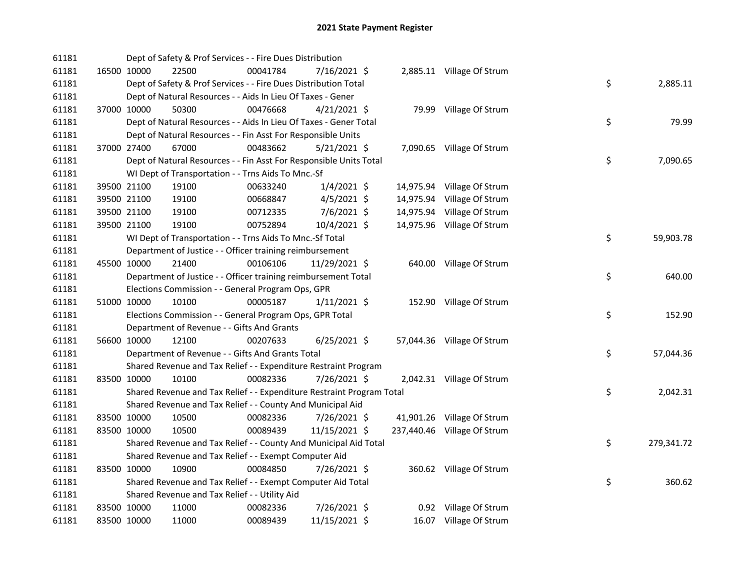## 2021 State Payment Register

| | | | | | | | | | |
|---|---|---|---|---|---|---|---|---|---|
| 61181 | | | Dept of Safety & Prof Services - - Fire Dues Distribution | | | | | | |
| 61181 | 16500 | 10000 | 22500 | 00041784 | 7/16/2021 | $ 2,885.11 | Village Of Strum | | |
| 61181 | | | Dept of Safety & Prof Services - - Fire Dues Distribution Total | | | | | $ | 2,885.11 |
| 61181 | | | Dept of Natural Resources - - Aids In Lieu Of Taxes - Gener | | | | | | |
| 61181 | 37000 | 10000 | 50300 | 00476668 | 4/21/2021 | $ 79.99 | Village Of Strum | | |
| 61181 | | | Dept of Natural Resources - - Aids In Lieu Of Taxes - Gener Total | | | | | $ | 79.99 |
| 61181 | | | Dept of Natural Resources - - Fin Asst For Responsible Units | | | | | | |
| 61181 | 37000 | 27400 | 67000 | 00483662 | 5/21/2021 | $ 7,090.65 | Village Of Strum | | |
| 61181 | | | Dept of Natural Resources - - Fin Asst For Responsible Units Total | | | | | $ | 7,090.65 |
| 61181 | | | WI Dept of Transportation - - Trns Aids To Mnc.-Sf | | | | | | |
| 61181 | 39500 | 21100 | 19100 | 00633240 | 1/4/2021 | $ 14,975.94 | Village Of Strum | | |
| 61181 | 39500 | 21100 | 19100 | 00668847 | 4/5/2021 | $ 14,975.94 | Village Of Strum | | |
| 61181 | 39500 | 21100 | 19100 | 00712335 | 7/6/2021 | $ 14,975.94 | Village Of Strum | | |
| 61181 | 39500 | 21100 | 19100 | 00752894 | 10/4/2021 | $ 14,975.96 | Village Of Strum | | |
| 61181 | | | WI Dept of Transportation - - Trns Aids To Mnc.-Sf Total | | | | | $ | 59,903.78 |
| 61181 | | | Department of Justice - - Officer training reimbursement | | | | | | |
| 61181 | 45500 | 10000 | 21400 | 00106106 | 11/29/2021 | $ 640.00 | Village Of Strum | | |
| 61181 | | | Department of Justice - - Officer training reimbursement Total | | | | | $ | 640.00 |
| 61181 | | | Elections Commission - - General Program Ops, GPR | | | | | | |
| 61181 | 51000 | 10000 | 10100 | 00005187 | 1/11/2021 | $ 152.90 | Village Of Strum | | |
| 61181 | | | Elections Commission - - General Program Ops, GPR Total | | | | | $ | 152.90 |
| 61181 | | | Department of Revenue - - Gifts And Grants | | | | | | |
| 61181 | 56600 | 10000 | 12100 | 00207633 | 6/25/2021 | $ 57,044.36 | Village Of Strum | | |
| 61181 | | | Department of Revenue - - Gifts And Grants Total | | | | | $ | 57,044.36 |
| 61181 | | | Shared Revenue and Tax Relief - - Expenditure Restraint Program | | | | | | |
| 61181 | 83500 | 10000 | 10100 | 00082336 | 7/26/2021 | $ 2,042.31 | Village Of Strum | | |
| 61181 | | | Shared Revenue and Tax Relief - - Expenditure Restraint Program Total | | | | | $ | 2,042.31 |
| 61181 | | | Shared Revenue and Tax Relief - - County And Municipal Aid | | | | | | |
| 61181 | 83500 | 10000 | 10500 | 00082336 | 7/26/2021 | $ 41,901.26 | Village Of Strum | | |
| 61181 | 83500 | 10000 | 10500 | 00089439 | 11/15/2021 | $ 237,440.46 | Village Of Strum | | |
| 61181 | | | Shared Revenue and Tax Relief - - County And Municipal Aid Total | | | | | $ | 279,341.72 |
| 61181 | | | Shared Revenue and Tax Relief - - Exempt Computer Aid | | | | | | |
| 61181 | 83500 | 10000 | 10900 | 00084850 | 7/26/2021 | $ 360.62 | Village Of Strum | | |
| 61181 | | | Shared Revenue and Tax Relief - - Exempt Computer Aid Total | | | | | $ | 360.62 |
| 61181 | | | Shared Revenue and Tax Relief - - Utility Aid | | | | | | |
| 61181 | 83500 | 10000 | 11000 | 00082336 | 7/26/2021 | $ 0.92 | Village Of Strum | | |
| 61181 | 83500 | 10000 | 11000 | 00089439 | 11/15/2021 | $ 16.07 | Village Of Strum | | |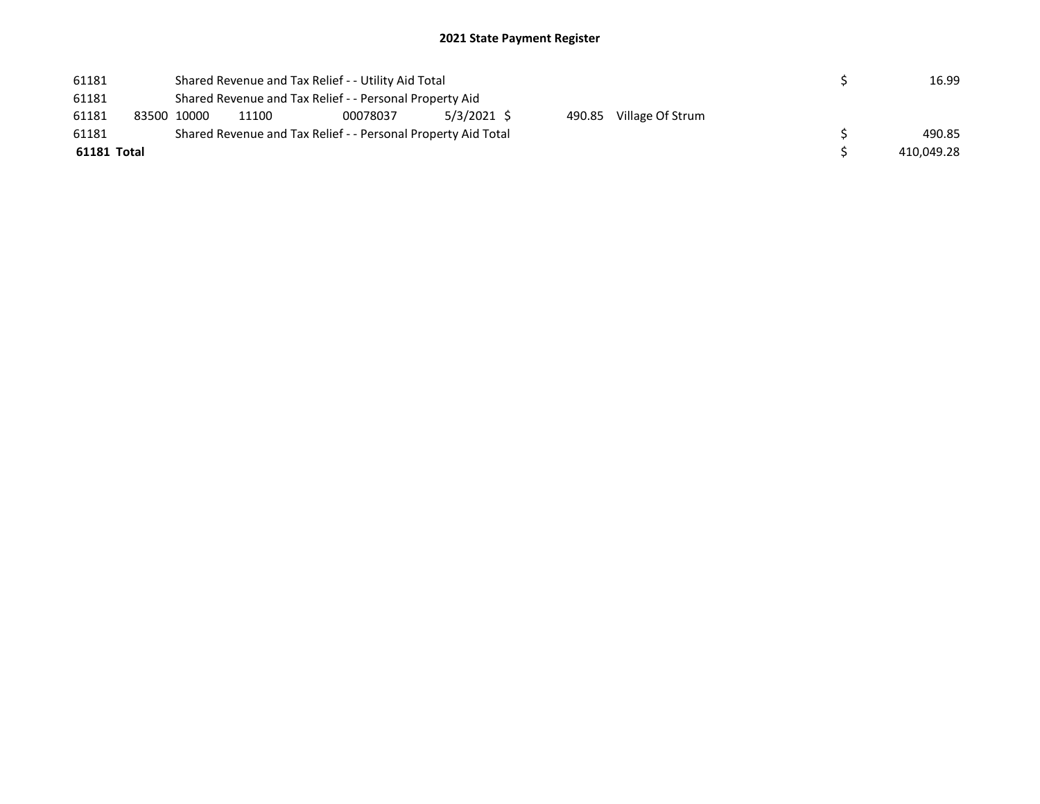# 2021 State Payment Register

| | | | | | | | | | |
|---|---|---|---|---|---|---|---|---|---|
| 61181 | | Shared Revenue and Tax Relief - - Utility Aid Total | | | | | | $ | 16.99 |
| 61181 | | Shared Revenue and Tax Relief - - Personal Property Aid | | | | | | | |
| 61181 | 83500 | 10000 | 11100 | 00078037 | 5/3/2021 | $ 490.85 | Village Of Strum | | |
| 61181 | | Shared Revenue and Tax Relief - - Personal Property Aid Total | | | | | | $ | 490.85 |
| **61181 Total** | | | | | | | | $ | 410,049.28 |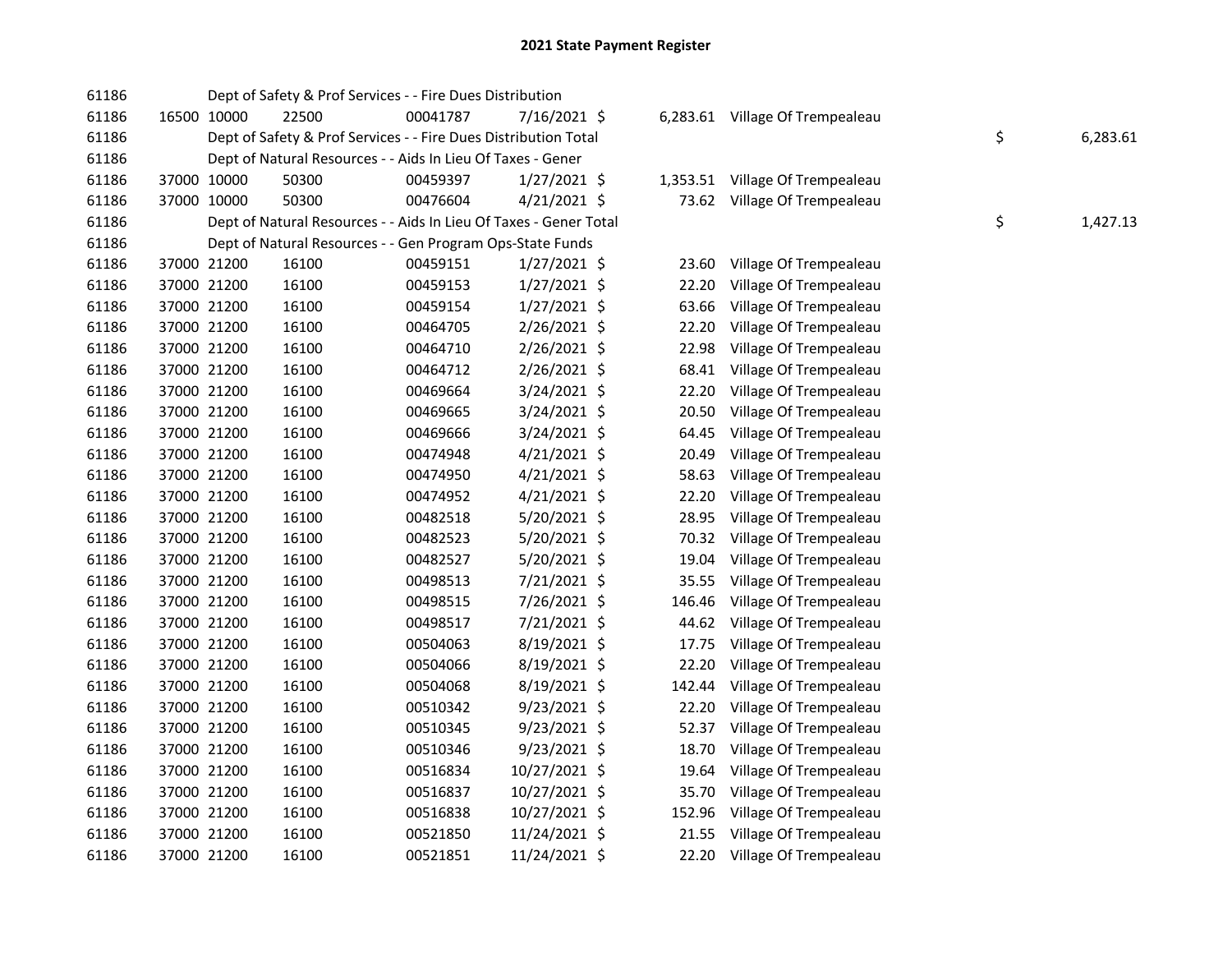# 2021 State Payment Register

| | | | | | | | | | |
|---|---|---|---|---|---|---|---|---|---|
| 61186 | | | Dept of Safety & Prof Services - - Fire Dues Distribution | | | | | | |
| 61186 | 16500 | 10000 | 22500 | 00041787 | 7/16/2021 | $ | 6,283.61 | Village Of Trempealeau | |
| 61186 | | | Dept of Safety & Prof Services - - Fire Dues Distribution Total | | | | | | $ 6,283.61 |
| 61186 | | | Dept of Natural Resources - - Aids In Lieu Of Taxes - Gener | | | | | | |
| 61186 | 37000 | 10000 | 50300 | 00459397 | 1/27/2021 | $ | 1,353.51 | Village Of Trempealeau | |
| 61186 | 37000 | 10000 | 50300 | 00476604 | 4/21/2021 | $ | 73.62 | Village Of Trempealeau | |
| 61186 | | | Dept of Natural Resources - - Aids In Lieu Of Taxes - Gener Total | | | | | | $ 1,427.13 |
| 61186 | | | Dept of Natural Resources - - Gen Program Ops-State Funds | | | | | | |
| 61186 | 37000 | 21200 | 16100 | 00459151 | 1/27/2021 | $ | 23.60 | Village Of Trempealeau | |
| 61186 | 37000 | 21200 | 16100 | 00459153 | 1/27/2021 | $ | 22.20 | Village Of Trempealeau | |
| 61186 | 37000 | 21200 | 16100 | 00459154 | 1/27/2021 | $ | 63.66 | Village Of Trempealeau | |
| 61186 | 37000 | 21200 | 16100 | 00464705 | 2/26/2021 | $ | 22.20 | Village Of Trempealeau | |
| 61186 | 37000 | 21200 | 16100 | 00464710 | 2/26/2021 | $ | 22.98 | Village Of Trempealeau | |
| 61186 | 37000 | 21200 | 16100 | 00464712 | 2/26/2021 | $ | 68.41 | Village Of Trempealeau | |
| 61186 | 37000 | 21200 | 16100 | 00469664 | 3/24/2021 | $ | 22.20 | Village Of Trempealeau | |
| 61186 | 37000 | 21200 | 16100 | 00469665 | 3/24/2021 | $ | 20.50 | Village Of Trempealeau | |
| 61186 | 37000 | 21200 | 16100 | 00469666 | 3/24/2021 | $ | 64.45 | Village Of Trempealeau | |
| 61186 | 37000 | 21200 | 16100 | 00474948 | 4/21/2021 | $ | 20.49 | Village Of Trempealeau | |
| 61186 | 37000 | 21200 | 16100 | 00474950 | 4/21/2021 | $ | 58.63 | Village Of Trempealeau | |
| 61186 | 37000 | 21200 | 16100 | 00474952 | 4/21/2021 | $ | 22.20 | Village Of Trempealeau | |
| 61186 | 37000 | 21200 | 16100 | 00482518 | 5/20/2021 | $ | 28.95 | Village Of Trempealeau | |
| 61186 | 37000 | 21200 | 16100 | 00482523 | 5/20/2021 | $ | 70.32 | Village Of Trempealeau | |
| 61186 | 37000 | 21200 | 16100 | 00482527 | 5/20/2021 | $ | 19.04 | Village Of Trempealeau | |
| 61186 | 37000 | 21200 | 16100 | 00498513 | 7/21/2021 | $ | 35.55 | Village Of Trempealeau | |
| 61186 | 37000 | 21200 | 16100 | 00498515 | 7/26/2021 | $ | 146.46 | Village Of Trempealeau | |
| 61186 | 37000 | 21200 | 16100 | 00498517 | 7/21/2021 | $ | 44.62 | Village Of Trempealeau | |
| 61186 | 37000 | 21200 | 16100 | 00504063 | 8/19/2021 | $ | 17.75 | Village Of Trempealeau | |
| 61186 | 37000 | 21200 | 16100 | 00504066 | 8/19/2021 | $ | 22.20 | Village Of Trempealeau | |
| 61186 | 37000 | 21200 | 16100 | 00504068 | 8/19/2021 | $ | 142.44 | Village Of Trempealeau | |
| 61186 | 37000 | 21200 | 16100 | 00510342 | 9/23/2021 | $ | 22.20 | Village Of Trempealeau | |
| 61186 | 37000 | 21200 | 16100 | 00510345 | 9/23/2021 | $ | 52.37 | Village Of Trempealeau | |
| 61186 | 37000 | 21200 | 16100 | 00510346 | 9/23/2021 | $ | 18.70 | Village Of Trempealeau | |
| 61186 | 37000 | 21200 | 16100 | 00516834 | 10/27/2021 | $ | 19.64 | Village Of Trempealeau | |
| 61186 | 37000 | 21200 | 16100 | 00516837 | 10/27/2021 | $ | 35.70 | Village Of Trempealeau | |
| 61186 | 37000 | 21200 | 16100 | 00516838 | 10/27/2021 | $ | 152.96 | Village Of Trempealeau | |
| 61186 | 37000 | 21200 | 16100 | 00521850 | 11/24/2021 | $ | 21.55 | Village Of Trempealeau | |
| 61186 | 37000 | 21200 | 16100 | 00521851 | 11/24/2021 | $ | 22.20 | Village Of Trempealeau | |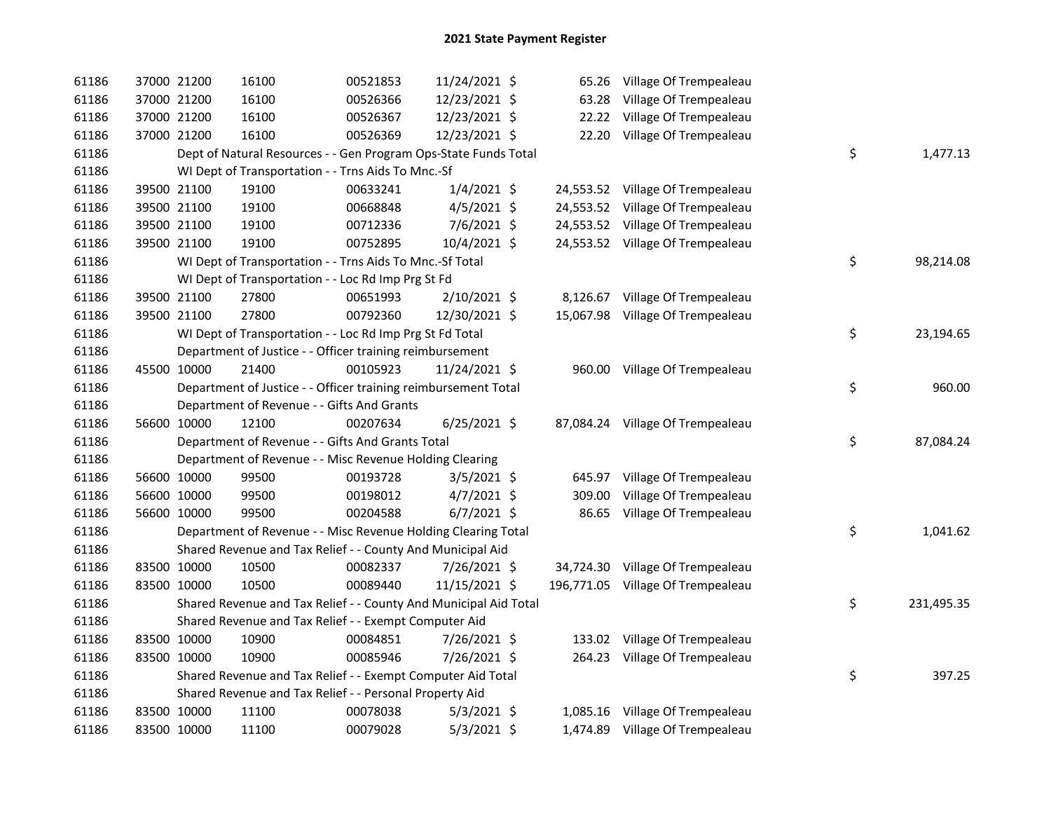# 2021 State Payment Register

| | | | | | | | | | |
|---|---|---|---|---|---|---|---|---|---|
| 61186 | 37000 | 21200 | 16100 | 00521853 | 11/24/2021 | $ 65.26 | Village Of Trempealeau | | |
| 61186 | 37000 | 21200 | 16100 | 00526366 | 12/23/2021 | $ 63.28 | Village Of Trempealeau | | |
| 61186 | 37000 | 21200 | 16100 | 00526367 | 12/23/2021 | $ 22.22 | Village Of Trempealeau | | |
| 61186 | 37000 | 21200 | 16100 | 00526369 | 12/23/2021 | $ 22.20 | Village Of Trempealeau | | |
| 61186 | | Dept of Natural Resources - - Gen Program Ops-State Funds Total | | | | | | $ | 1,477.13 |
| 61186 | | WI Dept of Transportation - - Trns Aids To Mnc.-Sf | | | | | | | |
| 61186 | 39500 | 21100 | 19100 | 00633241 | 1/4/2021 | $ 24,553.52 | Village Of Trempealeau | | |
| 61186 | 39500 | 21100 | 19100 | 00668848 | 4/5/2021 | $ 24,553.52 | Village Of Trempealeau | | |
| 61186 | 39500 | 21100 | 19100 | 00712336 | 7/6/2021 | $ 24,553.52 | Village Of Trempealeau | | |
| 61186 | 39500 | 21100 | 19100 | 00752895 | 10/4/2021 | $ 24,553.52 | Village Of Trempealeau | | |
| 61186 | | WI Dept of Transportation - - Trns Aids To Mnc.-Sf Total | | | | | | $ | 98,214.08 |
| 61186 | | WI Dept of Transportation - - Loc Rd Imp Prg St Fd | | | | | | | |
| 61186 | 39500 | 21100 | 27800 | 00651993 | 2/10/2021 | $ 8,126.67 | Village Of Trempealeau | | |
| 61186 | 39500 | 21100 | 27800 | 00792360 | 12/30/2021 | $ 15,067.98 | Village Of Trempealeau | | |
| 61186 | | WI Dept of Transportation - - Loc Rd Imp Prg St Fd Total | | | | | | $ | 23,194.65 |
| 61186 | | Department of Justice - - Officer training reimbursement | | | | | | | |
| 61186 | 45500 | 10000 | 21400 | 00105923 | 11/24/2021 | $ 960.00 | Village Of Trempealeau | | |
| 61186 | | Department of Justice - - Officer training reimbursement Total | | | | | | $ | 960.00 |
| 61186 | | Department of Revenue - - Gifts And Grants | | | | | | | |
| 61186 | 56600 | 10000 | 12100 | 00207634 | 6/25/2021 | $ 87,084.24 | Village Of Trempealeau | | |
| 61186 | | Department of Revenue - - Gifts And Grants Total | | | | | | $ | 87,084.24 |
| 61186 | | Department of Revenue - - Misc Revenue Holding Clearing | | | | | | | |
| 61186 | 56600 | 10000 | 99500 | 00193728 | 3/5/2021 | $ 645.97 | Village Of Trempealeau | | |
| 61186 | 56600 | 10000 | 99500 | 00198012 | 4/7/2021 | $ 309.00 | Village Of Trempealeau | | |
| 61186 | 56600 | 10000 | 99500 | 00204588 | 6/7/2021 | $ 86.65 | Village Of Trempealeau | | |
| 61186 | | Department of Revenue - - Misc Revenue Holding Clearing Total | | | | | | $ | 1,041.62 |
| 61186 | | Shared Revenue and Tax Relief - - County And Municipal Aid | | | | | | | |
| 61186 | 83500 | 10000 | 10500 | 00082337 | 7/26/2021 | $ 34,724.30 | Village Of Trempealeau | | |
| 61186 | 83500 | 10000 | 10500 | 00089440 | 11/15/2021 | $ 196,771.05 | Village Of Trempealeau | | |
| 61186 | | Shared Revenue and Tax Relief - - County And Municipal Aid Total | | | | | | $ | 231,495.35 |
| 61186 | | Shared Revenue and Tax Relief - - Exempt Computer Aid | | | | | | | |
| 61186 | 83500 | 10000 | 10900 | 00084851 | 7/26/2021 | $ 133.02 | Village Of Trempealeau | | |
| 61186 | 83500 | 10000 | 10900 | 00085946 | 7/26/2021 | $ 264.23 | Village Of Trempealeau | | |
| 61186 | | Shared Revenue and Tax Relief - - Exempt Computer Aid Total | | | | | | $ | 397.25 |
| 61186 | | Shared Revenue and Tax Relief - - Personal Property Aid | | | | | | | |
| 61186 | 83500 | 10000 | 11100 | 00078038 | 5/3/2021 | $ 1,085.16 | Village Of Trempealeau | | |
| 61186 | 83500 | 10000 | 11100 | 00079028 | 5/3/2021 | $ 1,474.89 | Village Of Trempealeau | | |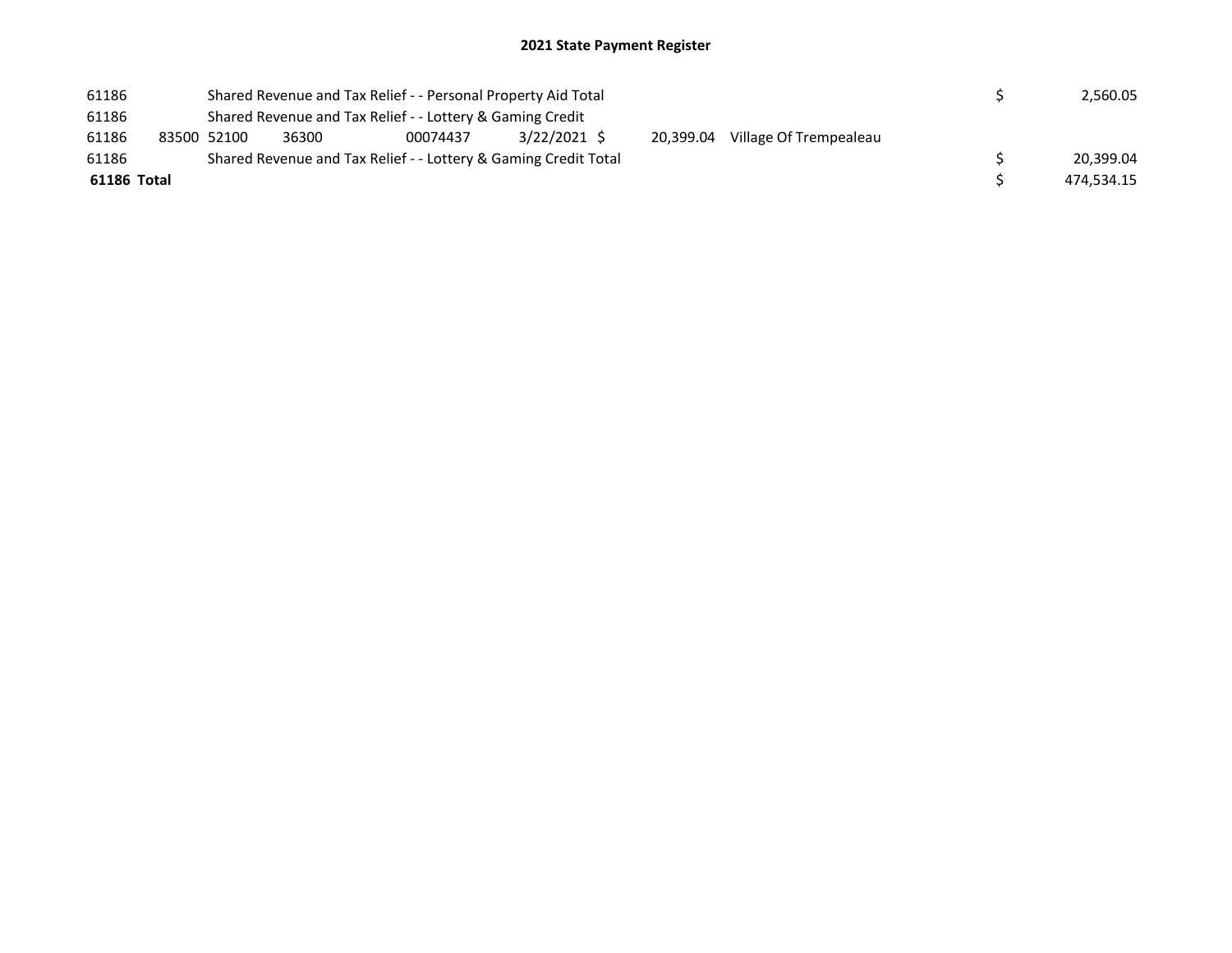## 2021 State Payment Register

| | | | | | | | | | |
|---|---|---|---|---|---|---|---|---|---|
| 61186 | | Shared Revenue and Tax Relief - - Personal Property Aid Total | | | | | | $ | 2,560.05 |
| 61186 | | Shared Revenue and Tax Relief - - Lottery & Gaming Credit | | | | | | | |
| 61186 | 83500 | 52100 | 36300 | 00074437 | 3/22/2021 | $ 20,399.04 | Village Of Trempealeau | | |
| 61186 | | Shared Revenue and Tax Relief - - Lottery & Gaming Credit Total | | | | | | $ | 20,399.04 |
| **61186 Total** | | | | | | | | $ | 474,534.15 |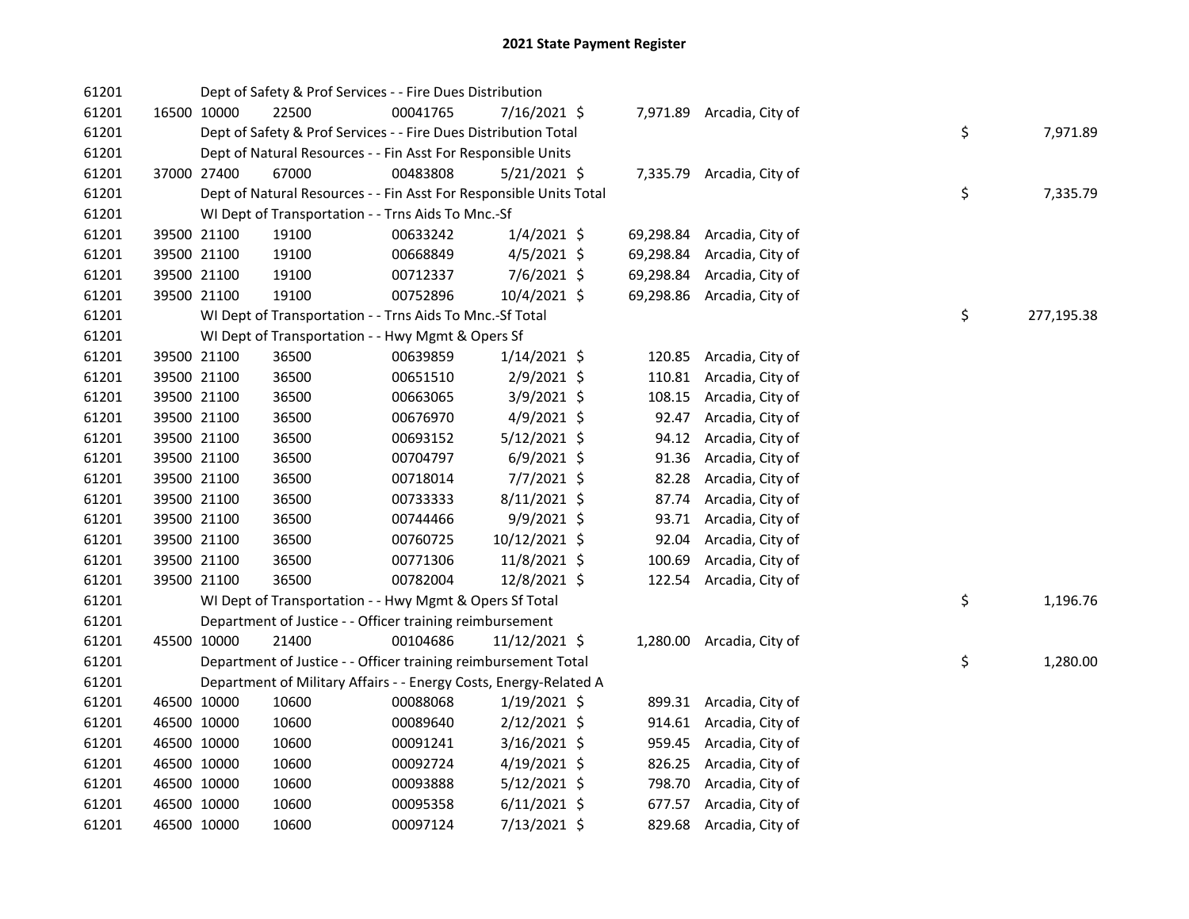# 2021 State Payment Register

| | | | | | | | | | |
|---|---|---|---|---|---|---|---|---|---|
| 61201 | | | Dept of Safety & Prof Services - - Fire Dues Distribution | | | | | | |
| 61201 | 16500 | 10000 | 22500 | 00041765 | 7/16/2021 | $ 7,971.89 | Arcadia, City of | | |
| 61201 | | | Dept of Safety & Prof Services - - Fire Dues Distribution Total | | | | | $ | 7,971.89 |
| 61201 | | | Dept of Natural Resources - - Fin Asst For Responsible Units | | | | | | |
| 61201 | 37000 | 27400 | 67000 | 00483808 | 5/21/2021 | $ 7,335.79 | Arcadia, City of | | |
| 61201 | | | Dept of Natural Resources - - Fin Asst For Responsible Units Total | | | | | $ | 7,335.79 |
| 61201 | | | WI Dept of Transportation - - Trns Aids To Mnc.-Sf | | | | | | |
| 61201 | 39500 | 21100 | 19100 | 00633242 | 1/4/2021 | $ 69,298.84 | Arcadia, City of | | |
| 61201 | 39500 | 21100 | 19100 | 00668849 | 4/5/2021 | $ 69,298.84 | Arcadia, City of | | |
| 61201 | 39500 | 21100 | 19100 | 00712337 | 7/6/2021 | $ 69,298.84 | Arcadia, City of | | |
| 61201 | 39500 | 21100 | 19100 | 00752896 | 10/4/2021 | $ 69,298.86 | Arcadia, City of | | |
| 61201 | | | WI Dept of Transportation - - Trns Aids To Mnc.-Sf Total | | | | | $ | 277,195.38 |
| 61201 | | | WI Dept of Transportation - - Hwy Mgmt & Opers Sf | | | | | | |
| 61201 | 39500 | 21100 | 36500 | 00639859 | 1/14/2021 | $ 120.85 | Arcadia, City of | | |
| 61201 | 39500 | 21100 | 36500 | 00651510 | 2/9/2021 | $ 110.81 | Arcadia, City of | | |
| 61201 | 39500 | 21100 | 36500 | 00663065 | 3/9/2021 | $ 108.15 | Arcadia, City of | | |
| 61201 | 39500 | 21100 | 36500 | 00676970 | 4/9/2021 | $ 92.47 | Arcadia, City of | | |
| 61201 | 39500 | 21100 | 36500 | 00693152 | 5/12/2021 | $ 94.12 | Arcadia, City of | | |
| 61201 | 39500 | 21100 | 36500 | 00704797 | 6/9/2021 | $ 91.36 | Arcadia, City of | | |
| 61201 | 39500 | 21100 | 36500 | 00718014 | 7/7/2021 | $ 82.28 | Arcadia, City of | | |
| 61201 | 39500 | 21100 | 36500 | 00733333 | 8/11/2021 | $ 87.74 | Arcadia, City of | | |
| 61201 | 39500 | 21100 | 36500 | 00744466 | 9/9/2021 | $ 93.71 | Arcadia, City of | | |
| 61201 | 39500 | 21100 | 36500 | 00760725 | 10/12/2021 | $ 92.04 | Arcadia, City of | | |
| 61201 | 39500 | 21100 | 36500 | 00771306 | 11/8/2021 | $ 100.69 | Arcadia, City of | | |
| 61201 | 39500 | 21100 | 36500 | 00782004 | 12/8/2021 | $ 122.54 | Arcadia, City of | | |
| 61201 | | | WI Dept of Transportation - - Hwy Mgmt & Opers Sf Total | | | | | $ | 1,196.76 |
| 61201 | | | Department of Justice - - Officer training reimbursement | | | | | | |
| 61201 | 45500 | 10000 | 21400 | 00104686 | 11/12/2021 | $ 1,280.00 | Arcadia, City of | | |
| 61201 | | | Department of Justice - - Officer training reimbursement Total | | | | | $ | 1,280.00 |
| 61201 | | | Department of Military Affairs - - Energy Costs, Energy-Related A | | | | | | |
| 61201 | 46500 | 10000 | 10600 | 00088068 | 1/19/2021 | $ 899.31 | Arcadia, City of | | |
| 61201 | 46500 | 10000 | 10600 | 00089640 | 2/12/2021 | $ 914.61 | Arcadia, City of | | |
| 61201 | 46500 | 10000 | 10600 | 00091241 | 3/16/2021 | $ 959.45 | Arcadia, City of | | |
| 61201 | 46500 | 10000 | 10600 | 00092724 | 4/19/2021 | $ 826.25 | Arcadia, City of | | |
| 61201 | 46500 | 10000 | 10600 | 00093888 | 5/12/2021 | $ 798.70 | Arcadia, City of | | |
| 61201 | 46500 | 10000 | 10600 | 00095358 | 6/11/2021 | $ 677.57 | Arcadia, City of | | |
| 61201 | 46500 | 10000 | 10600 | 00097124 | 7/13/2021 | $ 829.68 | Arcadia, City of | | |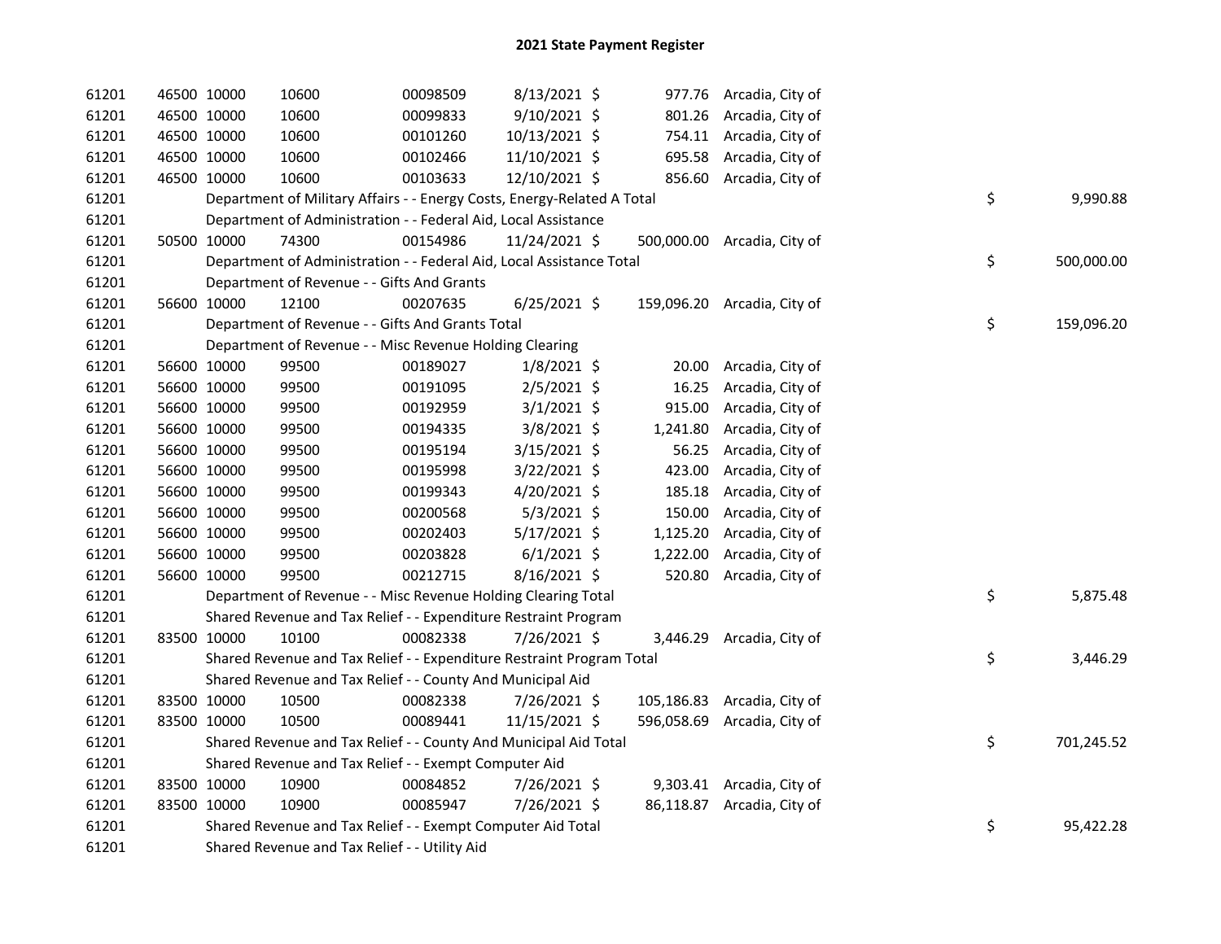## 2021 State Payment Register

| | | | | | | | | | |
|---|---|---|---|---|---|---|---|---|---|
| 61201 | 46500 | 10000 | 10600 | 00098509 | 8/13/2021 | $ 977.76 | Arcadia, City of | | |
| 61201 | 46500 | 10000 | 10600 | 00099833 | 9/10/2021 | $ 801.26 | Arcadia, City of | | |
| 61201 | 46500 | 10000 | 10600 | 00101260 | 10/13/2021 | $ 754.11 | Arcadia, City of | | |
| 61201 | 46500 | 10000 | 10600 | 00102466 | 11/10/2021 | $ 695.58 | Arcadia, City of | | |
| 61201 | 46500 | 10000 | 10600 | 00103633 | 12/10/2021 | $ 856.60 | Arcadia, City of | | |
| 61201 | | Department of Military Affairs - - Energy Costs, Energy-Related A Total | | | | | | $ | 9,990.88 |
| 61201 | | Department of Administration - - Federal Aid, Local Assistance | | | | | | | |
| 61201 | 50500 | 10000 | 74300 | 00154986 | 11/24/2021 | $ 500,000.00 | Arcadia, City of | | |
| 61201 | | Department of Administration - - Federal Aid, Local Assistance Total | | | | | | $ | 500,000.00 |
| 61201 | | Department of Revenue - - Gifts And Grants | | | | | | | |
| 61201 | 56600 | 10000 | 12100 | 00207635 | 6/25/2021 | $ 159,096.20 | Arcadia, City of | | |
| 61201 | | Department of Revenue - - Gifts And Grants Total | | | | | | $ | 159,096.20 |
| 61201 | | Department of Revenue - - Misc Revenue Holding Clearing | | | | | | | |
| 61201 | 56600 | 10000 | 99500 | 00189027 | 1/8/2021 | $ 20.00 | Arcadia, City of | | |
| 61201 | 56600 | 10000 | 99500 | 00191095 | 2/5/2021 | $ 16.25 | Arcadia, City of | | |
| 61201 | 56600 | 10000 | 99500 | 00192959 | 3/1/2021 | $ 915.00 | Arcadia, City of | | |
| 61201 | 56600 | 10000 | 99500 | 00194335 | 3/8/2021 | $ 1,241.80 | Arcadia, City of | | |
| 61201 | 56600 | 10000 | 99500 | 00195194 | 3/15/2021 | $ 56.25 | Arcadia, City of | | |
| 61201 | 56600 | 10000 | 99500 | 00195998 | 3/22/2021 | $ 423.00 | Arcadia, City of | | |
| 61201 | 56600 | 10000 | 99500 | 00199343 | 4/20/2021 | $ 185.18 | Arcadia, City of | | |
| 61201 | 56600 | 10000 | 99500 | 00200568 | 5/3/2021 | $ 150.00 | Arcadia, City of | | |
| 61201 | 56600 | 10000 | 99500 | 00202403 | 5/17/2021 | $ 1,125.20 | Arcadia, City of | | |
| 61201 | 56600 | 10000 | 99500 | 00203828 | 6/1/2021 | $ 1,222.00 | Arcadia, City of | | |
| 61201 | 56600 | 10000 | 99500 | 00212715 | 8/16/2021 | $ 520.80 | Arcadia, City of | | |
| 61201 | | Department of Revenue - - Misc Revenue Holding Clearing Total | | | | | | $ | 5,875.48 |
| 61201 | | Shared Revenue and Tax Relief - - Expenditure Restraint Program | | | | | | | |
| 61201 | 83500 | 10000 | 10100 | 00082338 | 7/26/2021 | $ 3,446.29 | Arcadia, City of | | |
| 61201 | | Shared Revenue and Tax Relief - - Expenditure Restraint Program Total | | | | | | $ | 3,446.29 |
| 61201 | | Shared Revenue and Tax Relief - - County And Municipal Aid | | | | | | | |
| 61201 | 83500 | 10000 | 10500 | 00082338 | 7/26/2021 | $ 105,186.83 | Arcadia, City of | | |
| 61201 | 83500 | 10000 | 10500 | 00089441 | 11/15/2021 | $ 596,058.69 | Arcadia, City of | | |
| 61201 | | Shared Revenue and Tax Relief - - County And Municipal Aid Total | | | | | | $ | 701,245.52 |
| 61201 | | Shared Revenue and Tax Relief - - Exempt Computer Aid | | | | | | | |
| 61201 | 83500 | 10000 | 10900 | 00084852 | 7/26/2021 | $ 9,303.41 | Arcadia, City of | | |
| 61201 | 83500 | 10000 | 10900 | 00085947 | 7/26/2021 | $ 86,118.87 | Arcadia, City of | | |
| 61201 | | Shared Revenue and Tax Relief - - Exempt Computer Aid Total | | | | | | $ | 95,422.28 |
| 61201 | | Shared Revenue and Tax Relief - - Utility Aid | | | | | | | |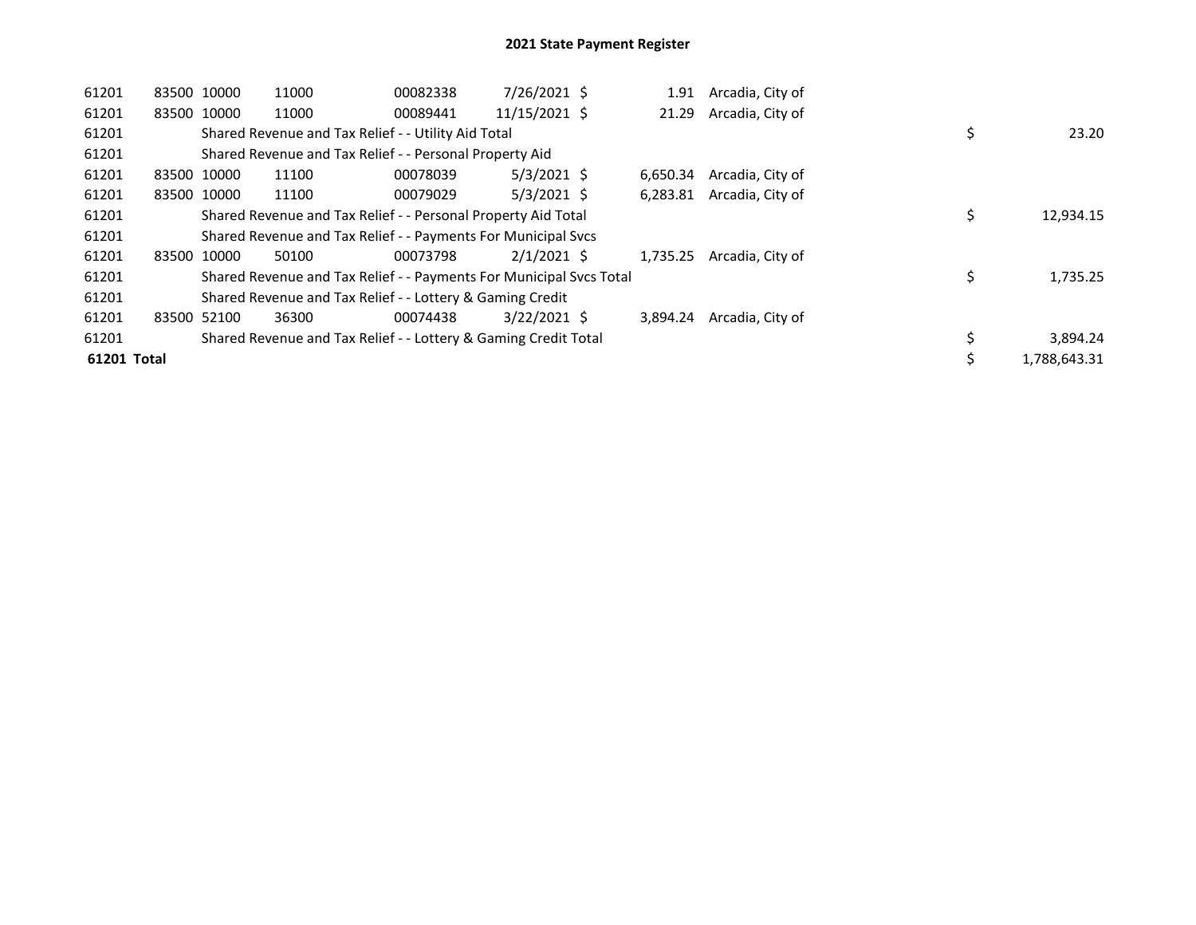## 2021 State Payment Register

| | | | | | | | | | |
|---|---|---|---|---|---|---|---|---|---|
| 61201 | 83500 | 10000 | 11000 | 00082338 | 7/26/2021 | $ 1.91 | Arcadia, City of | | |
| 61201 | 83500 | 10000 | 11000 | 00089441 | 11/15/2021 | $ 21.29 | Arcadia, City of | | |
| 61201 | Shared Revenue and Tax Relief - - Utility Aid Total | | | | | | | $ | 23.20 |
| 61201 | Shared Revenue and Tax Relief - - Personal Property Aid | | | | | | | | |
| 61201 | 83500 | 10000 | 11100 | 00078039 | 5/3/2021 | $ 6,650.34 | Arcadia, City of | | |
| 61201 | 83500 | 10000 | 11100 | 00079029 | 5/3/2021 | $ 6,283.81 | Arcadia, City of | | |
| 61201 | Shared Revenue and Tax Relief - - Personal Property Aid Total | | | | | | | $ | 12,934.15 |
| 61201 | Shared Revenue and Tax Relief - - Payments For Municipal Svcs | | | | | | | | |
| 61201 | 83500 | 10000 | 50100 | 00073798 | 2/1/2021 | $ 1,735.25 | Arcadia, City of | | |
| 61201 | Shared Revenue and Tax Relief - - Payments For Municipal Svcs Total | | | | | | | $ | 1,735.25 |
| 61201 | Shared Revenue and Tax Relief - - Lottery & Gaming Credit | | | | | | | | |
| 61201 | 83500 | 52100 | 36300 | 00074438 | 3/22/2021 | $ 3,894.24 | Arcadia, City of | | |
| 61201 | Shared Revenue and Tax Relief - - Lottery & Gaming Credit Total | | | | | | | $ | 3,894.24 |
| **61201 Total** | | | | | | | | $ | 1,788,643.31 |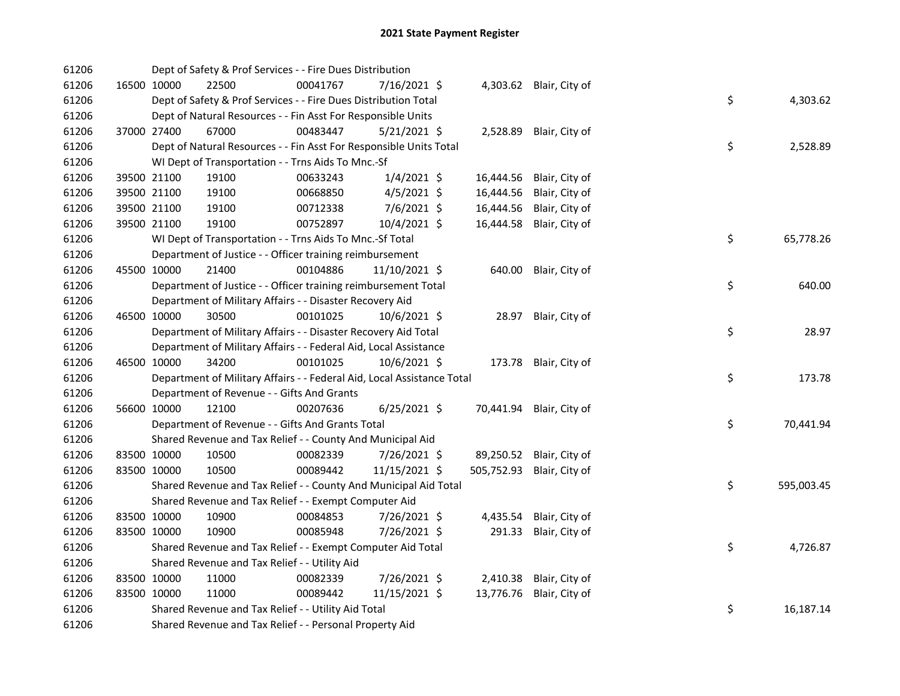# 2021 State Payment Register

| | | | | | | | | | |
|---|---|---|---|---|---|---|---|---|---|
| 61206 | | Dept of Safety & Prof Services - - Fire Dues Distribution | | | | | | | |
| 61206 | 16500 | 10000 | 22500 | 00041767 | 7/16/2021 | $ 4,303.62 | Blair, City of | | |
| 61206 | | Dept of Safety & Prof Services - - Fire Dues Distribution Total | | | | | | $ | 4,303.62 |
| 61206 | | Dept of Natural Resources - - Fin Asst For Responsible Units | | | | | | | |
| 61206 | 37000 | 27400 | 67000 | 00483447 | 5/21/2021 | $ 2,528.89 | Blair, City of | | |
| 61206 | | Dept of Natural Resources - - Fin Asst For Responsible Units Total | | | | | | $ | 2,528.89 |
| 61206 | | WI Dept of Transportation - - Trns Aids To Mnc.-Sf | | | | | | | |
| 61206 | 39500 | 21100 | 19100 | 00633243 | 1/4/2021 | $ 16,444.56 | Blair, City of | | |
| 61206 | 39500 | 21100 | 19100 | 00668850 | 4/5/2021 | $ 16,444.56 | Blair, City of | | |
| 61206 | 39500 | 21100 | 19100 | 00712338 | 7/6/2021 | $ 16,444.56 | Blair, City of | | |
| 61206 | 39500 | 21100 | 19100 | 00752897 | 10/4/2021 | $ 16,444.58 | Blair, City of | | |
| 61206 | | WI Dept of Transportation - - Trns Aids To Mnc.-Sf Total | | | | | | $ | 65,778.26 |
| 61206 | | Department of Justice - - Officer training reimbursement | | | | | | | |
| 61206 | 45500 | 10000 | 21400 | 00104886 | 11/10/2021 | $ 640.00 | Blair, City of | | |
| 61206 | | Department of Justice - - Officer training reimbursement Total | | | | | | $ | 640.00 |
| 61206 | | Department of Military Affairs - - Disaster Recovery Aid | | | | | | | |
| 61206 | 46500 | 10000 | 30500 | 00101025 | 10/6/2021 | $ 28.97 | Blair, City of | | |
| 61206 | | Department of Military Affairs - - Disaster Recovery Aid Total | | | | | | $ | 28.97 |
| 61206 | | Department of Military Affairs - - Federal Aid, Local Assistance | | | | | | | |
| 61206 | 46500 | 10000 | 34200 | 00101025 | 10/6/2021 | $ 173.78 | Blair, City of | | |
| 61206 | | Department of Military Affairs - - Federal Aid, Local Assistance Total | | | | | | $ | 173.78 |
| 61206 | | Department of Revenue - - Gifts And Grants | | | | | | | |
| 61206 | 56600 | 10000 | 12100 | 00207636 | 6/25/2021 | $ 70,441.94 | Blair, City of | | |
| 61206 | | Department of Revenue - - Gifts And Grants Total | | | | | | $ | 70,441.94 |
| 61206 | | Shared Revenue and Tax Relief - - County And Municipal Aid | | | | | | | |
| 61206 | 83500 | 10000 | 10500 | 00082339 | 7/26/2021 | $ 89,250.52 | Blair, City of | | |
| 61206 | 83500 | 10000 | 10500 | 00089442 | 11/15/2021 | $ 505,752.93 | Blair, City of | | |
| 61206 | | Shared Revenue and Tax Relief - - County And Municipal Aid Total | | | | | | $ | 595,003.45 |
| 61206 | | Shared Revenue and Tax Relief - - Exempt Computer Aid | | | | | | | |
| 61206 | 83500 | 10000 | 10900 | 00084853 | 7/26/2021 | $ 4,435.54 | Blair, City of | | |
| 61206 | 83500 | 10000 | 10900 | 00085948 | 7/26/2021 | $ 291.33 | Blair, City of | | |
| 61206 | | Shared Revenue and Tax Relief - - Exempt Computer Aid Total | | | | | | $ | 4,726.87 |
| 61206 | | Shared Revenue and Tax Relief - - Utility Aid | | | | | | | |
| 61206 | 83500 | 10000 | 11000 | 00082339 | 7/26/2021 | $ 2,410.38 | Blair, City of | | |
| 61206 | 83500 | 10000 | 11000 | 00089442 | 11/15/2021 | $ 13,776.76 | Blair, City of | | |
| 61206 | | Shared Revenue and Tax Relief - - Utility Aid Total | | | | | | $ | 16,187.14 |
| 61206 | | Shared Revenue and Tax Relief - - Personal Property Aid | | | | | | | |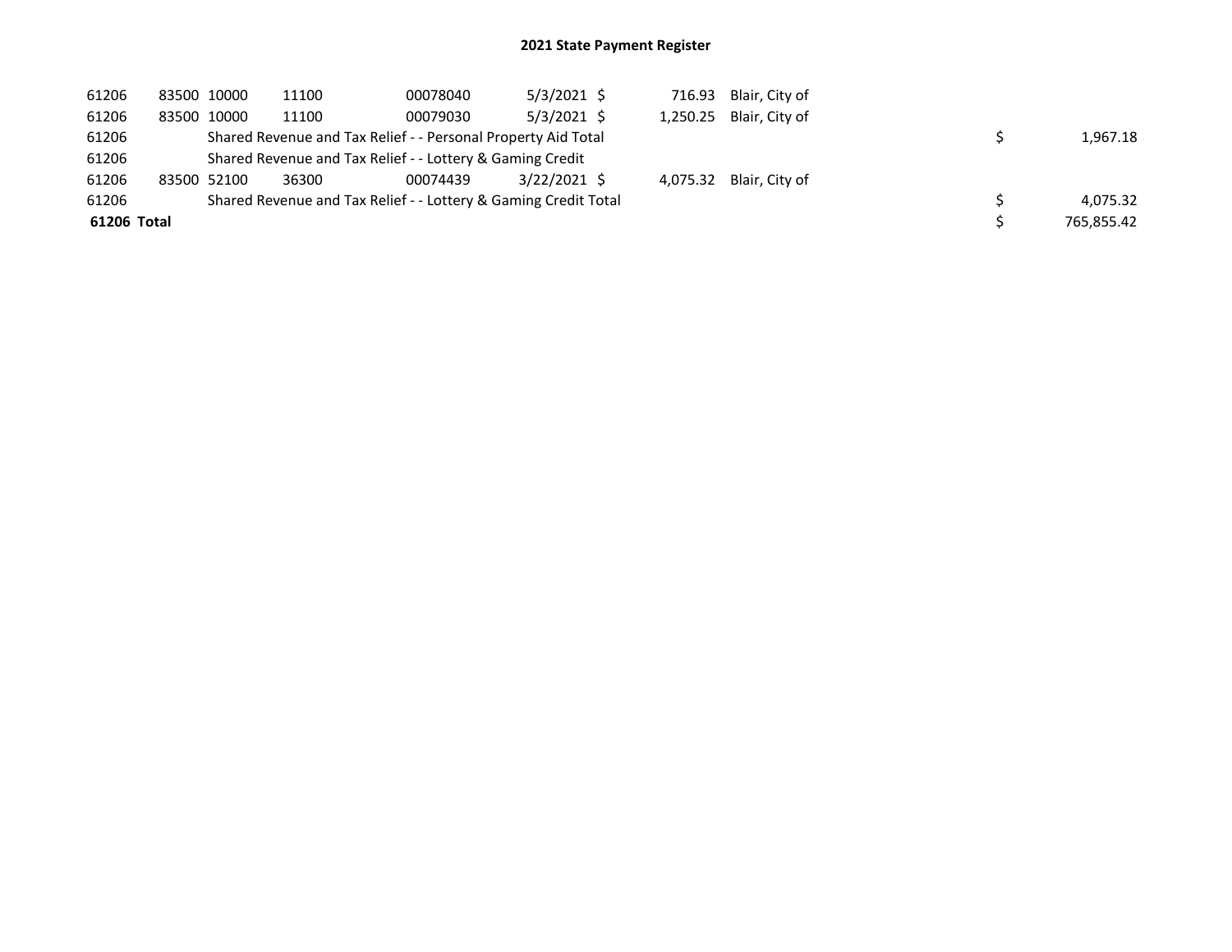# 2021 State Payment Register

| | | | | | | | | | |
|---|---|---|---|---|---|---|---|---|---|
| 61206 | 83500 | 10000 | 11100 | 00078040 | 5/3/2021 | $ | 716.93 | Blair, City of | |
| 61206 | 83500 | 10000 | 11100 | 00079030 | 5/3/2021 | $ | 1,250.25 | Blair, City of | |
| 61206 | | Shared Revenue and Tax Relief - - Personal Property Aid Total | | | | | | | $ 1,967.18 |
| 61206 | | Shared Revenue and Tax Relief - - Lottery & Gaming Credit | | | | | | | |
| 61206 | 83500 | 52100 | 36300 | 00074439 | 3/22/2021 | $ | 4,075.32 | Blair, City of | |
| 61206 | | Shared Revenue and Tax Relief - - Lottery & Gaming Credit Total | | | | | | | $ 4,075.32 |
| **61206 Total** | | | | | | | | | $ 765,855.42 |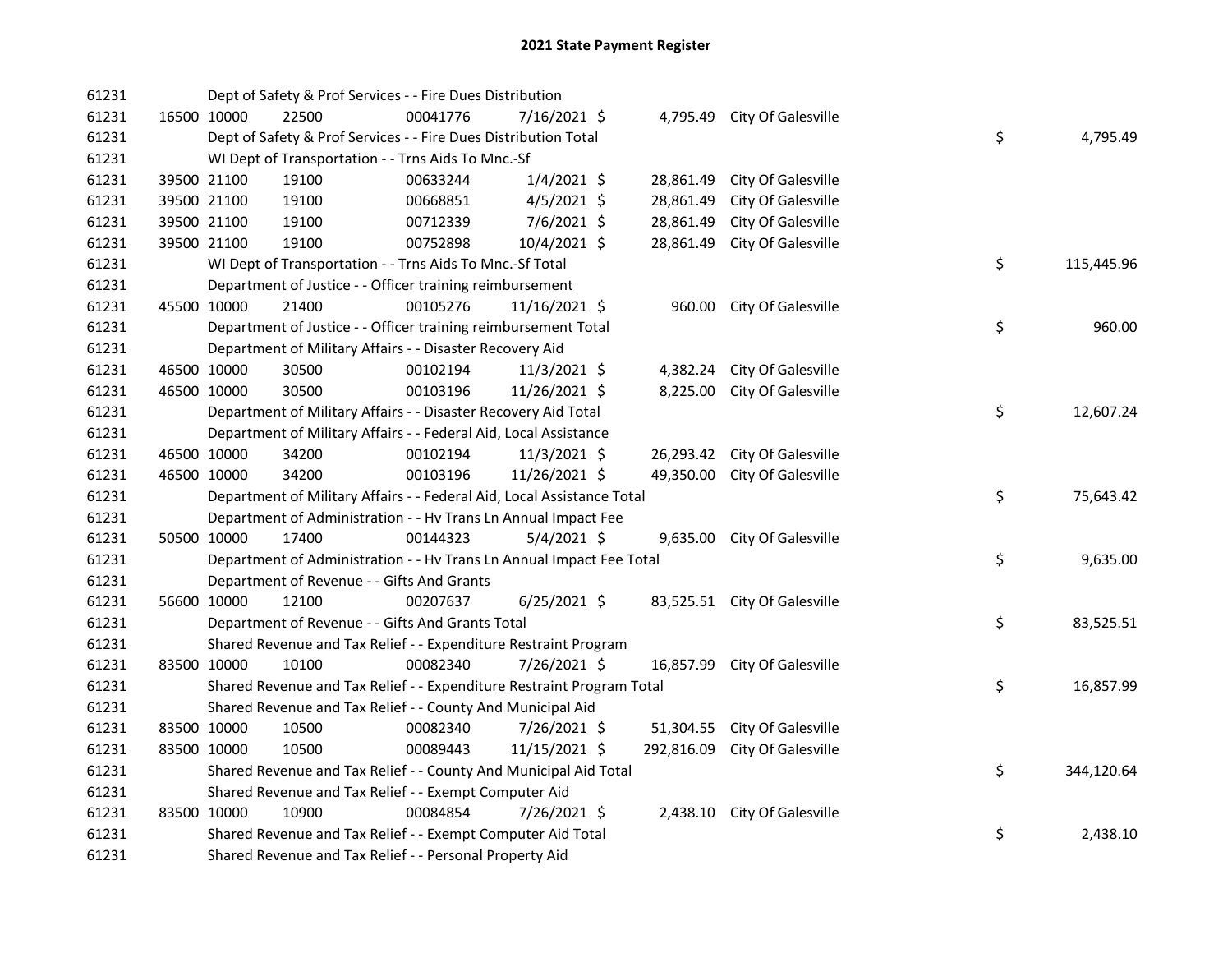# 2021 State Payment Register

| | | | | | | | | | |
|---|---|---|---|---|---|---|---|---|---|
| 61231 | | Dept of Safety & Prof Services - - Fire Dues Distribution | | | | | | | |
| 61231 | 16500 | 10000 | 22500 | 00041776 | 7/16/2021 | $ 4,795.49 | City Of Galesville | | |
| 61231 | | Dept of Safety & Prof Services - - Fire Dues Distribution Total | | | | | | $ | 4,795.49 |
| 61231 | | WI Dept of Transportation - - Trns Aids To Mnc.-Sf | | | | | | | |
| 61231 | 39500 | 21100 | 19100 | 00633244 | 1/4/2021 | $ 28,861.49 | City Of Galesville | | |
| 61231 | 39500 | 21100 | 19100 | 00668851 | 4/5/2021 | $ 28,861.49 | City Of Galesville | | |
| 61231 | 39500 | 21100 | 19100 | 00712339 | 7/6/2021 | $ 28,861.49 | City Of Galesville | | |
| 61231 | 39500 | 21100 | 19100 | 00752898 | 10/4/2021 | $ 28,861.49 | City Of Galesville | | |
| 61231 | | WI Dept of Transportation - - Trns Aids To Mnc.-Sf Total | | | | | | $ | 115,445.96 |
| 61231 | | Department of Justice - - Officer training reimbursement | | | | | | | |
| 61231 | 45500 | 10000 | 21400 | 00105276 | 11/16/2021 | $ 960.00 | City Of Galesville | | |
| 61231 | | Department of Justice - - Officer training reimbursement Total | | | | | | $ | 960.00 |
| 61231 | | Department of Military Affairs - - Disaster Recovery Aid | | | | | | | |
| 61231 | 46500 | 10000 | 30500 | 00102194 | 11/3/2021 | $ 4,382.24 | City Of Galesville | | |
| 61231 | 46500 | 10000 | 30500 | 00103196 | 11/26/2021 | $ 8,225.00 | City Of Galesville | | |
| 61231 | | Department of Military Affairs - - Disaster Recovery Aid Total | | | | | | $ | 12,607.24 |
| 61231 | | Department of Military Affairs - - Federal Aid, Local Assistance | | | | | | | |
| 61231 | 46500 | 10000 | 34200 | 00102194 | 11/3/2021 | $ 26,293.42 | City Of Galesville | | |
| 61231 | 46500 | 10000 | 34200 | 00103196 | 11/26/2021 | $ 49,350.00 | City Of Galesville | | |
| 61231 | | Department of Military Affairs - - Federal Aid, Local Assistance Total | | | | | | $ | 75,643.42 |
| 61231 | | Department of Administration - - Hv Trans Ln Annual Impact Fee | | | | | | | |
| 61231 | 50500 | 10000 | 17400 | 00144323 | 5/4/2021 | $ 9,635.00 | City Of Galesville | | |
| 61231 | | Department of Administration - - Hv Trans Ln Annual Impact Fee Total | | | | | | $ | 9,635.00 |
| 61231 | | Department of Revenue - - Gifts And Grants | | | | | | | |
| 61231 | 56600 | 10000 | 12100 | 00207637 | 6/25/2021 | $ 83,525.51 | City Of Galesville | | |
| 61231 | | Department of Revenue - - Gifts And Grants Total | | | | | | $ | 83,525.51 |
| 61231 | | Shared Revenue and Tax Relief - - Expenditure Restraint Program | | | | | | | |
| 61231 | 83500 | 10000 | 10100 | 00082340 | 7/26/2021 | $ 16,857.99 | City Of Galesville | | |
| 61231 | | Shared Revenue and Tax Relief - - Expenditure Restraint Program Total | | | | | | $ | 16,857.99 |
| 61231 | | Shared Revenue and Tax Relief - - County And Municipal Aid | | | | | | | |
| 61231 | 83500 | 10000 | 10500 | 00082340 | 7/26/2021 | $ 51,304.55 | City Of Galesville | | |
| 61231 | 83500 | 10000 | 10500 | 00089443 | 11/15/2021 | $ 292,816.09 | City Of Galesville | | |
| 61231 | | Shared Revenue and Tax Relief - - County And Municipal Aid Total | | | | | | $ | 344,120.64 |
| 61231 | | Shared Revenue and Tax Relief - - Exempt Computer Aid | | | | | | | |
| 61231 | 83500 | 10000 | 10900 | 00084854 | 7/26/2021 | $ 2,438.10 | City Of Galesville | | |
| 61231 | | Shared Revenue and Tax Relief - - Exempt Computer Aid Total | | | | | | $ | 2,438.10 |
| 61231 | | Shared Revenue and Tax Relief - - Personal Property Aid | | | | | | | |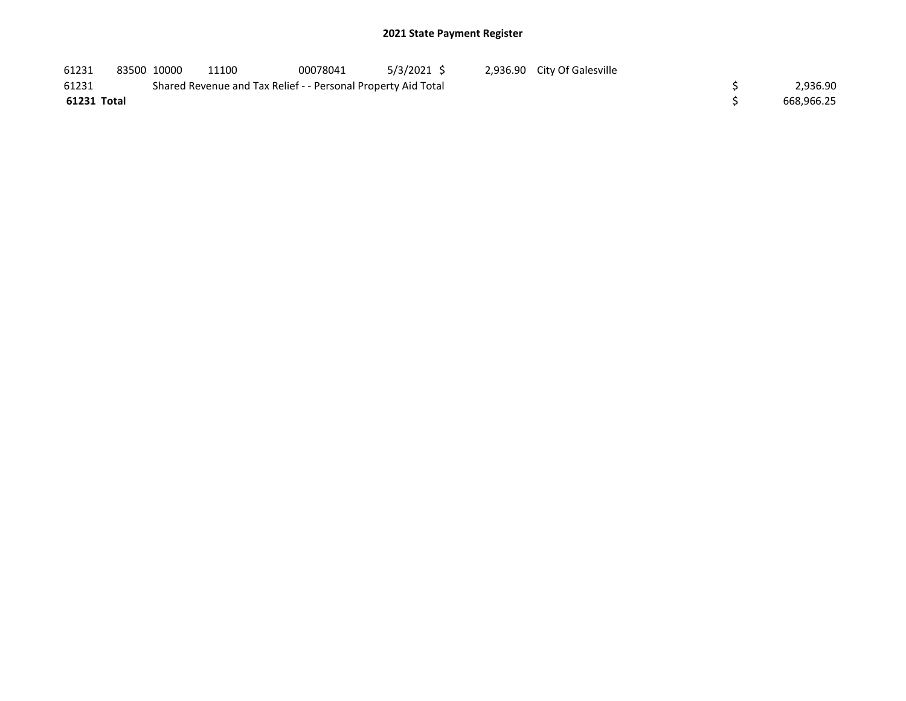# 2021 State Payment Register

| | | | | | | | | | |
|---|---|---|---|---|---|---|---|---|---|
| 61231 | 83500 | 10000 | 11100 | 00078041 | 5/3/2021 | $ 2,936.90 | City Of Galesville | | |
| 61231 | | Shared Revenue and Tax Relief - - Personal Property Aid Total | | | | | | $ | 2,936.90 |
| **61231 Total** | | | | | | | | $ | 668,966.25 |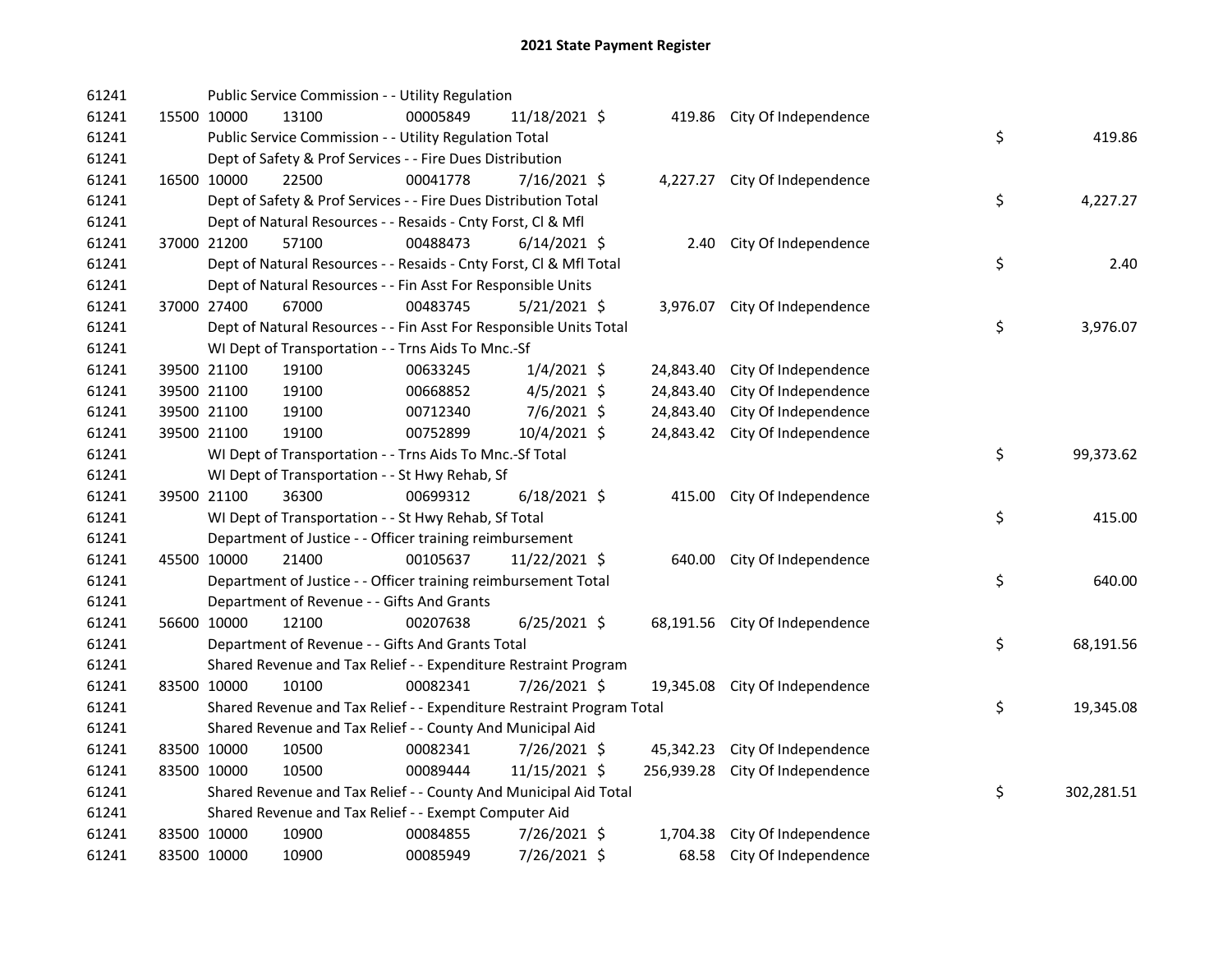# 2021 State Payment Register

| | | | | | | | | | |
|---|---|---|---|---|---|---|---|---|---|
| 61241 | | | Public Service Commission - - Utility Regulation | | | | | | |
| 61241 | 15500 | 10000 | 13100 | 00005849 | 11/18/2021 | $ 419.86 | City Of Independence | | |
| 61241 | | | Public Service Commission - - Utility Regulation Total | | | | | $ | 419.86 |
| 61241 | | | Dept of Safety & Prof Services - - Fire Dues Distribution | | | | | | |
| 61241 | 16500 | 10000 | 22500 | 00041778 | 7/16/2021 | $ 4,227.27 | City Of Independence | | |
| 61241 | | | Dept of Safety & Prof Services - - Fire Dues Distribution Total | | | | | $ | 4,227.27 |
| 61241 | | | Dept of Natural Resources - - Resaids - Cnty Forst, Cl & Mfl | | | | | | |
| 61241 | 37000 | 21200 | 57100 | 00488473 | 6/14/2021 | $ 2.40 | City Of Independence | | |
| 61241 | | | Dept of Natural Resources - - Resaids - Cnty Forst, Cl & Mfl Total | | | | | $ | 2.40 |
| 61241 | | | Dept of Natural Resources - - Fin Asst For Responsible Units | | | | | | |
| 61241 | 37000 | 27400 | 67000 | 00483745 | 5/21/2021 | $ 3,976.07 | City Of Independence | | |
| 61241 | | | Dept of Natural Resources - - Fin Asst For Responsible Units Total | | | | | $ | 3,976.07 |
| 61241 | | | WI Dept of Transportation - - Trns Aids To Mnc.-Sf | | | | | | |
| 61241 | 39500 | 21100 | 19100 | 00633245 | 1/4/2021 | $ 24,843.40 | City Of Independence | | |
| 61241 | 39500 | 21100 | 19100 | 00668852 | 4/5/2021 | $ 24,843.40 | City Of Independence | | |
| 61241 | 39500 | 21100 | 19100 | 00712340 | 7/6/2021 | $ 24,843.40 | City Of Independence | | |
| 61241 | 39500 | 21100 | 19100 | 00752899 | 10/4/2021 | $ 24,843.42 | City Of Independence | | |
| 61241 | | | WI Dept of Transportation - - Trns Aids To Mnc.-Sf Total | | | | | $ | 99,373.62 |
| 61241 | | | WI Dept of Transportation - - St Hwy Rehab, Sf | | | | | | |
| 61241 | 39500 | 21100 | 36300 | 00699312 | 6/18/2021 | $ 415.00 | City Of Independence | | |
| 61241 | | | WI Dept of Transportation - - St Hwy Rehab, Sf Total | | | | | $ | 415.00 |
| 61241 | | | Department of Justice - - Officer training reimbursement | | | | | | |
| 61241 | 45500 | 10000 | 21400 | 00105637 | 11/22/2021 | $ 640.00 | City Of Independence | | |
| 61241 | | | Department of Justice - - Officer training reimbursement Total | | | | | $ | 640.00 |
| 61241 | | | Department of Revenue - - Gifts And Grants | | | | | | |
| 61241 | 56600 | 10000 | 12100 | 00207638 | 6/25/2021 | $ 68,191.56 | City Of Independence | | |
| 61241 | | | Department of Revenue - - Gifts And Grants Total | | | | | $ | 68,191.56 |
| 61241 | | | Shared Revenue and Tax Relief - - Expenditure Restraint Program | | | | | | |
| 61241 | 83500 | 10000 | 10100 | 00082341 | 7/26/2021 | $ 19,345.08 | City Of Independence | | |
| 61241 | | | Shared Revenue and Tax Relief - - Expenditure Restraint Program Total | | | | | $ | 19,345.08 |
| 61241 | | | Shared Revenue and Tax Relief - - County And Municipal Aid | | | | | | |
| 61241 | 83500 | 10000 | 10500 | 00082341 | 7/26/2021 | $ 45,342.23 | City Of Independence | | |
| 61241 | 83500 | 10000 | 10500 | 00089444 | 11/15/2021 | $ 256,939.28 | City Of Independence | | |
| 61241 | | | Shared Revenue and Tax Relief - - County And Municipal Aid Total | | | | | $ | 302,281.51 |
| 61241 | | | Shared Revenue and Tax Relief - - Exempt Computer Aid | | | | | | |
| 61241 | 83500 | 10000 | 10900 | 00084855 | 7/26/2021 | $ 1,704.38 | City Of Independence | | |
| 61241 | 83500 | 10000 | 10900 | 00085949 | 7/26/2021 | $ 68.58 | City Of Independence | | |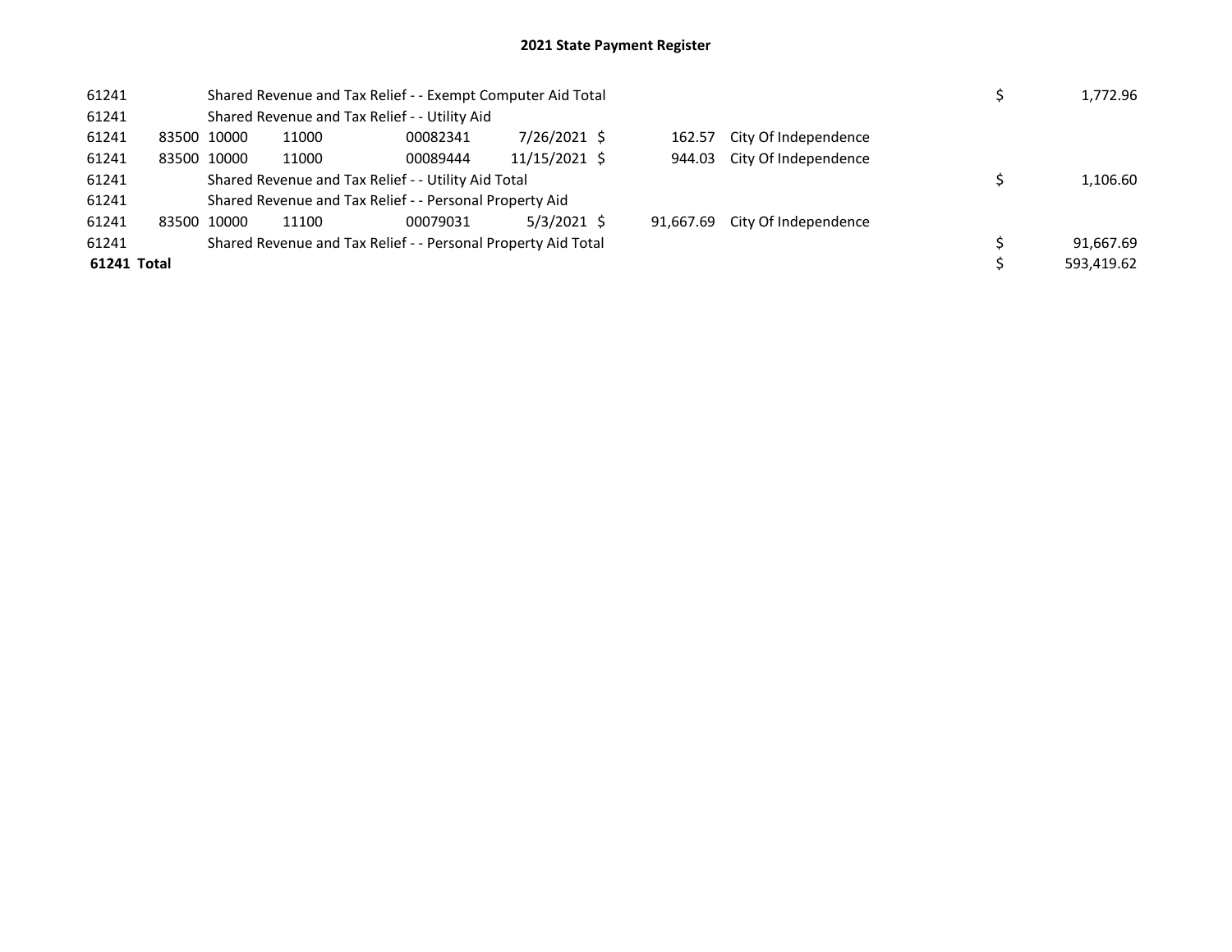# 2021 State Payment Register

| | | | | | | | | | |
|---|---|---|---|---|---|---|---|---|---|
| 61241 | | Shared Revenue and Tax Relief - - Exempt Computer Aid Total | | | | | | $ | 1,772.96 |
| 61241 | | Shared Revenue and Tax Relief - - Utility Aid | | | | | | | |
| 61241 | 83500 | 10000 | 11000 | 00082341 | 7/26/2021 | $ 162.57 | City Of Independence | | |
| 61241 | 83500 | 10000 | 11000 | 00089444 | 11/15/2021 | $ 944.03 | City Of Independence | | |
| 61241 | | Shared Revenue and Tax Relief - - Utility Aid Total | | | | | | $ | 1,106.60 |
| 61241 | | Shared Revenue and Tax Relief - - Personal Property Aid | | | | | | | |
| 61241 | 83500 | 10000 | 11100 | 00079031 | 5/3/2021 | $ 91,667.69 | City Of Independence | | |
| 61241 | | Shared Revenue and Tax Relief - - Personal Property Aid Total | | | | | | $ | 91,667.69 |
| **61241 Total** | | | | | | | | $ | 593,419.62 |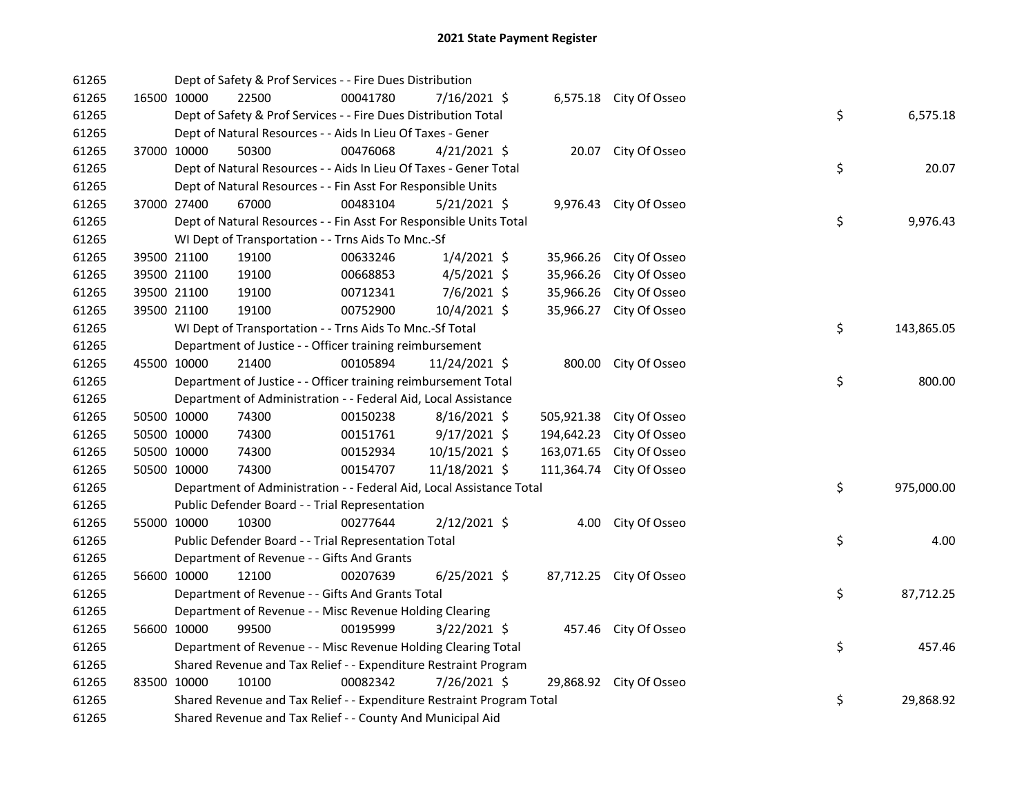# 2021 State Payment Register

| | | | | | | | | | |
|---|---|---|---|---|---|---|---|---|---|
| 61265 | | Dept of Safety & Prof Services - - Fire Dues Distribution | | | | | | | |
| 61265 | 16500 | 10000 | 22500 | 00041780 | 7/16/2021 | $ 6,575.18 | City Of Osseo | | |
| 61265 | | Dept of Safety & Prof Services - - Fire Dues Distribution Total | | | | | | $ | 6,575.18 |
| 61265 | | Dept of Natural Resources - - Aids In Lieu Of Taxes - Gener | | | | | | | |
| 61265 | 37000 | 10000 | 50300 | 00476068 | 4/21/2021 | $ 20.07 | City Of Osseo | | |
| 61265 | | Dept of Natural Resources - - Aids In Lieu Of Taxes - Gener Total | | | | | | $ | 20.07 |
| 61265 | | Dept of Natural Resources - - Fin Asst For Responsible Units | | | | | | | |
| 61265 | 37000 | 27400 | 67000 | 00483104 | 5/21/2021 | $ 9,976.43 | City Of Osseo | | |
| 61265 | | Dept of Natural Resources - - Fin Asst For Responsible Units Total | | | | | | $ | 9,976.43 |
| 61265 | | WI Dept of Transportation - - Trns Aids To Mnc.-Sf | | | | | | | |
| 61265 | 39500 | 21100 | 19100 | 00633246 | 1/4/2021 | $ 35,966.26 | City Of Osseo | | |
| 61265 | 39500 | 21100 | 19100 | 00668853 | 4/5/2021 | $ 35,966.26 | City Of Osseo | | |
| 61265 | 39500 | 21100 | 19100 | 00712341 | 7/6/2021 | $ 35,966.26 | City Of Osseo | | |
| 61265 | 39500 | 21100 | 19100 | 00752900 | 10/4/2021 | $ 35,966.27 | City Of Osseo | | |
| 61265 | | WI Dept of Transportation - - Trns Aids To Mnc.-Sf Total | | | | | | $ | 143,865.05 |
| 61265 | | Department of Justice - - Officer training reimbursement | | | | | | | |
| 61265 | 45500 | 10000 | 21400 | 00105894 | 11/24/2021 | $ 800.00 | City Of Osseo | | |
| 61265 | | Department of Justice - - Officer training reimbursement Total | | | | | | $ | 800.00 |
| 61265 | | Department of Administration - - Federal Aid, Local Assistance | | | | | | | |
| 61265 | 50500 | 10000 | 74300 | 00150238 | 8/16/2021 | $ 505,921.38 | City Of Osseo | | |
| 61265 | 50500 | 10000 | 74300 | 00151761 | 9/17/2021 | $ 194,642.23 | City Of Osseo | | |
| 61265 | 50500 | 10000 | 74300 | 00152934 | 10/15/2021 | $ 163,071.65 | City Of Osseo | | |
| 61265 | 50500 | 10000 | 74300 | 00154707 | 11/18/2021 | $ 111,364.74 | City Of Osseo | | |
| 61265 | | Department of Administration - - Federal Aid, Local Assistance Total | | | | | | $ | 975,000.00 |
| 61265 | | Public Defender Board - - Trial Representation | | | | | | | |
| 61265 | 55000 | 10000 | 10300 | 00277644 | 2/12/2021 | $ 4.00 | City Of Osseo | | |
| 61265 | | Public Defender Board - - Trial Representation Total | | | | | | $ | 4.00 |
| 61265 | | Department of Revenue - - Gifts And Grants | | | | | | | |
| 61265 | 56600 | 10000 | 12100 | 00207639 | 6/25/2021 | $ 87,712.25 | City Of Osseo | | |
| 61265 | | Department of Revenue - - Gifts And Grants Total | | | | | | $ | 87,712.25 |
| 61265 | | Department of Revenue - - Misc Revenue Holding Clearing | | | | | | | |
| 61265 | 56600 | 10000 | 99500 | 00195999 | 3/22/2021 | $ 457.46 | City Of Osseo | | |
| 61265 | | Department of Revenue - - Misc Revenue Holding Clearing Total | | | | | | $ | 457.46 |
| 61265 | | Shared Revenue and Tax Relief - - Expenditure Restraint Program | | | | | | | |
| 61265 | 83500 | 10000 | 10100 | 00082342 | 7/26/2021 | $ 29,868.92 | City Of Osseo | | |
| 61265 | | Shared Revenue and Tax Relief - - Expenditure Restraint Program Total | | | | | | $ | 29,868.92 |
| 61265 | | Shared Revenue and Tax Relief - - County And Municipal Aid | | | | | | | |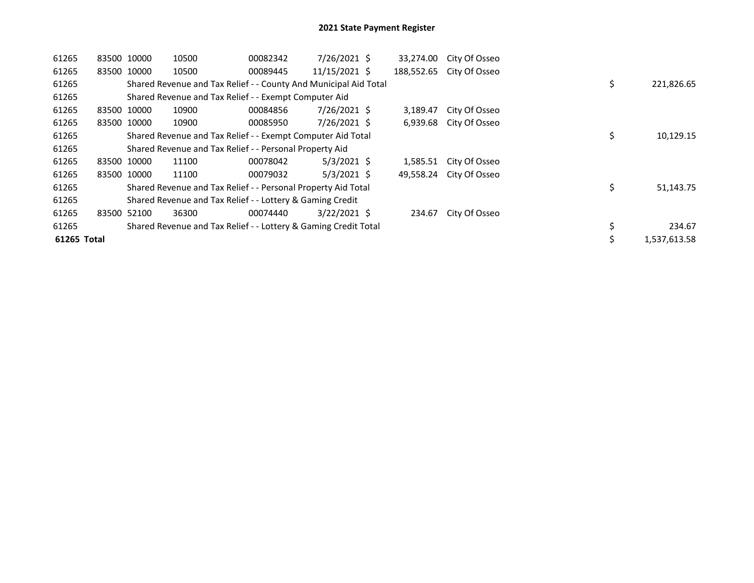# 2021 State Payment Register

| | | | | | | | | |
|---|---|---|---|---|---|---|---|---|
| 61265 | 83500 | 10000 | 10500 | 00082342 | 7/26/2021 | $ 33,274.00 | City Of Osseo | |
| 61265 | 83500 | 10000 | 10500 | 00089445 | 11/15/2021 | $ 188,552.65 | City Of Osseo | |
| 61265 | | Shared Revenue and Tax Relief - - County And Municipal Aid Total | | | | | | $ 221,826.65 |
| 61265 | | Shared Revenue and Tax Relief - - Exempt Computer Aid | | | | | | |
| 61265 | 83500 | 10000 | 10900 | 00084856 | 7/26/2021 | $ 3,189.47 | City Of Osseo | |
| 61265 | 83500 | 10000 | 10900 | 00085950 | 7/26/2021 | $ 6,939.68 | City Of Osseo | |
| 61265 | | Shared Revenue and Tax Relief - - Exempt Computer Aid Total | | | | | | $ 10,129.15 |
| 61265 | | Shared Revenue and Tax Relief - - Personal Property Aid | | | | | | |
| 61265 | 83500 | 10000 | 11100 | 00078042 | 5/3/2021 | $ 1,585.51 | City Of Osseo | |
| 61265 | 83500 | 10000 | 11100 | 00079032 | 5/3/2021 | $ 49,558.24 | City Of Osseo | |
| 61265 | | Shared Revenue and Tax Relief - - Personal Property Aid Total | | | | | | $ 51,143.75 |
| 61265 | | Shared Revenue and Tax Relief - - Lottery & Gaming Credit | | | | | | |
| 61265 | 83500 | 52100 | 36300 | 00074440 | 3/22/2021 | $ 234.67 | City Of Osseo | |
| 61265 | | Shared Revenue and Tax Relief - - Lottery & Gaming Credit Total | | | | | | $ 234.67 |
| **61265 Total** | | | | | | | | $ 1,537,613.58 |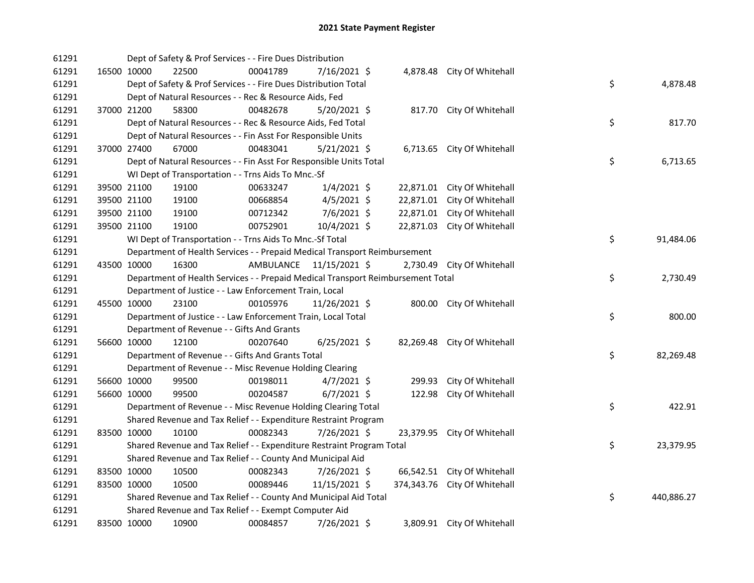## 2021 State Payment Register

| | | | | | | | | | |
|---|---|---|---|---|---|---|---|---|---|
| 61291 | | | Dept of Safety & Prof Services - - Fire Dues Distribution | | | | | | |
| 61291 | 16500 | 10000 | 22500 | 00041789 | 7/16/2021 | $ 4,878.48 | City Of Whitehall | | |
| 61291 | | | Dept of Safety & Prof Services - - Fire Dues Distribution Total | | | | | $ | 4,878.48 |
| 61291 | | | Dept of Natural Resources - - Rec & Resource Aids, Fed | | | | | | |
| 61291 | 37000 | 21200 | 58300 | 00482678 | 5/20/2021 | $ 817.70 | City Of Whitehall | | |
| 61291 | | | Dept of Natural Resources - - Rec & Resource Aids, Fed Total | | | | | $ | 817.70 |
| 61291 | | | Dept of Natural Resources - - Fin Asst For Responsible Units | | | | | | |
| 61291 | 37000 | 27400 | 67000 | 00483041 | 5/21/2021 | $ 6,713.65 | City Of Whitehall | | |
| 61291 | | | Dept of Natural Resources - - Fin Asst For Responsible Units Total | | | | | $ | 6,713.65 |
| 61291 | | | WI Dept of Transportation - - Trns Aids To Mnc.-Sf | | | | | | |
| 61291 | 39500 | 21100 | 19100 | 00633247 | 1/4/2021 | $ 22,871.01 | City Of Whitehall | | |
| 61291 | 39500 | 21100 | 19100 | 00668854 | 4/5/2021 | $ 22,871.01 | City Of Whitehall | | |
| 61291 | 39500 | 21100 | 19100 | 00712342 | 7/6/2021 | $ 22,871.01 | City Of Whitehall | | |
| 61291 | 39500 | 21100 | 19100 | 00752901 | 10/4/2021 | $ 22,871.03 | City Of Whitehall | | |
| 61291 | | | WI Dept of Transportation - - Trns Aids To Mnc.-Sf Total | | | | | $ | 91,484.06 |
| 61291 | | | Department of Health Services - - Prepaid Medical Transport Reimbursement | | | | | | |
| 61291 | 43500 | 10000 | 16300 | AMBULANCE | 11/15/2021 | $ 2,730.49 | City Of Whitehall | | |
| 61291 | | | Department of Health Services - - Prepaid Medical Transport Reimbursement Total | | | | | $ | 2,730.49 |
| 61291 | | | Department of Justice - - Law Enforcement Train, Local | | | | | | |
| 61291 | 45500 | 10000 | 23100 | 00105976 | 11/26/2021 | $ 800.00 | City Of Whitehall | | |
| 61291 | | | Department of Justice - - Law Enforcement Train, Local Total | | | | | $ | 800.00 |
| 61291 | | | Department of Revenue - - Gifts And Grants | | | | | | |
| 61291 | 56600 | 10000 | 12100 | 00207640 | 6/25/2021 | $ 82,269.48 | City Of Whitehall | | |
| 61291 | | | Department of Revenue - - Gifts And Grants Total | | | | | $ | 82,269.48 |
| 61291 | | | Department of Revenue - - Misc Revenue Holding Clearing | | | | | | |
| 61291 | 56600 | 10000 | 99500 | 00198011 | 4/7/2021 | $ 299.93 | City Of Whitehall | | |
| 61291 | 56600 | 10000 | 99500 | 00204587 | 6/7/2021 | $ 122.98 | City Of Whitehall | | |
| 61291 | | | Department of Revenue - - Misc Revenue Holding Clearing Total | | | | | $ | 422.91 |
| 61291 | | | Shared Revenue and Tax Relief - - Expenditure Restraint Program | | | | | | |
| 61291 | 83500 | 10000 | 10100 | 00082343 | 7/26/2021 | $ 23,379.95 | City Of Whitehall | | |
| 61291 | | | Shared Revenue and Tax Relief - - Expenditure Restraint Program Total | | | | | $ | 23,379.95 |
| 61291 | | | Shared Revenue and Tax Relief - - County And Municipal Aid | | | | | | |
| 61291 | 83500 | 10000 | 10500 | 00082343 | 7/26/2021 | $ 66,542.51 | City Of Whitehall | | |
| 61291 | 83500 | 10000 | 10500 | 00089446 | 11/15/2021 | $ 374,343.76 | City Of Whitehall | | |
| 61291 | | | Shared Revenue and Tax Relief - - County And Municipal Aid Total | | | | | $ | 440,886.27 |
| 61291 | | | Shared Revenue and Tax Relief - - Exempt Computer Aid | | | | | | |
| 61291 | 83500 | 10000 | 10900 | 00084857 | 7/26/2021 | $ 3,809.91 | City Of Whitehall | | |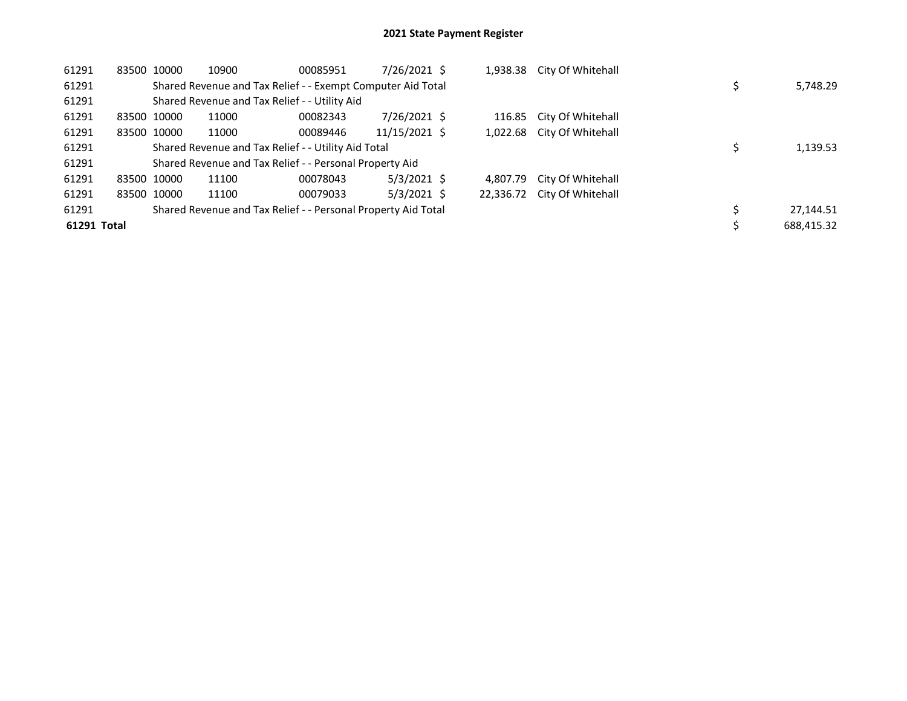# 2021 State Payment Register

| | | | | | | | | | |
|---|---|---|---|---|---|---|---|---|---|
| 61291 | 83500 | 10000 | 10900 | 00085951 | 7/26/2021 | $ 1,938.38 | City Of Whitehall | | |
| 61291 | | Shared Revenue and Tax Relief - - Exempt Computer Aid Total | | | | | | $ | 5,748.29 |
| 61291 | | Shared Revenue and Tax Relief - - Utility Aid | | | | | | | |
| 61291 | 83500 | 10000 | 11000 | 00082343 | 7/26/2021 | $ 116.85 | City Of Whitehall | | |
| 61291 | 83500 | 10000 | 11000 | 00089446 | 11/15/2021 | $ 1,022.68 | City Of Whitehall | | |
| 61291 | | Shared Revenue and Tax Relief - - Utility Aid Total | | | | | | $ | 1,139.53 |
| 61291 | | Shared Revenue and Tax Relief - - Personal Property Aid | | | | | | | |
| 61291 | 83500 | 10000 | 11100 | 00078043 | 5/3/2021 | $ 4,807.79 | City Of Whitehall | | |
| 61291 | 83500 | 10000 | 11100 | 00079033 | 5/3/2021 | $ 22,336.72 | City Of Whitehall | | |
| 61291 | | Shared Revenue and Tax Relief - - Personal Property Aid Total | | | | | | $ | 27,144.51 |
| **61291 Total** | | | | | | | | $ | 688,415.32 |